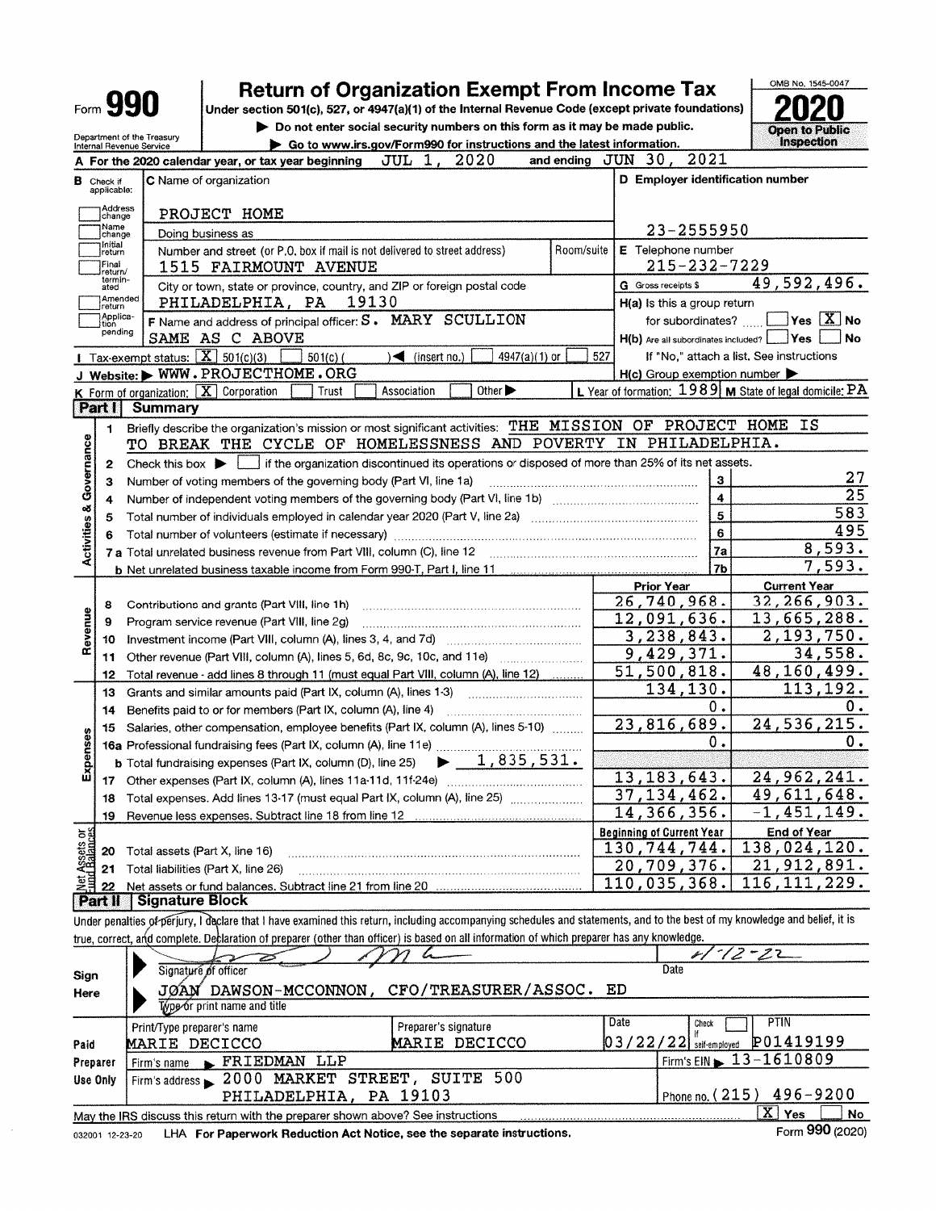# Form 990

## Return of Organization Exempt From Income Tax

**Under section 501(c), 527, or 4947(a)(1) of the Internal Revenue Code (except private foundations)**

▶ Do not enter social security numbers on this form as it may be made public.

▶ Go to www.irs.gov/Form990 for instructions and the latest information.

Department of the Treasury
Internal Revenue Service

OMB No. 1545-0047

**2020**

**Open to Public Inspection**

**A** For the 2020 calendar year, or tax year beginning JUL 1, 2020 and ending JUN 30, 2021

**B** Check if applicable: Address change / Name change / Initial return / Final return/terminated / Amended return / Application pending

**C** Name of organization: PROJECT HOME

Doing business as

Number and street (or P.O. box if mail is not delivered to street address): 1515 FAIRMOUNT AVENUE | Room/suite

City or town, state or province, country, and ZIP or foreign postal code: PHILADELPHIA, PA 19130

**D** Employer identification number: 23-2555950

**E** Telephone number: 215-232-7229

**G** Gross receipts $ 49,592,496.

**F** Name and address of principal officer: S. MARY SCULLION
SAME AS C ABOVE

**H(a)** Is this a group return for subordinates? ☐ Yes ☒ No

**H(b)** Are all subordinates included? ☐ Yes ☐ No
If "No," attach a list. See instructions

**H(c)** Group exemption number ▶

**I** Tax-exempt status: ☒ 501(c)(3) ☐ 501(c) ( ) ◀ (insert no.) ☐ 4947(a)(1) or ☐ 527

**J** Website: ▶ WWW.PROJECTHOME.ORG

**K** Form of organization: ☒ Corporation ☐ Trust ☐ Association ☐ Other ▶

**L** Year of formation: 1989 **M** State of legal domicile: PA

## Part I Summary

**Activities & Governance**

1. Briefly describe the organization's mission or most significant activities: THE MISSION OF PROJECT HOME IS TO BREAK THE CYCLE OF HOMELESSNESS AND POVERTY IN PHILADELPHIA.
2. Check this box ▶ ☐ if the organization discontinued its operations or disposed of more than 25% of its net assets.

| | | | |
|---|---|---|---|
| 3 | Number of voting members of the governing body (Part VI, line 1a) | 3 | 27 |
| 4 | Number of independent voting members of the governing body (Part VI, line 1b) | 4 | 25 |
| 5 | Total number of individuals employed in calendar year 2020 (Part V, line 2a) | 5 | 583 |
| 6 | Total number of volunteers (estimate if necessary) | 6 | 495 |
| 7a | Total unrelated business revenue from Part VIII, column (C), line 12 | 7a | 8,593. |
| b | Net unrelated business taxable income from Form 990-T, Part I, line 11 | 7b | 7,593. |

| | | Prior Year | Current Year |
|---|---|---|---|
| **Revenue** | | | |
| 8 | Contributions and grants (Part VIII, line 1h) | 26,740,968. | 32,266,903. |
| 9 | Program service revenue (Part VIII, line 2g) | 12,091,636. | 13,665,288. |
| 10 | Investment income (Part VIII, column (A), lines 3, 4, and 7d) | 3,238,843. | 2,193,750. |
| 11 | Other revenue (Part VIII, column (A), lines 5, 6d, 8c, 9c, 10c, and 11e) | 9,429,371. | 34,558. |
| 12 | Total revenue - add lines 8 through 11 (must equal Part VIII, column (A), line 12) | 51,500,818. | 48,160,499. |
| **Expenses** | | | |
| 13 | Grants and similar amounts paid (Part IX, column (A), lines 1-3) | 134,130. | 113,192. |
| 14 | Benefits paid to or for members (Part IX, column (A), line 4) | 0. | 0. |
| 15 | Salaries, other compensation, employee benefits (Part IX, column (A), lines 5-10) | 23,816,689. | 24,536,215. |
| 16a | Professional fundraising fees (Part IX, column (A), line 11e) | 0. | 0. |
| b | Total fundraising expenses (Part IX, column (D), line 25) ▶ 1,835,531. | | |
| 17 | Other expenses (Part IX, column (A), lines 11a-11d, 11f-24e) | 13,183,643. | 24,962,241. |
| 18 | Total expenses. Add lines 13-17 (must equal Part IX, column (A), line 25) | 37,134,462. | 49,611,648. |
| 19 | Revenue less expenses. Subtract line 18 from line 12 | 14,366,356. | -1,451,149. |

| **Net Assets or Fund Balances** | | Beginning of Current Year | End of Year |
|---|---|---|---|
| 20 | Total assets (Part X, line 16) | 130,744,744. | 138,024,120. |
| 21 | Total liabilities (Part X, line 26) | 20,709,376. | 21,912,891. |
| 22 | Net assets or fund balances. Subtract line 21 from line 20 | 110,035,368. | 116,111,229. |

## Part II Signature Block

Under penalties of perjury, I declare that I have examined this return, including accompanying schedules and statements, and to the best of my knowledge and belief, it is true, correct, and complete. Declaration of preparer (other than officer) is based on all information of which preparer has any knowledge.

**Sign Here**

Signature of officer | Date: 4-12-22

JOAN DAWSON-MCCONNON, CFO/TREASURER/ASSOC. ED
Type or print name and title

**Paid Preparer Use Only**

| Print/Type preparer's name | Preparer's signature | Date | Check ☐ if self-employed | PTIN |
|---|---|---|---|---|
| MARIE DECICCO | MARIE DECICCO | 03/22/22 | | P01419199 |

Firm's name ▶ FRIEDMAN LLP | Firm's EIN ▶ 13-1610809

Firm's address ▶ 2000 MARKET STREET, SUITE 500
PHILADELPHIA, PA 19103 | Phone no. (215) 496-9200

May the IRS discuss this return with the preparer shown above? See instructions ☒ Yes ☐ No

032001 12-23-20 LHA For Paperwork Reduction Act Notice, see the separate instructions. Form 990 (2020)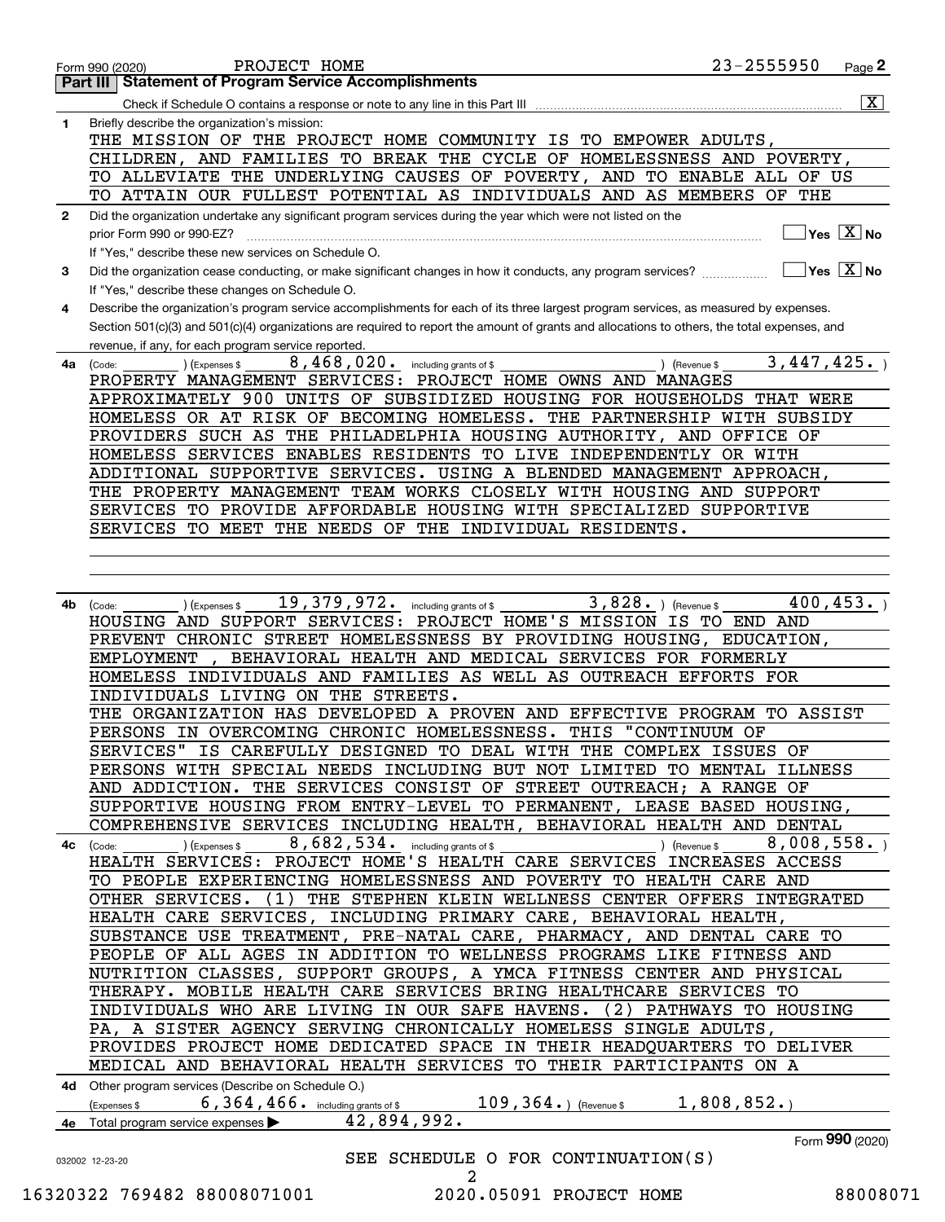Form 990 (2020) PROJECT HOME 23-2555950 Page 2

## Part III Statement of Program Service Accomplishments

Check if Schedule O contains a response or note to any line in this Part III [X]

**1** Briefly describe the organization's mission:

THE MISSION OF THE PROJECT HOME COMMUNITY IS TO EMPOWER ADULTS, CHILDREN, AND FAMILIES TO BREAK THE CYCLE OF HOMELESSNESS AND POVERTY, TO ALLEVIATE THE UNDERLYING CAUSES OF POVERTY, AND TO ENABLE ALL OF US TO ATTAIN OUR FULLEST POTENTIAL AS INDIVIDUALS AND AS MEMBERS OF THE

**2** Did the organization undertake any significant program services during the year which were not listed on the prior Form 990 or 990-EZ? [ ] Yes [X] No

If "Yes," describe these new services on Schedule O.

**3** Did the organization cease conducting, or make significant changes in how it conducts, any program services? [ ] Yes [X] No

If "Yes," describe these changes on Schedule O.

**4** Describe the organization's program service accomplishments for each of its three largest program services, as measured by expenses. Section 501(c)(3) and 501(c)(4) organizations are required to report the amount of grants and allocations to others, the total expenses, and revenue, if any, for each program service reported.

**4a** (Code: ) (Expenses $ 8,468,020. including grants of $ ) (Revenue $ 3,447,425. )

PROPERTY MANAGEMENT SERVICES: PROJECT HOME OWNS AND MANAGES APPROXIMATELY 900 UNITS OF SUBSIDIZED HOUSING FOR HOUSEHOLDS THAT WERE HOMELESS OR AT RISK OF BECOMING HOMELESS. THE PARTNERSHIP WITH SUBSIDY PROVIDERS SUCH AS THE PHILADELPHIA HOUSING AUTHORITY, AND OFFICE OF HOMELESS SERVICES ENABLES RESIDENTS TO LIVE INDEPENDENTLY OR WITH ADDITIONAL SUPPORTIVE SERVICES. USING A BLENDED MANAGEMENT APPROACH, THE PROPERTY MANAGEMENT TEAM WORKS CLOSELY WITH HOUSING AND SUPPORT SERVICES TO PROVIDE AFFORDABLE HOUSING WITH SPECIALIZED SUPPORTIVE SERVICES TO MEET THE NEEDS OF THE INDIVIDUAL RESIDENTS.

**4b** (Code: ) (Expenses $ 19,379,972. including grants of $ 3,828. ) (Revenue $ 400,453. )

HOUSING AND SUPPORT SERVICES: PROJECT HOME'S MISSION IS TO END AND PREVENT CHRONIC STREET HOMELESSNESS BY PROVIDING HOUSING, EDUCATION, EMPLOYMENT , BEHAVIORAL HEALTH AND MEDICAL SERVICES FOR FORMERLY HOMELESS INDIVIDUALS AND FAMILIES AS WELL AS OUTREACH EFFORTS FOR INDIVIDUALS LIVING ON THE STREETS.

THE ORGANIZATION HAS DEVELOPED A PROVEN AND EFFECTIVE PROGRAM TO ASSIST PERSONS IN OVERCOMING CHRONIC HOMELESSNESS. THIS "CONTINUUM OF SERVICES" IS CAREFULLY DESIGNED TO DEAL WITH THE COMPLEX ISSUES OF PERSONS WITH SPECIAL NEEDS INCLUDING BUT NOT LIMITED TO MENTAL ILLNESS AND ADDICTION. THE SERVICES CONSIST OF STREET OUTREACH; A RANGE OF SUPPORTIVE HOUSING FROM ENTRY-LEVEL TO PERMANENT, LEASE BASED HOUSING, COMPREHENSIVE SERVICES INCLUDING HEALTH, BEHAVIORAL HEALTH AND DENTAL

**4c** (Code: ) (Expenses $ 8,682,534. including grants of $ ) (Revenue $ 8,008,558. )

HEALTH SERVICES: PROJECT HOME'S HEALTH CARE SERVICES INCREASES ACCESS TO PEOPLE EXPERIENCING HOMELESSNESS AND POVERTY TO HEALTH CARE AND OTHER SERVICES. (1) THE STEPHEN KLEIN WELLNESS CENTER OFFERS INTEGRATED HEALTH CARE SERVICES, INCLUDING PRIMARY CARE, BEHAVIORAL HEALTH, SUBSTANCE USE TREATMENT, PRE-NATAL CARE, PHARMACY, AND DENTAL CARE TO PEOPLE OF ALL AGES IN ADDITION TO WELLNESS PROGRAMS LIKE FITNESS AND NUTRITION CLASSES, SUPPORT GROUPS, A YMCA FITNESS CENTER AND PHYSICAL THERAPY. MOBILE HEALTH CARE SERVICES BRING HEALTHCARE SERVICES TO INDIVIDUALS WHO ARE LIVING IN OUR SAFE HAVENS. (2) PATHWAYS TO HOUSING PA, A SISTER AGENCY SERVING CHRONICALLY HOMELESS SINGLE ADULTS, PROVIDES PROJECT HOME DEDICATED SPACE IN THEIR HEADQUARTERS TO DELIVER MEDICAL AND BEHAVIORAL HEALTH SERVICES TO THEIR PARTICIPANTS ON A

**4d** Other program services (Describe on Schedule O.)

(Expenses $ 6,364,466. including grants of $ 109,364. ) (Revenue $ 1,808,852. )

**4e** Total program service expenses ▶ 42,894,992.

Form **990** (2020)

SEE SCHEDULE O FOR CONTINUATION(S)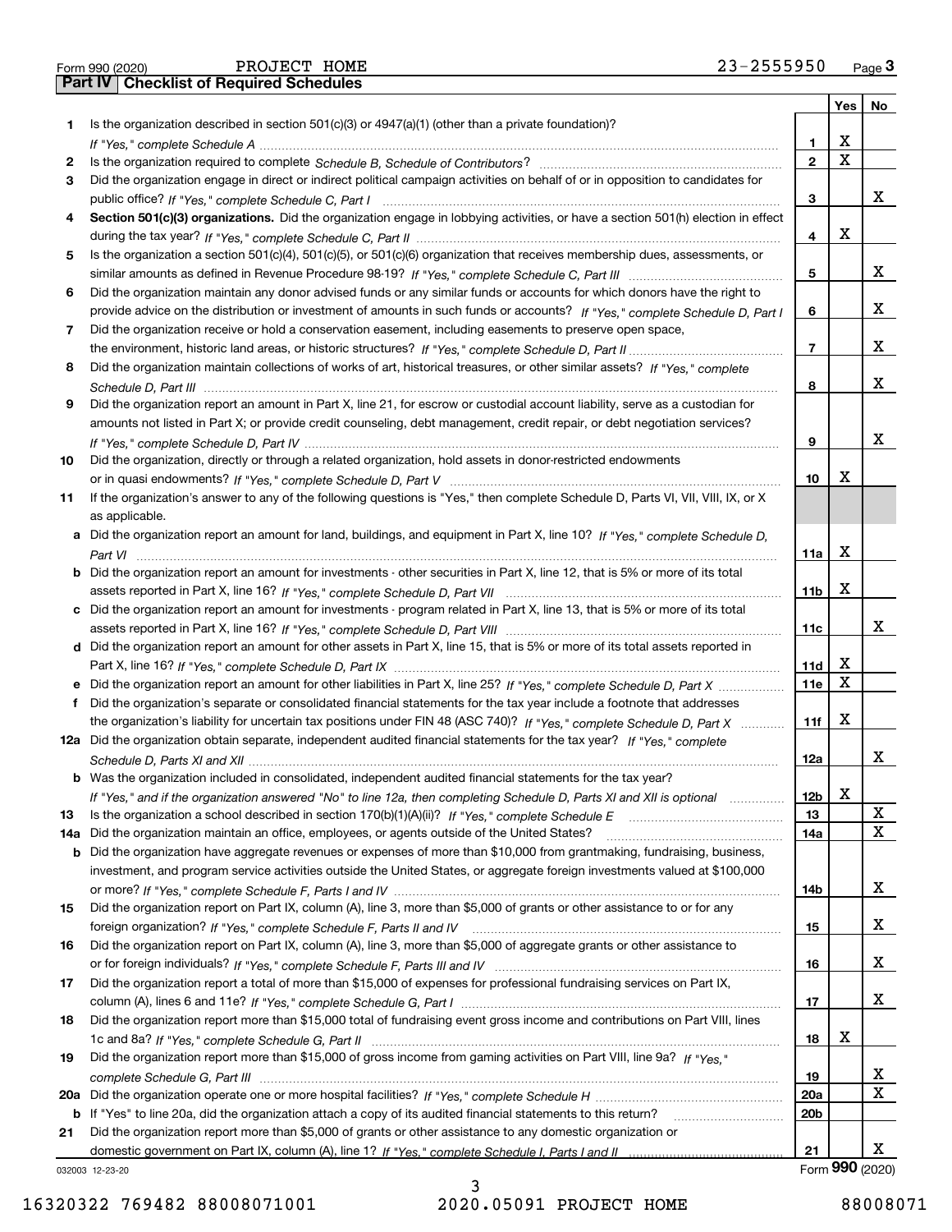Form 990 (2020) PROJECT HOME 23-2555950 Page 3

## Part IV Checklist of Required Schedules

| | | | Yes | No |
|---|---|---|---|---|
| 1 | Is the organization described in section 501(c)(3) or 4947(a)(1) (other than a private foundation)? *If "Yes," complete Schedule A* | 1 | X | |
| 2 | Is the organization required to complete *Schedule B, Schedule of Contributors*? | 2 | X | |
| 3 | Did the organization engage in direct or indirect political campaign activities on behalf of or in opposition to candidates for public office? *If "Yes," complete Schedule C, Part I* | 3 | | X |
| 4 | **Section 501(c)(3) organizations.** Did the organization engage in lobbying activities, or have a section 501(h) election in effect during the tax year? *If "Yes," complete Schedule C, Part II* | 4 | X | |
| 5 | Is the organization a section 501(c)(4), 501(c)(5), or 501(c)(6) organization that receives membership dues, assessments, or similar amounts as defined in Revenue Procedure 98-19? *If "Yes," complete Schedule C, Part III* | 5 | | X |
| 6 | Did the organization maintain any donor advised funds or any similar funds or accounts for which donors have the right to provide advice on the distribution or investment of amounts in such funds or accounts? *If "Yes," complete Schedule D, Part I* | 6 | | X |
| 7 | Did the organization receive or hold a conservation easement, including easements to preserve open space, the environment, historic land areas, or historic structures? *If "Yes," complete Schedule D, Part II* | 7 | | X |
| 8 | Did the organization maintain collections of works of art, historical treasures, or other similar assets? *If "Yes," complete Schedule D, Part III* | 8 | | X |
| 9 | Did the organization report an amount in Part X, line 21, for escrow or custodial account liability, serve as a custodian for amounts not listed in Part X; or provide credit counseling, debt management, credit repair, or debt negotiation services? *If "Yes," complete Schedule D, Part IV* | 9 | | X |
| 10 | Did the organization, directly or through a related organization, hold assets in donor-restricted endowments or in quasi endowments? *If "Yes," complete Schedule D, Part V* | 10 | X | |
| 11 | If the organization's answer to any of the following questions is "Yes," then complete Schedule D, Parts VI, VII, VIII, IX, or X as applicable. | | | |
| a | Did the organization report an amount for land, buildings, and equipment in Part X, line 10? *If "Yes," complete Schedule D, Part VI* | 11a | X | |
| b | Did the organization report an amount for investments - other securities in Part X, line 12, that is 5% or more of its total assets reported in Part X, line 16? *If "Yes," complete Schedule D, Part VII* | 11b | X | |
| c | Did the organization report an amount for investments - program related in Part X, line 13, that is 5% or more of its total assets reported in Part X, line 16? *If "Yes," complete Schedule D, Part VIII* | 11c | | X |
| d | Did the organization report an amount for other assets in Part X, line 15, that is 5% or more of its total assets reported in Part X, line 16? *If "Yes," complete Schedule D, Part IX* | 11d | X | |
| e | Did the organization report an amount for other liabilities in Part X, line 25? *If "Yes," complete Schedule D, Part X* | 11e | X | |
| f | Did the organization's separate or consolidated financial statements for the tax year include a footnote that addresses the organization's liability for uncertain tax positions under FIN 48 (ASC 740)? *If "Yes," complete Schedule D, Part X* | 11f | X | |
| 12a | Did the organization obtain separate, independent audited financial statements for the tax year? *If "Yes," complete Schedule D, Parts XI and XII* | 12a | | X |
| b | Was the organization included in consolidated, independent audited financial statements for the tax year? *If "Yes," and if the organization answered "No" to line 12a, then completing Schedule D, Parts XI and XII is optional* | 12b | X | |
| 13 | Is the organization a school described in section 170(b)(1)(A)(ii)? *If "Yes," complete Schedule E* | 13 | | X |
| 14a | Did the organization maintain an office, employees, or agents outside of the United States? | 14a | | X |
| b | Did the organization have aggregate revenues or expenses of more than $10,000 from grantmaking, fundraising, business, investment, and program service activities outside the United States, or aggregate foreign investments valued at $100,000 or more? *If "Yes," complete Schedule F, Parts I and IV* | 14b | | X |
| 15 | Did the organization report on Part IX, column (A), line 3, more than $5,000 of grants or other assistance to or for any foreign organization? *If "Yes," complete Schedule F, Parts II and IV* | 15 | | X |
| 16 | Did the organization report on Part IX, column (A), line 3, more than $5,000 of aggregate grants or other assistance to or for foreign individuals? *If "Yes," complete Schedule F, Parts III and IV* | 16 | | X |
| 17 | Did the organization report a total of more than $15,000 of expenses for professional fundraising services on Part IX, column (A), lines 6 and 11e? *If "Yes," complete Schedule G, Part I* | 17 | | X |
| 18 | Did the organization report more than $15,000 total of fundraising event gross income and contributions on Part VIII, lines 1c and 8a? *If "Yes," complete Schedule G, Part II* | 18 | X | |
| 19 | Did the organization report more than $15,000 of gross income from gaming activities on Part VIII, line 9a? *If "Yes," complete Schedule G, Part III* | 19 | | X |
| 20a | Did the organization operate one or more hospital facilities? *If "Yes," complete Schedule H* | 20a | | X |
| b | If "Yes" to line 20a, did the organization attach a copy of its audited financial statements to this return? | 20b | | |
| 21 | Did the organization report more than $5,000 of grants or other assistance to any domestic organization or domestic government on Part IX, column (A), line 1? *If "Yes," complete Schedule I, Parts I and II* | 21 | | X |

032003 12-23-20 Form 990 (2020)

16320322 769482 88008071001 2020.05091 PROJECT HOME 88008071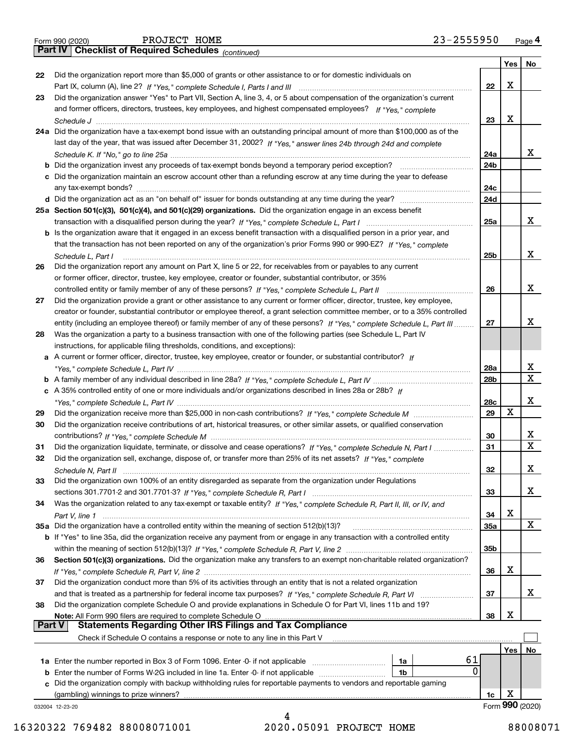Form 990 (2020) PROJECT HOME 23-2555950 Page **4**

**Part IV Checklist of Required Schedules** *(continued)*

| | | | Yes | No |
|---|---|---|---|---|
| 22 | Did the organization report more than $5,000 of grants or other assistance to or for domestic individuals on Part IX, column (A), line 2? *If "Yes," complete Schedule I, Parts I and III* | 22 | X | |
| 23 | Did the organization answer "Yes" to Part VII, Section A, line 3, 4, or 5 about compensation of the organization's current and former officers, directors, trustees, key employees, and highest compensated employees? *If "Yes," complete Schedule J* | 23 | X | |
| 24a | Did the organization have a tax-exempt bond issue with an outstanding principal amount of more than $100,000 as of the last day of the year, that was issued after December 31, 2002? *If "Yes," answer lines 24b through 24d and complete Schedule K. If "No," go to line 25a* | 24a | | X |
| b | Did the organization invest any proceeds of tax-exempt bonds beyond a temporary period exception? | 24b | | |
| c | Did the organization maintain an escrow account other than a refunding escrow at any time during the year to defease any tax-exempt bonds? | 24c | | |
| d | Did the organization act as an "on behalf of" issuer for bonds outstanding at any time during the year? | 24d | | |
| 25a | **Section 501(c)(3), 501(c)(4), and 501(c)(29) organizations.** Did the organization engage in an excess benefit transaction with a disqualified person during the year? *If "Yes," complete Schedule L, Part I* | 25a | | X |
| b | Is the organization aware that it engaged in an excess benefit transaction with a disqualified person in a prior year, and that the transaction has not been reported on any of the organization's prior Forms 990 or 990-EZ? *If "Yes," complete Schedule L, Part I* | 25b | | X |
| 26 | Did the organization report any amount on Part X, line 5 or 22, for receivables from or payables to any current or former officer, director, trustee, key employee, creator or founder, substantial contributor, or 35% controlled entity or family member of any of these persons? *If "Yes," complete Schedule L, Part II* | 26 | | X |
| 27 | Did the organization provide a grant or other assistance to any current or former officer, director, trustee, key employee, creator or founder, substantial contributor or employee thereof, a grant selection committee member, or to a 35% controlled entity (including an employee thereof) or family member of any of these persons? *If "Yes," complete Schedule L, Part III* | 27 | | X |
| 28 | Was the organization a party to a business transaction with one of the following parties (see Schedule L, Part IV instructions, for applicable filing thresholds, conditions, and exceptions): | | | |
| a | A current or former officer, director, trustee, key employee, creator or founder, or substantial contributor? *If "Yes," complete Schedule L, Part IV* | 28a | | X |
| b | A family member of any individual described in line 28a? *If "Yes," complete Schedule L, Part IV* | 28b | | X |
| c | A 35% controlled entity of one or more individuals and/or organizations described in lines 28a or 28b? *If "Yes," complete Schedule L, Part IV* | 28c | | X |
| 29 | Did the organization receive more than $25,000 in non-cash contributions? *If "Yes," complete Schedule M* | 29 | X | |
| 30 | Did the organization receive contributions of art, historical treasures, or other similar assets, or qualified conservation contributions? *If "Yes," complete Schedule M* | 30 | | X |
| 31 | Did the organization liquidate, terminate, or dissolve and cease operations? *If "Yes," complete Schedule N, Part I* | 31 | | X |
| 32 | Did the organization sell, exchange, dispose of, or transfer more than 25% of its net assets? *If "Yes," complete Schedule N, Part II* | 32 | | X |
| 33 | Did the organization own 100% of an entity disregarded as separate from the organization under Regulations sections 301.7701-2 and 301.7701-3? *If "Yes," complete Schedule R, Part I* | 33 | | X |
| 34 | Was the organization related to any tax-exempt or taxable entity? *If "Yes," complete Schedule R, Part II, III, or IV, and Part V, line 1* | 34 | X | |
| 35a | Did the organization have a controlled entity within the meaning of section 512(b)(13)? | 35a | | X |
| b | If "Yes" to line 35a, did the organization receive any payment from or engage in any transaction with a controlled entity within the meaning of section 512(b)(13)? *If "Yes," complete Schedule R, Part V, line 2* | 35b | | |
| 36 | **Section 501(c)(3) organizations.** Did the organization make any transfers to an exempt non-charitable related organization? *If "Yes," complete Schedule R, Part V, line 2* | 36 | X | |
| 37 | Did the organization conduct more than 5% of its activities through an entity that is not a related organization and that is treated as a partnership for federal income tax purposes? *If "Yes," complete Schedule R, Part VI* | 37 | | X |
| 38 | Did the organization complete Schedule O and provide explanations in Schedule O for Part VI, lines 11b and 19? **Note:** All Form 990 filers are required to complete Schedule O | 38 | X | |

**Part V Statements Regarding Other IRS Filings and Tax Compliance**

Check if Schedule O contains a response or note to any line in this Part V ☐

| | | | | | Yes | No |
|---|---|---|---|---|---|---|
| 1a | Enter the number reported in Box 3 of Form 1096. Enter -0- if not applicable | 1a | 61 | | | |
| b | Enter the number of Forms W-2G included in line 1a. Enter -0- if not applicable | 1b | 0 | | | |
| c | Did the organization comply with backup withholding rules for reportable payments to vendors and reportable gaming (gambling) winnings to prize winners? | | | 1c | X | |

032004 12-23-20 Form **990** (2020)

16320322 769482 88008071001 2020.05091 PROJECT HOME 88008071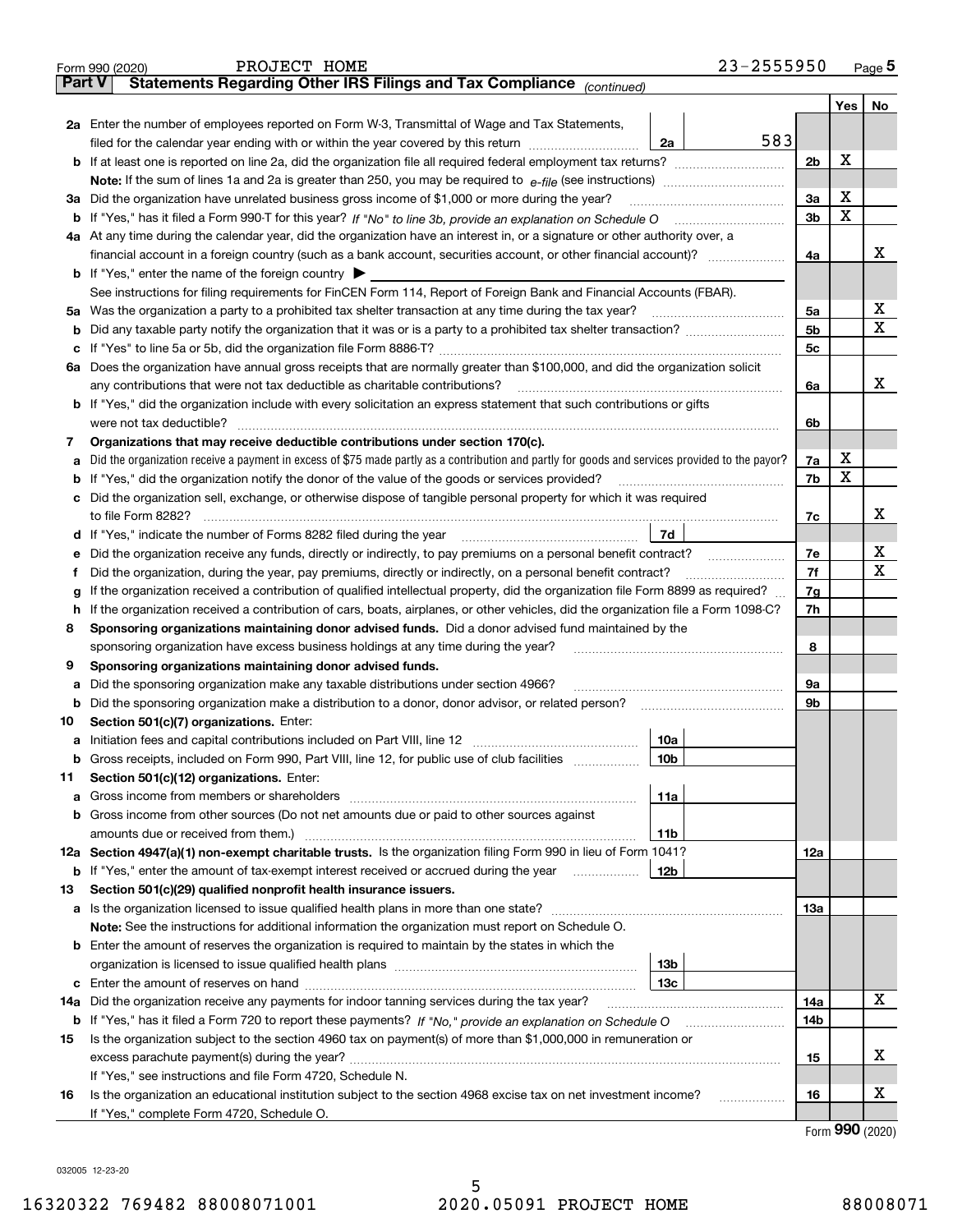Form 990 (2020) PROJECT HOME 23-2555950 Page 5

**Part V Statements Regarding Other IRS Filings and Tax Compliance** *(continued)*

| | | | | | Yes | No |
|---|---|---|---|---|---|---|
| **2a** | Enter the number of employees reported on Form W-3, Transmittal of Wage and Tax Statements, filed for the calendar year ending with or within the year covered by this return | 2a | 583 | | | |
| **b** | If at least one is reported on line 2a, did the organization file all required federal employment tax returns? | | | 2b | X | |
| | **Note:** If the sum of lines 1a and 2a is greater than 250, you may be required to *e-file* (see instructions) | | | | | |
| **3a** | Did the organization have unrelated business gross income of $1,000 or more during the year? | | | 3a | X | |
| **b** | If "Yes," has it filed a Form 990-T for this year? *If "No" to line 3b, provide an explanation on Schedule O* | | | 3b | X | |
| **4a** | At any time during the calendar year, did the organization have an interest in, or a signature or other authority over, a financial account in a foreign country (such as a bank account, securities account, or other financial account)? | | | 4a | | X |
| **b** | If "Yes," enter the name of the foreign country ▶ | | | | | |
| | See instructions for filing requirements for FinCEN Form 114, Report of Foreign Bank and Financial Accounts (FBAR). | | | | | |
| **5a** | Was the organization a party to a prohibited tax shelter transaction at any time during the tax year? | | | 5a | | X |
| **b** | Did any taxable party notify the organization that it was or is a party to a prohibited tax shelter transaction? | | | 5b | | X |
| **c** | If "Yes" to line 5a or 5b, did the organization file Form 8886-T? | | | 5c | | |
| **6a** | Does the organization have annual gross receipts that are normally greater than $100,000, and did the organization solicit any contributions that were not tax deductible as charitable contributions? | | | 6a | | X |
| **b** | If "Yes," did the organization include with every solicitation an express statement that such contributions or gifts were not tax deductible? | | | 6b | | |
| **7** | **Organizations that may receive deductible contributions under section 170(c).** | | | | | |
| **a** | Did the organization receive a payment in excess of $75 made partly as a contribution and partly for goods and services provided to the payor? | | | 7a | X | |
| **b** | If "Yes," did the organization notify the donor of the value of the goods or services provided? | | | 7b | X | |
| **c** | Did the organization sell, exchange, or otherwise dispose of tangible personal property for which it was required to file Form 8282? | | | 7c | | X |
| **d** | If "Yes," indicate the number of Forms 8282 filed during the year | 7d | | | | |
| **e** | Did the organization receive any funds, directly or indirectly, to pay premiums on a personal benefit contract? | | | 7e | | X |
| **f** | Did the organization, during the year, pay premiums, directly or indirectly, on a personal benefit contract? | | | 7f | | X |
| **g** | If the organization received a contribution of qualified intellectual property, did the organization file Form 8899 as required? | | | 7g | | |
| **h** | If the organization received a contribution of cars, boats, airplanes, or other vehicles, did the organization file a Form 1098-C? | | | 7h | | |
| **8** | **Sponsoring organizations maintaining donor advised funds.** Did a donor advised fund maintained by the sponsoring organization have excess business holdings at any time during the year? | | | 8 | | |
| **9** | **Sponsoring organizations maintaining donor advised funds.** | | | | | |
| **a** | Did the sponsoring organization make any taxable distributions under section 4966? | | | 9a | | |
| **b** | Did the sponsoring organization make a distribution to a donor, donor advisor, or related person? | | | 9b | | |
| **10** | **Section 501(c)(7) organizations.** Enter: | | | | | |
| **a** | Initiation fees and capital contributions included on Part VIII, line 12 | 10a | | | | |
| **b** | Gross receipts, included on Form 990, Part VIII, line 12, for public use of club facilities | 10b | | | | |
| **11** | **Section 501(c)(12) organizations.** Enter: | | | | | |
| **a** | Gross income from members or shareholders | 11a | | | | |
| **b** | Gross income from other sources (Do not net amounts due or paid to other sources against amounts due or received from them.) | 11b | | | | |
| **12a** | **Section 4947(a)(1) non-exempt charitable trusts.** Is the organization filing Form 990 in lieu of Form 1041? | | | 12a | | |
| **b** | If "Yes," enter the amount of tax-exempt interest received or accrued during the year | 12b | | | | |
| **13** | **Section 501(c)(29) qualified nonprofit health insurance issuers.** | | | | | |
| **a** | Is the organization licensed to issue qualified health plans in more than one state? | | | 13a | | |
| | **Note:** See the instructions for additional information the organization must report on Schedule O. | | | | | |
| **b** | Enter the amount of reserves the organization is required to maintain by the states in which the organization is licensed to issue qualified health plans | 13b | | | | |
| **c** | Enter the amount of reserves on hand | 13c | | | | |
| **14a** | Did the organization receive any payments for indoor tanning services during the tax year? | | | 14a | | X |
| **b** | If "Yes," has it filed a Form 720 to report these payments? *If "No," provide an explanation on Schedule O* | | | 14b | | |
| **15** | Is the organization subject to the section 4960 tax on payment(s) of more than $1,000,000 in remuneration or excess parachute payment(s) during the year? | | | 15 | | X |
| | If "Yes," see instructions and file Form 4720, Schedule N. | | | | | |
| **16** | Is the organization an educational institution subject to the section 4968 excise tax on net investment income? | | | 16 | | X |
| | If "Yes," complete Form 4720, Schedule O. | | | | | |

Form **990** (2020)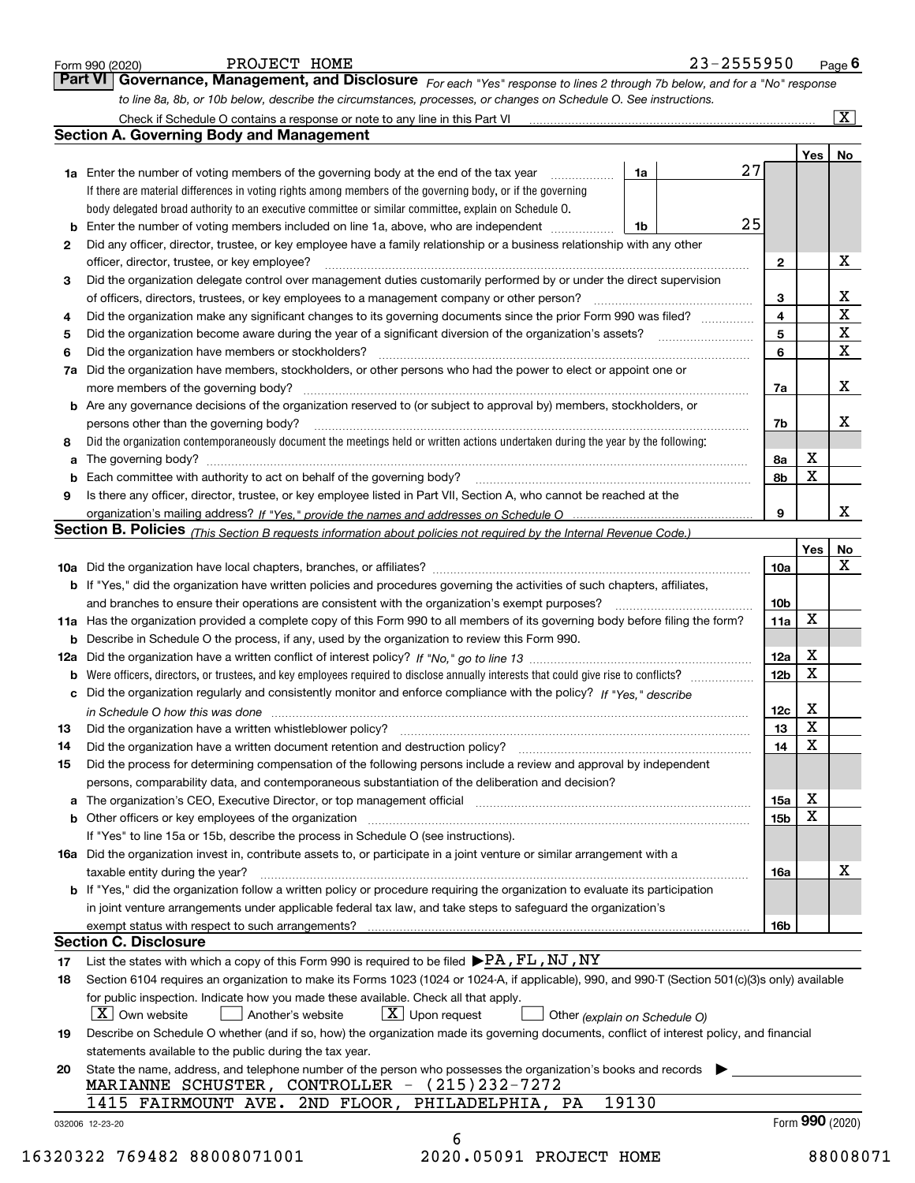Form 990 (2020) PROJECT HOME 23-2555950 Page 6

**Part VI Governance, Management, and Disclosure** *For each "Yes" response to lines 2 through 7b below, and for a "No" response to line 8a, 8b, or 10b below, describe the circumstances, processes, or changes on Schedule O. See instructions.*

Check if Schedule O contains a response or note to any line in this Part VI ..... [X]

## Section A. Governing Body and Management

| | | | | Yes | No |
|---|---|---|---|---|---|
| **1a** | Enter the number of voting members of the governing body at the end of the tax year | 1a | 27 | | |
| | If there are material differences in voting rights among members of the governing body, or if the governing body delegated broad authority to an executive committee or similar committee, explain on Schedule O. | | | | |
| **b** | Enter the number of voting members included on line 1a, above, who are independent | 1b | 25 | | |
| **2** | Did any officer, director, trustee, or key employee have a family relationship or a business relationship with any other officer, director, trustee, or key employee? | | 2 | | X |
| **3** | Did the organization delegate control over management duties customarily performed by or under the direct supervision of officers, directors, trustees, or key employees to a management company or other person? | | 3 | | X |
| **4** | Did the organization make any significant changes to its governing documents since the prior Form 990 was filed? | | 4 | | X |
| **5** | Did the organization become aware during the year of a significant diversion of the organization's assets? | | 5 | | X |
| **6** | Did the organization have members or stockholders? | | 6 | | X |
| **7a** | Did the organization have members, stockholders, or other persons who had the power to elect or appoint one or more members of the governing body? | | 7a | | X |
| **b** | Are any governance decisions of the organization reserved to (or subject to approval by) members, stockholders, or persons other than the governing body? | | 7b | | X |
| **8** | Did the organization contemporaneously document the meetings held or written actions undertaken during the year by the following: | | | | |
| **a** | The governing body? | | 8a | X | |
| **b** | Each committee with authority to act on behalf of the governing body? | | 8b | X | |
| **9** | Is there any officer, director, trustee, or key employee listed in Part VII, Section A, who cannot be reached at the organization's mailing address? *If "Yes," provide the names and addresses on Schedule O* | | 9 | | X |

## Section B. Policies *(This Section B requests information about policies not required by the Internal Revenue Code.)*

| | | | Yes | No |
|---|---|---|---|---|
| **10a** | Did the organization have local chapters, branches, or affiliates? | 10a | | X |
| **b** | If "Yes," did the organization have written policies and procedures governing the activities of such chapters, affiliates, and branches to ensure their operations are consistent with the organization's exempt purposes? | 10b | | |
| **11a** | Has the organization provided a complete copy of this Form 990 to all members of its governing body before filing the form? | 11a | X | |
| **b** | Describe in Schedule O the process, if any, used by the organization to review this Form 990. | | | |
| **12a** | Did the organization have a written conflict of interest policy? *If "No," go to line 13* | 12a | X | |
| **b** | Were officers, directors, or trustees, and key employees required to disclose annually interests that could give rise to conflicts? | 12b | X | |
| **c** | Did the organization regularly and consistently monitor and enforce compliance with the policy? *If "Yes," describe in Schedule O how this was done* | 12c | X | |
| **13** | Did the organization have a written whistleblower policy? | 13 | X | |
| **14** | Did the organization have a written document retention and destruction policy? | 14 | X | |
| **15** | Did the process for determining compensation of the following persons include a review and approval by independent persons, comparability data, and contemporaneous substantiation of the deliberation and decision? | | | |
| **a** | The organization's CEO, Executive Director, or top management official | 15a | X | |
| **b** | Other officers or key employees of the organization | 15b | X | |
| | If "Yes" to line 15a or 15b, describe the process in Schedule O (see instructions). | | | |
| **16a** | Did the organization invest in, contribute assets to, or participate in a joint venture or similar arrangement with a taxable entity during the year? | 16a | | X |
| **b** | If "Yes," did the organization follow a written policy or procedure requiring the organization to evaluate its participation in joint venture arrangements under applicable federal tax law, and take steps to safeguard the organization's exempt status with respect to such arrangements? | 16b | | |

## Section C. Disclosure

**17** List the states with which a copy of this Form 990 is required to be filed ▶ PA, FL, NJ, NY

**18** Section 6104 requires an organization to make its Forms 1023 (1024 or 1024-A, if applicable), 990, and 990-T (Section 501(c)(3)s only) available for public inspection. Indicate how you made these available. Check all that apply.

[X] Own website [ ] Another's website [X] Upon request [ ] Other *(explain on Schedule O)*

**19** Describe on Schedule O whether (and if so, how) the organization made its governing documents, conflict of interest policy, and financial statements available to the public during the tax year.

**20** State the name, address, and telephone number of the person who possesses the organization's books and records ▶

MARIANNE SCHUSTER, CONTROLLER - (215)232-7272
1415 FAIRMOUNT AVE. 2ND FLOOR, PHILADELPHIA, PA 19130

032006 12-23-20 Form **990** (2020)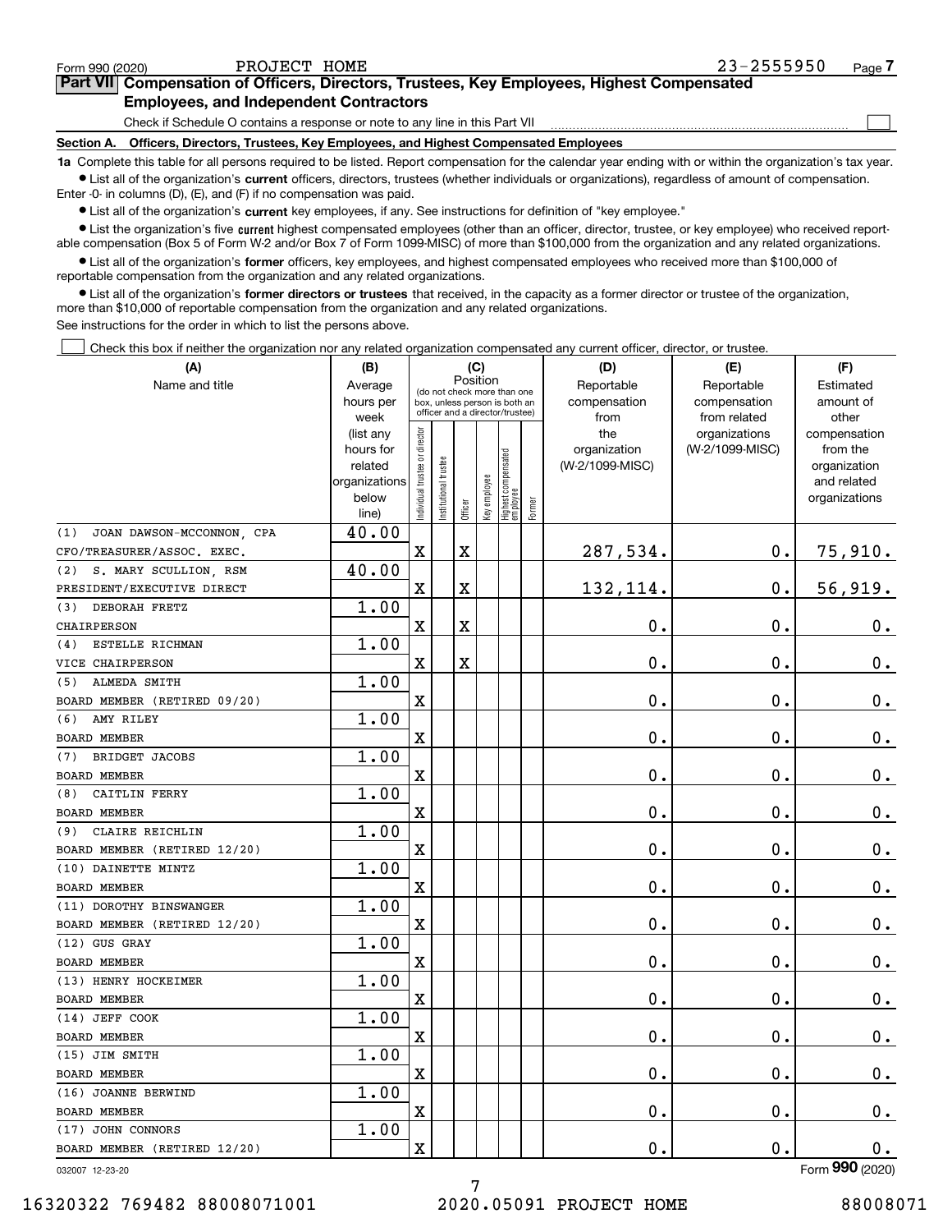Form 990 (2020) PROJECT HOME 23-2555950 Page 7

## Part VII Compensation of Officers, Directors, Trustees, Key Employees, Highest Compensated Employees, and Independent Contractors

Check if Schedule O contains a response or note to any line in this Part VII ☐

**Section A. Officers, Directors, Trustees, Key Employees, and Highest Compensated Employees**

**1a** Complete this table for all persons required to be listed. Report compensation for the calendar year ending with or within the organization's tax year.

- List all of the organization's **current** officers, directors, trustees (whether individuals or organizations), regardless of amount of compensation. Enter -0- in columns (D), (E), and (F) if no compensation was paid.
- List all of the organization's **current** key employees, if any. See instructions for definition of "key employee."
- List the organization's five **current** highest compensated employees (other than an officer, director, trustee, or key employee) who received reportable compensation (Box 5 of Form W-2 and/or Box 7 of Form 1099-MISC) of more than $100,000 from the organization and any related organizations.
- List all of the organization's **former** officers, key employees, and highest compensated employees who received more than $100,000 of reportable compensation from the organization and any related organizations.
- List all of the organization's **former directors or trustees** that received, in the capacity as a former director or trustee of the organization, more than $10,000 of reportable compensation from the organization and any related organizations.

See instructions for the order in which to list the persons above.

☐ Check this box if neither the organization nor any related organization compensated any current officer, director, or trustee.

| (A) Name and title | (B) Average hours per week (list any hours for related organizations below line) | (C) Position: Individual trustee or director | Institutional trustee | Officer | Key employee | Highest compensated employee | Former | (D) Reportable compensation from the organization (W-2/1099-MISC) | (E) Reportable compensation from related organizations (W-2/1099-MISC) | (F) Estimated amount of other compensation from the organization and related organizations |
|---|---|---|---|---|---|---|---|---|---|---|
| (1) JOAN DAWSON-MCCONNON, CPA<br>CFO/TREASURER/ASSOC. EXEC. | 40.00 | X | | X | | | | 287,534. | 0. | 75,910. |
| (2) S. MARY SCULLION, RSM<br>PRESIDENT/EXECUTIVE DIRECT | 40.00 | X | | X | | | | 132,114. | 0. | 56,919. |
| (3) DEBORAH FRETZ<br>CHAIRPERSON | 1.00 | X | | X | | | | 0. | 0. | 0. |
| (4) ESTELLE RICHMAN<br>VICE CHAIRPERSON | 1.00 | X | | X | | | | 0. | 0. | 0. |
| (5) ALMEDA SMITH<br>BOARD MEMBER (RETIRED 09/20) | 1.00 | X | | | | | | 0. | 0. | 0. |
| (6) AMY RILEY<br>BOARD MEMBER | 1.00 | X | | | | | | 0. | 0. | 0. |
| (7) BRIDGET JACOBS<br>BOARD MEMBER | 1.00 | X | | | | | | 0. | 0. | 0. |
| (8) CAITLIN FERRY<br>BOARD MEMBER | 1.00 | X | | | | | | 0. | 0. | 0. |
| (9) CLAIRE REICHLIN<br>BOARD MEMBER (RETIRED 12/20) | 1.00 | X | | | | | | 0. | 0. | 0. |
| (10) DAINETTE MINTZ<br>BOARD MEMBER | 1.00 | X | | | | | | 0. | 0. | 0. |
| (11) DOROTHY BINSWANGER<br>BOARD MEMBER (RETIRED 12/20) | 1.00 | X | | | | | | 0. | 0. | 0. |
| (12) GUS GRAY<br>BOARD MEMBER | 1.00 | X | | | | | | 0. | 0. | 0. |
| (13) HENRY HOCKEIMER<br>BOARD MEMBER | 1.00 | X | | | | | | 0. | 0. | 0. |
| (14) JEFF COOK<br>BOARD MEMBER | 1.00 | X | | | | | | 0. | 0. | 0. |
| (15) JIM SMITH<br>BOARD MEMBER | 1.00 | X | | | | | | 0. | 0. | 0. |
| (16) JOANNE BERWIND<br>BOARD MEMBER | 1.00 | X | | | | | | 0. | 0. | 0. |
| (17) JOHN CONNORS<br>BOARD MEMBER (RETIRED 12/20) | 1.00 | X | | | | | | 0. | 0. | 0. |

032007 12-23-20 Form **990** (2020)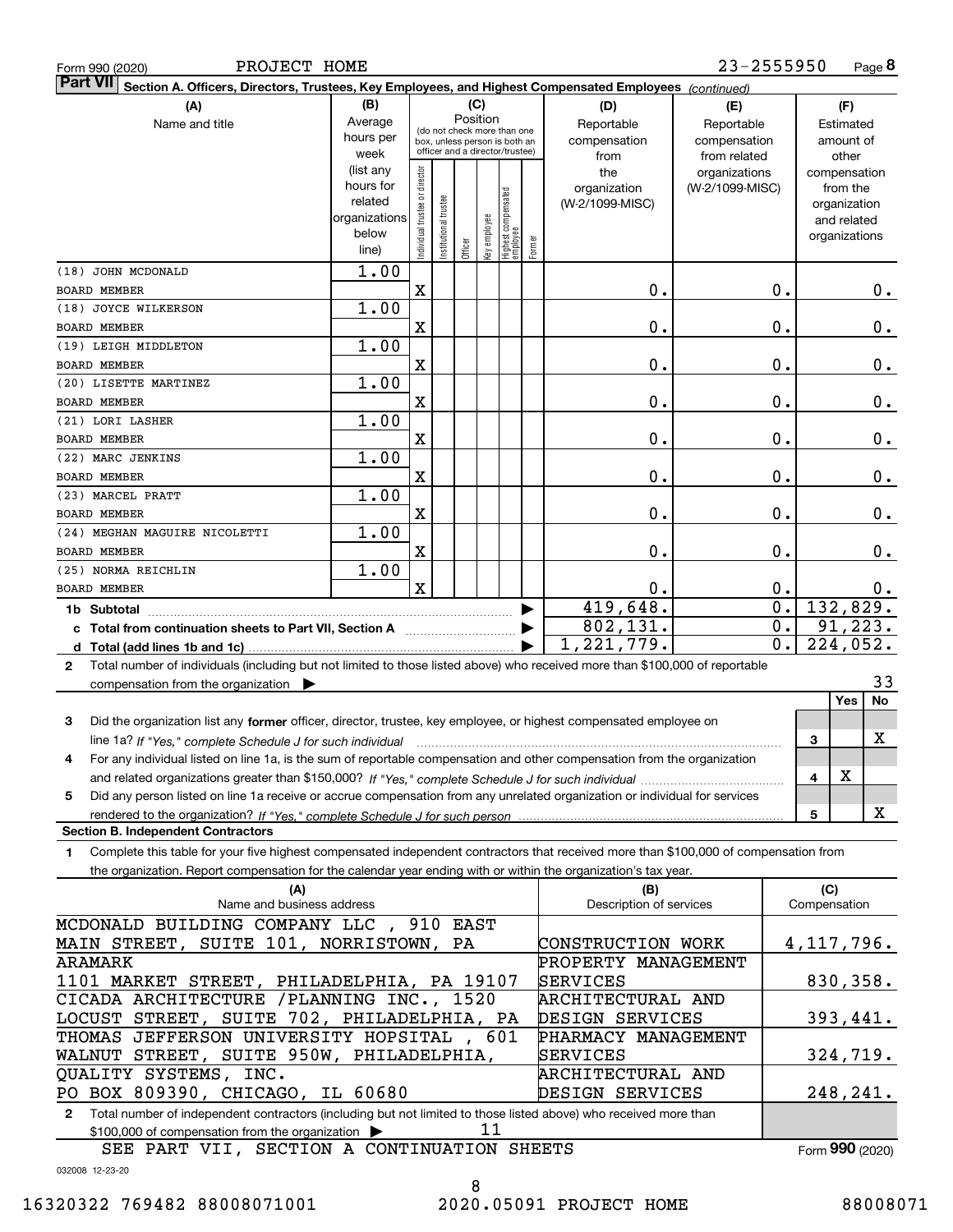Form 990 (2020) PROJECT HOME 23-2555950 Page 8

**Part VII Section A. Officers, Directors, Trustees, Key Employees, and Highest Compensated Employees** *(continued)*

| (A) Name and title | (B) Average hours per week (list any hours for related organizations below line) | (C) Position: Individual trustee or director | Institutional trustee | Officer | Key employee | Highest compensated employee | Former | (D) Reportable compensation from the organization (W-2/1099-MISC) | (E) Reportable compensation from related organizations (W-2/1099-MISC) | (F) Estimated amount of other compensation from the organization and related organizations |
|---|---|---|---|---|---|---|---|---|---|---|
| (18) JOHN MCDONALD<br>BOARD MEMBER | 1.00 | X | | | | | | 0. | 0. | 0. |
| (18) JOYCE WILKERSON<br>BOARD MEMBER | 1.00 | X | | | | | | 0. | 0. | 0. |
| (19) LEIGH MIDDLETON<br>BOARD MEMBER | 1.00 | X | | | | | | 0. | 0. | 0. |
| (20) LISETTE MARTINEZ<br>BOARD MEMBER | 1.00 | X | | | | | | 0. | 0. | 0. |
| (21) LORI LASHER<br>BOARD MEMBER | 1.00 | X | | | | | | 0. | 0. | 0. |
| (22) MARC JENKINS<br>BOARD MEMBER | 1.00 | X | | | | | | 0. | 0. | 0. |
| (23) MARCEL PRATT<br>BOARD MEMBER | 1.00 | X | | | | | | 0. | 0. | 0. |
| (24) MEGHAN MAGUIRE NICOLETTI<br>BOARD MEMBER | 1.00 | X | | | | | | 0. | 0. | 0. |
| (25) NORMA REICHLIN<br>BOARD MEMBER | 1.00 | X | | | | | | 0. | 0. | 0. |
| **1b Subtotal** | | | | | | | | 419,648. | 0. | 132,829. |
| **c Total from continuation sheets to Part VII, Section A** | | | | | | | | 802,131. | 0. | 91,223. |
| **d Total (add lines 1b and 1c)** | | | | | | | | 1,221,779. | 0. | 224,052. |

**2** Total number of individuals (including but not limited to those listed above) who received more than $100,000 of reportable compensation from the organization ▶ 33

| | | Yes | No |
|---|---|---|---|
| **3** Did the organization list any **former** officer, director, trustee, key employee, or highest compensated employee on line 1a? *If "Yes," complete Schedule J for such individual* | 3 | | X |
| **4** For any individual listed on line 1a, is the sum of reportable compensation and other compensation from the organization and related organizations greater than $150,000? *If "Yes," complete Schedule J for such individual* | 4 | X | |
| **5** Did any person listed on line 1a receive or accrue compensation from any unrelated organization or individual for services rendered to the organization? *If "Yes," complete Schedule J for such person* | 5 | | X |

**Section B. Independent Contractors**

**1** Complete this table for your five highest compensated independent contractors that received more than $100,000 of compensation from the organization. Report compensation for the calendar year ending with or within the organization's tax year.

| (A) Name and business address | (B) Description of services | (C) Compensation |
|---|---|---|
| MCDONALD BUILDING COMPANY LLC , 910 EAST MAIN STREET, SUITE 101, NORRISTOWN, PA | CONSTRUCTION WORK | 4,117,796. |
| ARAMARK<br>1101 MARKET STREET, PHILADELPHIA, PA 19107 | PROPERTY MANAGEMENT SERVICES | 830,358. |
| CICADA ARCHITECTURE /PLANNING INC., 1520 LOCUST STREET, SUITE 702, PHILADELPHIA, PA | ARCHITECTURAL AND DESIGN SERVICES | 393,441. |
| THOMAS JEFFERSON UNIVERSITY HOPSITAL , 601 WALNUT STREET, SUITE 950W, PHILADELPHIA, | PHARMACY MANAGEMENT SERVICES | 324,719. |
| QUALITY SYSTEMS, INC.<br>PO BOX 809390, CHICAGO, IL 60680 | ARCHITECTURAL AND DESIGN SERVICES | 248,241. |

**2** Total number of independent contractors (including but not limited to those listed above) who received more than $100,000 of compensation from the organization ▶ 11

SEE PART VII, SECTION A CONTINUATION SHEETS

Form **990** (2020)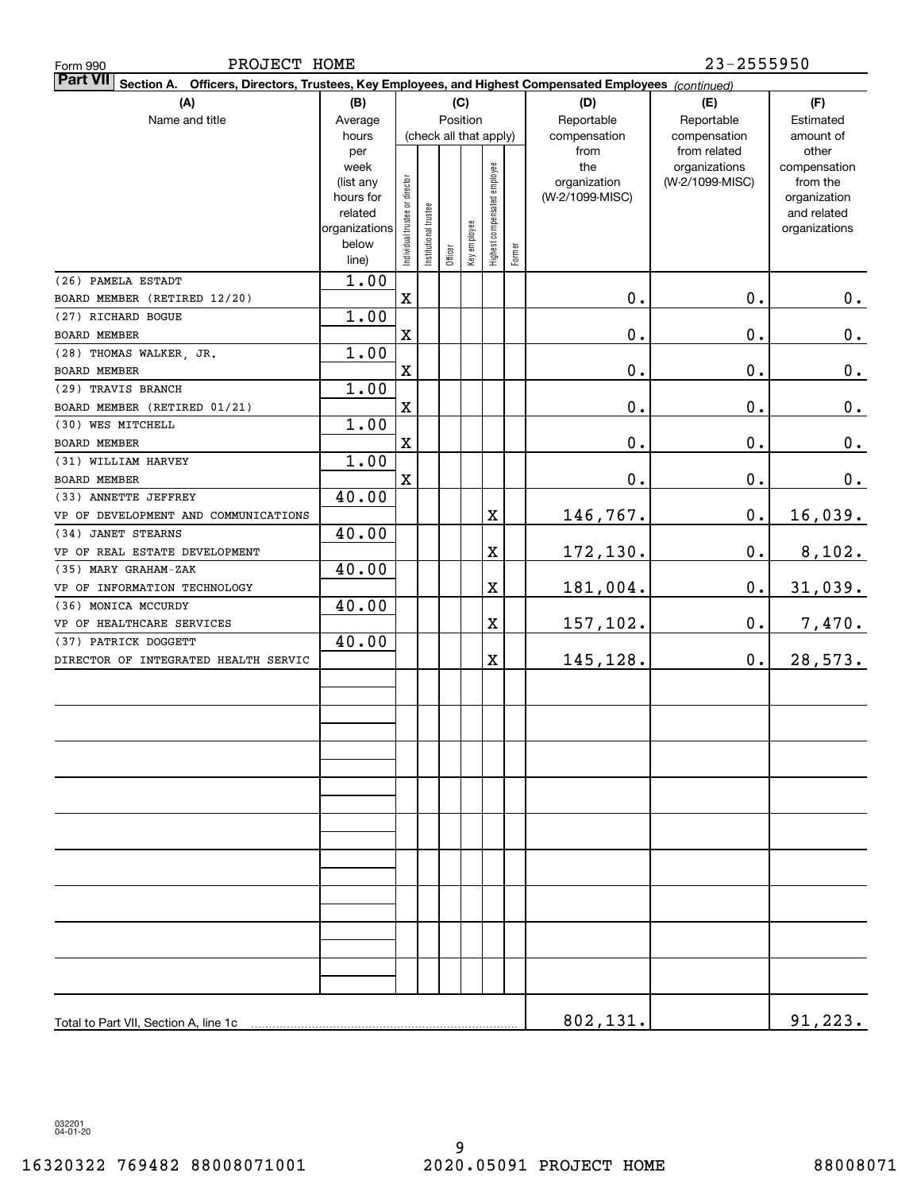Form 990 PROJECT HOME 23-2555950

**Part VII** Section A. Officers, Directors, Trustees, Key Employees, and Highest Compensated Employees *(continued)*

| (A) Name and title | (B) Average hours per week (list any hours for related organizations below line) | (C) Position: Individual trustee or director | Institutional trustee | Officer | Key employee | Highest compensated employee | Former | (D) Reportable compensation from the organization (W-2/1099-MISC) | (E) Reportable compensation from related organizations (W-2/1099-MISC) | (F) Estimated amount of other compensation from the organization and related organizations |
|---|---|---|---|---|---|---|---|---|---|---|
| (26) PAMELA ESTADT BOARD MEMBER (RETIRED 12/20) | 1.00 | X | | | | | | 0. | 0. | 0. |
| (27) RICHARD BOGUE BOARD MEMBER | 1.00 | X | | | | | | 0. | 0. | 0. |
| (28) THOMAS WALKER, JR. BOARD MEMBER | 1.00 | X | | | | | | 0. | 0. | 0. |
| (29) TRAVIS BRANCH BOARD MEMBER (RETIRED 01/21) | 1.00 | X | | | | | | 0. | 0. | 0. |
| (30) WES MITCHELL BOARD MEMBER | 1.00 | X | | | | | | 0. | 0. | 0. |
| (31) WILLIAM HARVEY BOARD MEMBER | 1.00 | X | | | | | | 0. | 0. | 0. |
| (33) ANNETTE JEFFREY VP OF DEVELOPMENT AND COMMUNICATIONS | 40.00 | | | | | X | | 146,767. | 0. | 16,039. |
| (34) JANET STEARNS VP OF REAL ESTATE DEVELOPMENT | 40.00 | | | | | X | | 172,130. | 0. | 8,102. |
| (35) MARY GRAHAM-ZAK VP OF INFORMATION TECHNOLOGY | 40.00 | | | | | X | | 181,004. | 0. | 31,039. |
| (36) MONICA MCCURDY VP OF HEALTHCARE SERVICES | 40.00 | | | | | X | | 157,102. | 0. | 7,470. |
| (37) PATRICK DOGGETT DIRECTOR OF INTEGRATED HEALTH SERVIC | 40.00 | | | | | X | | 145,128. | 0. | 28,573. |
| Total to Part VII, Section A, line 1c | | | | | | | | 802,131. | | 91,223. |

032201 04-01-20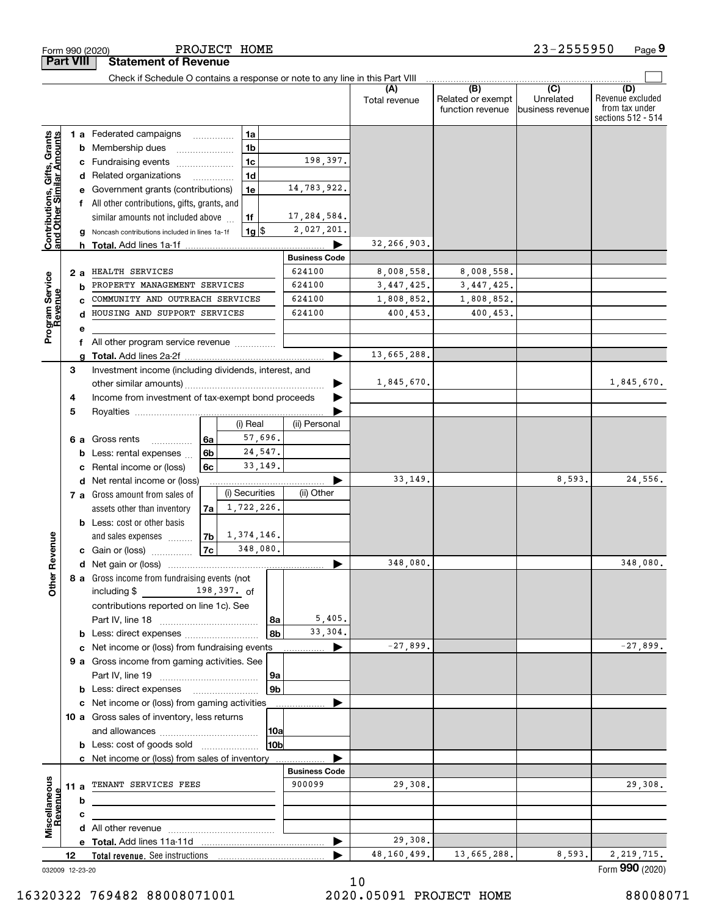Form 990 (2020) PROJECT HOME 23-2555950 Page 9

**Part VIII Statement of Revenue**

Check if Schedule O contains a response or note to any line in this Part VIII

| | | | | (A) Total revenue | (B) Related or exempt function revenue | (C) Unrelated business revenue | (D) Revenue excluded from tax under sections 512 - 514 |
|---|---|---|---|---|---|---|---|
| **Contributions, Gifts, Grants and Other Similar Amounts** | 1a Federated campaigns | 1a | | | | | |
| | b Membership dues | 1b | | | | | |
| | c Fundraising events | 1c | 198,397. | | | | |
| | d Related organizations | 1d | | | | | |
| | e Government grants (contributions) | 1e | 14,783,922. | | | | |
| | f All other contributions, gifts, grants, and similar amounts not included above | 1f | 17,284,584. | | | | |
| | g Noncash contributions included in lines 1a-1f | 1g $ | 2,027,201. | | | | |
| | h **Total.** Add lines 1a-1f | | | 32,266,903. | | | |
| **Program Service Revenue** | | | **Business Code** | | | | |
| | 2a HEALTH SERVICES | | 624100 | 8,008,558. | 8,008,558. | | |
| | b PROPERTY MANAGEMENT SERVICES | | 624100 | 3,447,425. | 3,447,425. | | |
| | c COMMUNITY AND OUTREACH SERVICES | | 624100 | 1,808,852. | 1,808,852. | | |
| | d HOUSING AND SUPPORT SERVICES | | 624100 | 400,453. | 400,453. | | |
| | e | | | | | | |
| | f All other program service revenue | | | | | | |
| | g **Total.** Add lines 2a-2f | | | 13,665,288. | | | |
| **Other Revenue** | 3 Investment income (including dividends, interest, and other similar amounts) | | | 1,845,670. | | | 1,845,670. |
| | 4 Income from investment of tax-exempt bond proceeds | | | | | | |
| | 5 Royalties | | | | | | |
| | | | (i) Real / (ii) Personal | | | | |
| | 6a Gross rents | 6a | 57,696. | | | | |
| | b Less: rental expenses | 6b | 24,547. | | | | |
| | c Rental income or (loss) | 6c | 33,149. | | | | |
| | d Net rental income or (loss) | | | 33,149. | | 8,593. | 24,556. |
| | | | (i) Securities / (ii) Other | | | | |
| | 7a Gross amount from sales of assets other than inventory | 7a | 1,722,226. | | | | |
| | b Less: cost or other basis and sales expenses | 7b | 1,374,146. | | | | |
| | c Gain or (loss) | 7c | 348,080. | | | | |
| | d Net gain or (loss) | | | 348,080. | | | 348,080. |
| | 8a Gross income from fundraising events (not including $ 198,397. of contributions reported on line 1c). See Part IV, line 18 | 8a | 5,405. | | | | |
| | b Less: direct expenses | 8b | 33,304. | | | | |
| | c Net income or (loss) from fundraising events | | | -27,899. | | | -27,899. |
| | 9a Gross income from gaming activities. See Part IV, line 19 | 9a | | | | | |
| | b Less: direct expenses | 9b | | | | | |
| | c Net income or (loss) from gaming activities | | | | | | |
| | 10a Gross sales of inventory, less returns and allowances | 10a | | | | | |
| | b Less: cost of goods sold | 10b | | | | | |
| | c Net income or (loss) from sales of inventory | | | | | | |
| **Miscellaneous Revenue** | | | **Business Code** | | | | |
| | 11a TENANT SERVICES FEES | | 900099 | 29,308. | | | 29,308. |
| | b | | | | | | |
| | c | | | | | | |
| | d All other revenue | | | | | | |
| | e **Total.** Add lines 11a-11d | | | 29,308. | | | |
| | 12 **Total revenue.** See instructions | | | 48,160,499. | 13,665,288. | 8,593. | 2,219,715. |

032009 12-23-20 Form **990** (2020)

16320322 769482 88008071001 2020.05091 PROJECT HOME 88008071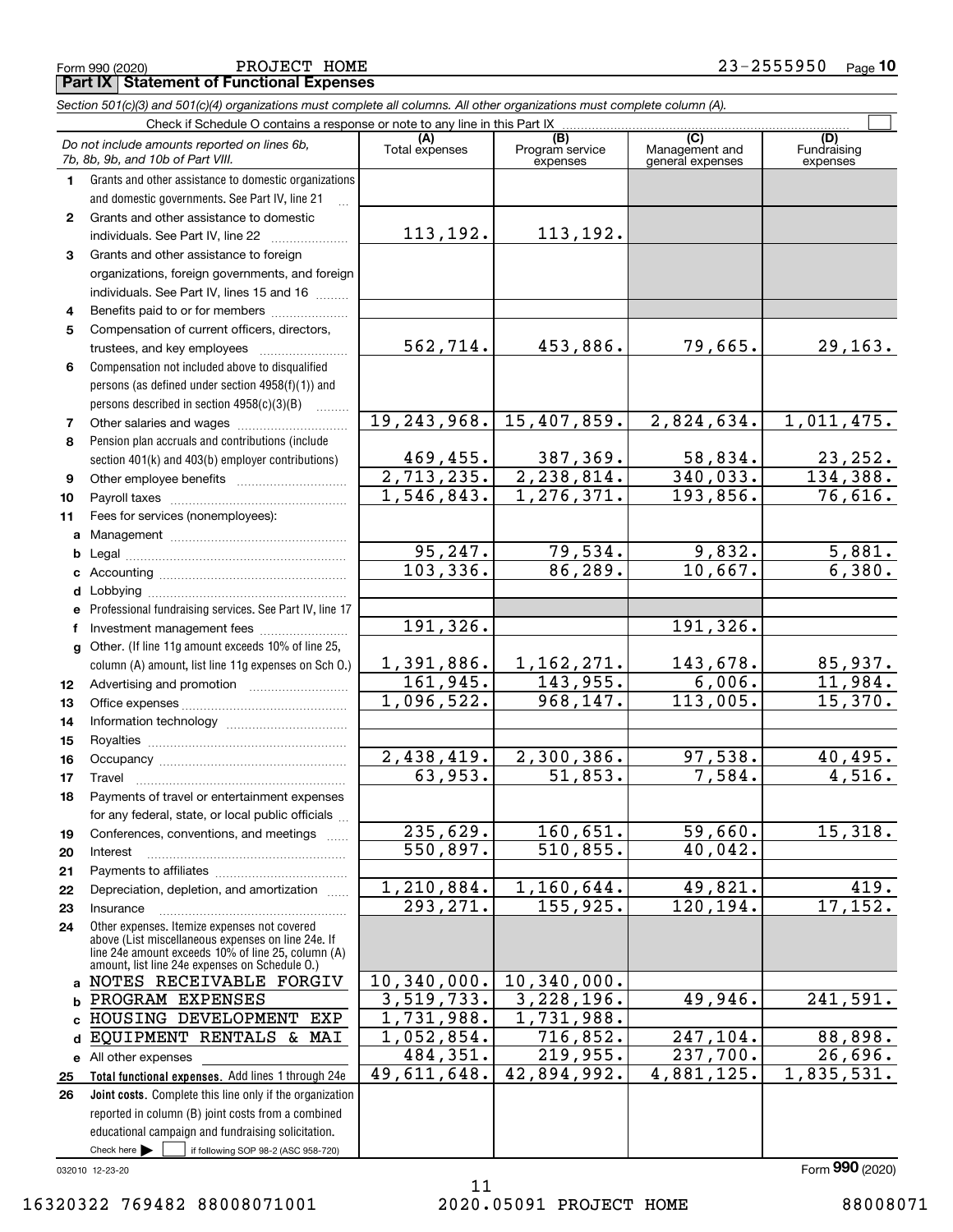Form 990 (2020) PROJECT HOME 23-2555950 Page 10

**Part IX Statement of Functional Expenses**

*Section 501(c)(3) and 501(c)(4) organizations must complete all columns. All other organizations must complete column (A).*

Check if Schedule O contains a response or note to any line in this Part IX ☐

| | *Do not include amounts reported on lines 6b, 7b, 8b, 9b, and 10b of Part VIII.* | (A) Total expenses | (B) Program service expenses | (C) Management and general expenses | (D) Fundraising expenses |
|---|---|---|---|---|---|
| 1 | Grants and other assistance to domestic organizations and domestic governments. See Part IV, line 21 | | | | |
| 2 | Grants and other assistance to domestic individuals. See Part IV, line 22 | 113,192. | 113,192. | | |
| 3 | Grants and other assistance to foreign organizations, foreign governments, and foreign individuals. See Part IV, lines 15 and 16 | | | | |
| 4 | Benefits paid to or for members | | | | |
| 5 | Compensation of current officers, directors, trustees, and key employees | 562,714. | 453,886. | 79,665. | 29,163. |
| 6 | Compensation not included above to disqualified persons (as defined under section 4958(f)(1)) and persons described in section 4958(c)(3)(B) | | | | |
| 7 | Other salaries and wages | 19,243,968. | 15,407,859. | 2,824,634. | 1,011,475. |
| 8 | Pension plan accruals and contributions (include section 401(k) and 403(b) employer contributions) | 469,455. | 387,369. | 58,834. | 23,252. |
| 9 | Other employee benefits | 2,713,235. | 2,238,814. | 340,033. | 134,388. |
| 10 | Payroll taxes | 1,546,843. | 1,276,371. | 193,856. | 76,616. |
| 11 | Fees for services (nonemployees): | | | | |
| a | Management | | | | |
| b | Legal | 95,247. | 79,534. | 9,832. | 5,881. |
| c | Accounting | 103,336. | 86,289. | 10,667. | 6,380. |
| d | Lobbying | | | | |
| e | Professional fundraising services. See Part IV, line 17 | | | | |
| f | Investment management fees | 191,326. | | 191,326. | |
| g | Other. (If line 11g amount exceeds 10% of line 25, column (A) amount, list line 11g expenses on Sch O.) | 1,391,886. | 1,162,271. | 143,678. | 85,937. |
| 12 | Advertising and promotion | 161,945. | 143,955. | 6,006. | 11,984. |
| 13 | Office expenses | 1,096,522. | 968,147. | 113,005. | 15,370. |
| 14 | Information technology | | | | |
| 15 | Royalties | | | | |
| 16 | Occupancy | 2,438,419. | 2,300,386. | 97,538. | 40,495. |
| 17 | Travel | 63,953. | 51,853. | 7,584. | 4,516. |
| 18 | Payments of travel or entertainment expenses for any federal, state, or local public officials | | | | |
| 19 | Conferences, conventions, and meetings | 235,629. | 160,651. | 59,660. | 15,318. |
| 20 | Interest | 550,897. | 510,855. | 40,042. | |
| 21 | Payments to affiliates | | | | |
| 22 | Depreciation, depletion, and amortization | 1,210,884. | 1,160,644. | 49,821. | 419. |
| 23 | Insurance | 293,271. | 155,925. | 120,194. | 17,152. |
| 24 | Other expenses. Itemize expenses not covered above (List miscellaneous expenses on line 24e. If line 24e amount exceeds 10% of line 25, column (A) amount, list line 24e expenses on Schedule O.) | | | | |
| a | NOTES RECEIVABLE FORGIV | 10,340,000. | 10,340,000. | | |
| b | PROGRAM EXPENSES | 3,519,733. | 3,228,196. | 49,946. | 241,591. |
| c | HOUSING DEVELOPMENT EXP | 1,731,988. | 1,731,988. | | |
| d | EQUIPMENT RENTALS & MAI | 1,052,854. | 716,852. | 247,104. | 88,898. |
| e | All other expenses | 484,351. | 219,955. | 237,700. | 26,696. |
| 25 | **Total functional expenses.** Add lines 1 through 24e | 49,611,648. | 42,894,992. | 4,881,125. | 1,835,531. |
| 26 | **Joint costs.** Complete this line only if the organization reported in column (B) joint costs from a combined educational campaign and fundraising solicitation. Check here ☐ if following SOP 98-2 (ASC 958-720) | | | | |

032010 12-23-20 Form **990** (2020)

16320322 769482 88008071001 2020.05091 PROJECT HOME 88008071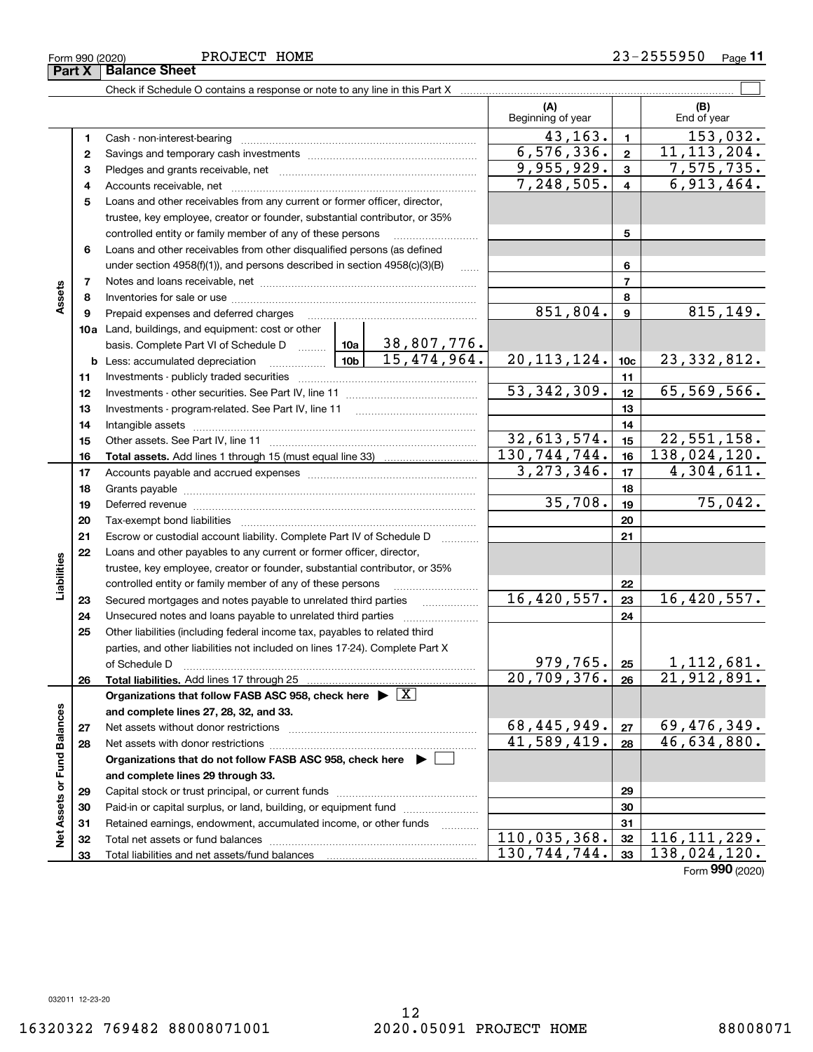Form 990 (2020) PROJECT HOME 23-2555950

## Part X Balance Sheet

Check if Schedule O contains a response or note to any line in this Part X ☐

| | | | | (A) Beginning of year | | (B) End of year |
|---|---|---|---|---|---|---|
| **Assets** | 1 | Cash - non-interest-bearing | | 43,163. | 1 | 153,032. |
| | 2 | Savings and temporary cash investments | | 6,576,336. | 2 | 11,113,204. |
| | 3 | Pledges and grants receivable, net | | 9,955,929. | 3 | 7,575,735. |
| | 4 | Accounts receivable, net | | 7,248,505. | 4 | 6,913,464. |
| | 5 | Loans and other receivables from any current or former officer, director, trustee, key employee, creator or founder, substantial contributor, or 35% controlled entity or family member of any of these persons | | | 5 | |
| | 6 | Loans and other receivables from other disqualified persons (as defined under section 4958(f)(1)), and persons described in section 4958(c)(3)(B) | | | 6 | |
| | 7 | Notes and loans receivable, net | | | 7 | |
| | 8 | Inventories for sale or use | | | 8 | |
| | 9 | Prepaid expenses and deferred charges | | 851,804. | 9 | 815,149. |
| | 10a | Land, buildings, and equipment: cost or other basis. Complete Part VI of Schedule D | 10a 38,807,776. | | | |
| | b | Less: accumulated depreciation | 10b 15,474,964. | 20,113,124. | 10c | 23,332,812. |
| | 11 | Investments - publicly traded securities | | | 11 | |
| | 12 | Investments - other securities. See Part IV, line 11 | | 53,342,309. | 12 | 65,569,566. |
| | 13 | Investments - program-related. See Part IV, line 11 | | | 13 | |
| | 14 | Intangible assets | | | 14 | |
| | 15 | Other assets. See Part IV, line 11 | | 32,613,574. | 15 | 22,551,158. |
| | 16 | **Total assets.** Add lines 1 through 15 (must equal line 33) | | 130,744,744. | 16 | 138,024,120. |
| **Liabilities** | 17 | Accounts payable and accrued expenses | | 3,273,346. | 17 | 4,304,611. |
| | 18 | Grants payable | | | 18 | |
| | 19 | Deferred revenue | | 35,708. | 19 | 75,042. |
| | 20 | Tax-exempt bond liabilities | | | 20 | |
| | 21 | Escrow or custodial account liability. Complete Part IV of Schedule D | | | 21 | |
| | 22 | Loans and other payables to any current or former officer, director, trustee, key employee, creator or founder, substantial contributor, or 35% controlled entity or family member of any of these persons | | | 22 | |
| | 23 | Secured mortgages and notes payable to unrelated third parties | | 16,420,557. | 23 | 16,420,557. |
| | 24 | Unsecured notes and loans payable to unrelated third parties | | | 24 | |
| | 25 | Other liabilities (including federal income tax, payables to related third parties, and other liabilities not included on lines 17-24). Complete Part X of Schedule D | | 979,765. | 25 | 1,112,681. |
| | 26 | **Total liabilities.** Add lines 17 through 25 | | 20,709,376. | 26 | 21,912,891. |
| **Net Assets or Fund Balances** | | **Organizations that follow FASB ASC 958, check here ▶ ☒ and complete lines 27, 28, 32, and 33.** | | | | |
| | 27 | Net assets without donor restrictions | | 68,445,949. | 27 | 69,476,349. |
| | 28 | Net assets with donor restrictions | | 41,589,419. | 28 | 46,634,880. |
| | | **Organizations that do not follow FASB ASC 958, check here ▶ ☐ and complete lines 29 through 33.** | | | | |
| | 29 | Capital stock or trust principal, or current funds | | | 29 | |
| | 30 | Paid-in or capital surplus, or land, building, or equipment fund | | | 30 | |
| | 31 | Retained earnings, endowment, accumulated income, or other funds | | | 31 | |
| | 32 | Total net assets or fund balances | | 110,035,368. | 32 | 116,111,229. |
| | 33 | Total liabilities and net assets/fund balances | | 130,744,744. | 33 | 138,024,120. |

Form **990** (2020)

032011 12-23-20

16320322 769482 88008071001 2020.05091 PROJECT HOME 88008071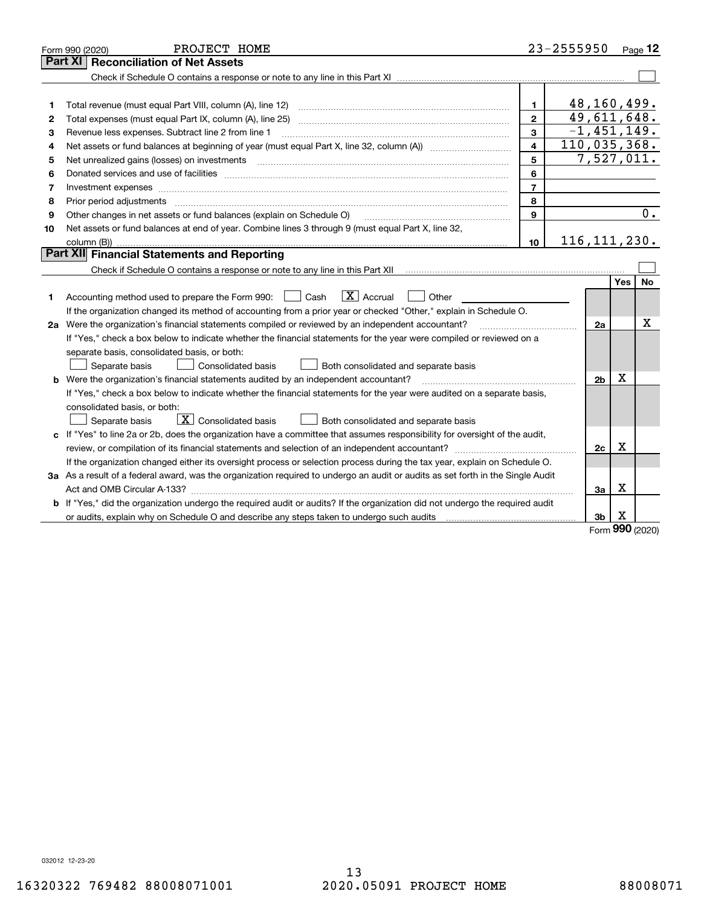Form 990 (2020) PROJECT HOME 23-2555950 Page 12

## Part XI Reconciliation of Net Assets

Check if Schedule O contains a response or note to any line in this Part XI ☐

| | | | |
|---|---|---|---|
| 1 | Total revenue (must equal Part VIII, column (A), line 12) | 1 | 48,160,499. |
| 2 | Total expenses (must equal Part IX, column (A), line 25) | 2 | 49,611,648. |
| 3 | Revenue less expenses. Subtract line 2 from line 1 | 3 | -1,451,149. |
| 4 | Net assets or fund balances at beginning of year (must equal Part X, line 32, column (A)) | 4 | 110,035,368. |
| 5 | Net unrealized gains (losses) on investments | 5 | 7,527,011. |
| 6 | Donated services and use of facilities | 6 | |
| 7 | Investment expenses | 7 | |
| 8 | Prior period adjustments | 8 | |
| 9 | Other changes in net assets or fund balances (explain on Schedule O) | 9 | 0. |
| 10 | Net assets or fund balances at end of year. Combine lines 3 through 9 (must equal Part X, line 32, column (B)) | 10 | 116,111,230. |

## Part XII Financial Statements and Reporting

Check if Schedule O contains a response or note to any line in this Part XII ☐

| | | | Yes | No |
|---|---|---|---|---|
| 1 | Accounting method used to prepare the Form 990: ☐ Cash ☒ Accrual ☐ Other<br>If the organization changed its method of accounting from a prior year or checked "Other," explain in Schedule O. | | | |
| 2a | Were the organization's financial statements compiled or reviewed by an independent accountant?<br>If "Yes," check a box below to indicate whether the financial statements for the year were compiled or reviewed on a separate basis, consolidated basis, or both:<br>☐ Separate basis ☐ Consolidated basis ☐ Both consolidated and separate basis | 2a | | X |
| b | Were the organization's financial statements audited by an independent accountant?<br>If "Yes," check a box below to indicate whether the financial statements for the year were audited on a separate basis, consolidated basis, or both:<br>☐ Separate basis ☒ Consolidated basis ☐ Both consolidated and separate basis | 2b | X | |
| c | If "Yes" to line 2a or 2b, does the organization have a committee that assumes responsibility for oversight of the audit, review, or compilation of its financial statements and selection of an independent accountant?<br>If the organization changed either its oversight process or selection process during the tax year, explain on Schedule O. | 2c | X | |
| 3a | As a result of a federal award, was the organization required to undergo an audit or audits as set forth in the Single Audit Act and OMB Circular A-133? | 3a | X | |
| b | If "Yes," did the organization undergo the required audit or audits? If the organization did not undergo the required audit or audits, explain why on Schedule O and describe any steps taken to undergo such audits | 3b | X | |

Form 990 (2020)

032012 12-23-20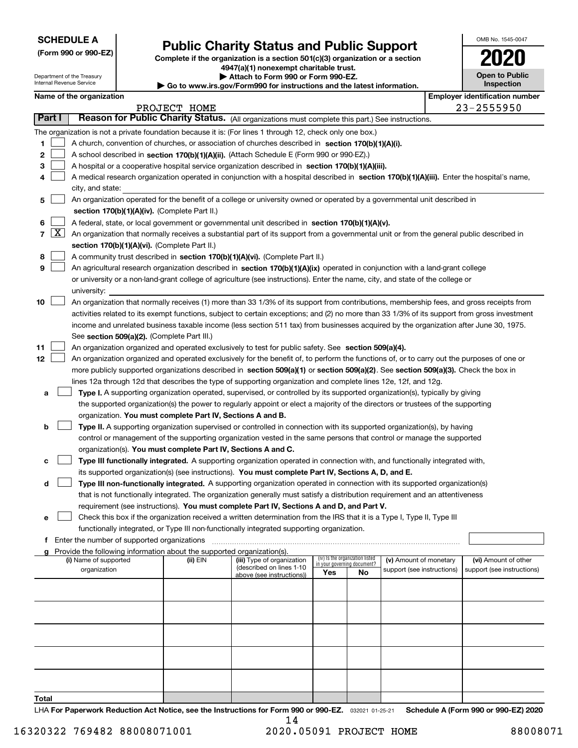**SCHEDULE A**
**(Form 990 or 990-EZ)**

Department of the Treasury
Internal Revenue Service

# Public Charity Status and Public Support

**Complete if the organization is a section 501(c)(3) organization or a section 4947(a)(1) nonexempt charitable trust.**
**▶ Attach to Form 990 or Form 990-EZ.**
**▶ Go to www.irs.gov/Form990 for instructions and the latest information.**

OMB No. 1545-0047

**2020**

**Open to Public Inspection**

**Name of the organization**
PROJECT HOME

**Employer identification number**
23-2555950

## Part I Reason for Public Charity Status. (All organizations must complete this part.) See instructions.

The organization is not a private foundation because it is: (For lines 1 through 12, check only one box.)

1 ☐ A church, convention of churches, or association of churches described in **section 170(b)(1)(A)(i).**

2 ☐ A school described in **section 170(b)(1)(A)(ii).** (Attach Schedule E (Form 990 or 990-EZ).)

3 ☐ A hospital or a cooperative hospital service organization described in **section 170(b)(1)(A)(iii).**

4 ☐ A medical research organization operated in conjunction with a hospital described in **section 170(b)(1)(A)(iii).** Enter the hospital's name, city, and state:

5 ☐ An organization operated for the benefit of a college or university owned or operated by a governmental unit described in **section 170(b)(1)(A)(iv).** (Complete Part II.)

6 ☐ A federal, state, or local government or governmental unit described in **section 170(b)(1)(A)(v).**

7 ☒ An organization that normally receives a substantial part of its support from a governmental unit or from the general public described in **section 170(b)(1)(A)(vi).** (Complete Part II.)

8 ☐ A community trust described in **section 170(b)(1)(A)(vi).** (Complete Part II.)

9 ☐ An agricultural research organization described in **section 170(b)(1)(A)(ix)** operated in conjunction with a land-grant college or university or a non-land-grant college of agriculture (see instructions). Enter the name, city, and state of the college or university:

10 ☐ An organization that normally receives (1) more than 33 1/3% of its support from contributions, membership fees, and gross receipts from activities related to its exempt functions, subject to certain exceptions; and (2) no more than 33 1/3% of its support from gross investment income and unrelated business taxable income (less section 511 tax) from businesses acquired by the organization after June 30, 1975. See **section 509(a)(2).** (Complete Part III.)

11 ☐ An organization organized and operated exclusively to test for public safety. See **section 509(a)(4).**

12 ☐ An organization organized and operated exclusively for the benefit of, to perform the functions of, or to carry out the purposes of one or more publicly supported organizations described in **section 509(a)(1)** or **section 509(a)(2)**. See **section 509(a)(3).** Check the box in lines 12a through 12d that describes the type of supporting organization and complete lines 12e, 12f, and 12g.

a ☐ **Type I.** A supporting organization operated, supervised, or controlled by its supported organization(s), typically by giving the supported organization(s) the power to regularly appoint or elect a majority of the directors or trustees of the supporting organization. **You must complete Part IV, Sections A and B.**

b ☐ **Type II.** A supporting organization supervised or controlled in connection with its supported organization(s), by having control or management of the supporting organization vested in the same persons that control or manage the supported organization(s). **You must complete Part IV, Sections A and C.**

c ☐ **Type III functionally integrated.** A supporting organization operated in connection with, and functionally integrated with, its supported organization(s) (see instructions). **You must complete Part IV, Sections A, D, and E.**

d ☐ **Type III non-functionally integrated.** A supporting organization operated in connection with its supported organization(s) that is not functionally integrated. The organization generally must satisfy a distribution requirement and an attentiveness requirement (see instructions). **You must complete Part IV, Sections A and D, and Part V.**

e ☐ Check this box if the organization received a written determination from the IRS that it is a Type I, Type II, Type III functionally integrated, or Type III non-functionally integrated supporting organization.

f Enter the number of supported organizations

g Provide the following information about the supported organization(s).

| (i) Name of supported organization | (ii) EIN | (iii) Type of organization (described on lines 1-10 above (see instructions)) | (iv) Is the organization listed in your governing document? Yes | No | (v) Amount of monetary support (see instructions) | (vi) Amount of other support (see instructions) |
|---|---|---|---|---|---|---|
| | | | | | | |
| | | | | | | |
| | | | | | | |
| | | | | | | |
| | | | | | | |
| **Total** | | | | | | |

LHA **For Paperwork Reduction Act Notice, see the Instructions for Form 990 or 990-EZ.** 032021 01-25-21 **Schedule A (Form 990 or 990-EZ) 2020**

16320322 769482 88008071001 2020.05091 PROJECT HOME 88008071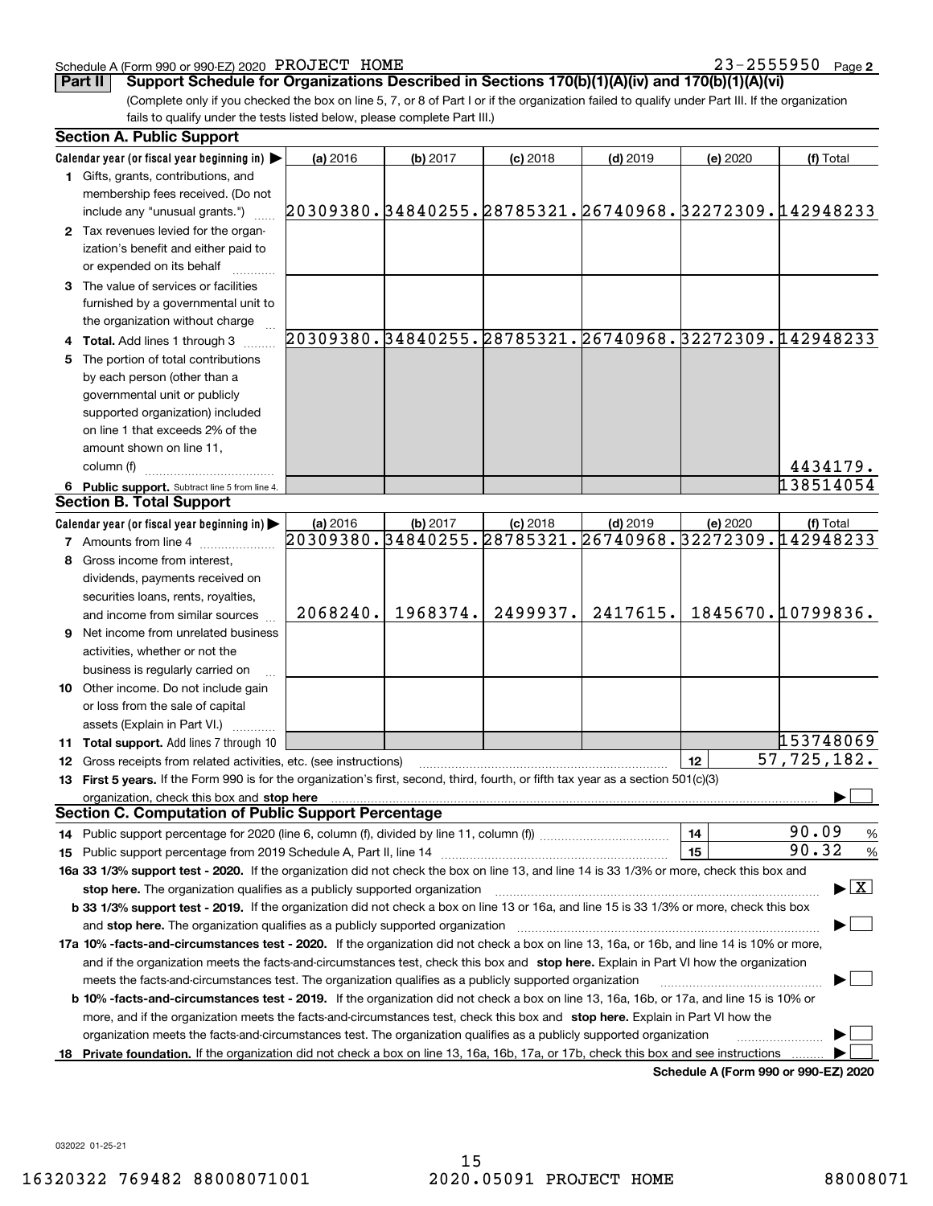Schedule A (Form 990 or 990-EZ) 2020 PROJECT HOME 23-2555950 Page 2

**Part II** **Support Schedule for Organizations Described in Sections 170(b)(1)(A)(iv) and 170(b)(1)(A)(vi)**

(Complete only if you checked the box on line 5, 7, or 8 of Part I or if the organization failed to qualify under Part III. If the organization fails to qualify under the tests listed below, please complete Part III.)

**Section A. Public Support**

| Calendar year (or fiscal year beginning in) | (a) 2016 | (b) 2017 | (c) 2018 | (d) 2019 | (e) 2020 | (f) Total |
|---|---|---|---|---|---|---|
| 1 Gifts, grants, contributions, and membership fees received. (Do not include any "unusual grants.") | 20309380. | 34840255. | 28785321. | 26740968. | 32272309. | 142948233 |
| 2 Tax revenues levied for the organization's benefit and either paid to or expended on its behalf | | | | | | |
| 3 The value of services or facilities furnished by a governmental unit to the organization without charge | | | | | | |
| 4 **Total.** Add lines 1 through 3 | 20309380. | 34840255. | 28785321. | 26740968. | 32272309. | 142948233 |
| 5 The portion of total contributions by each person (other than a governmental unit or publicly supported organization) included on line 1 that exceeds 2% of the amount shown on line 11, column (f) | | | | | | 4434179. |
| 6 **Public support.** Subtract line 5 from line 4. | | | | | | 138514054 |

**Section B. Total Support**

| Calendar year (or fiscal year beginning in) | (a) 2016 | (b) 2017 | (c) 2018 | (d) 2019 | (e) 2020 | (f) Total |
|---|---|---|---|---|---|---|
| 7 Amounts from line 4 | 20309380. | 34840255. | 28785321. | 26740968. | 32272309. | 142948233 |
| 8 Gross income from interest, dividends, payments received on securities loans, rents, royalties, and income from similar sources | 2068240. | 1968374. | 2499937. | 2417615. | 1845670. | 10799836. |
| 9 Net income from unrelated business activities, whether or not the business is regularly carried on | | | | | | |
| 10 Other income. Do not include gain or loss from the sale of capital assets (Explain in Part VI.) | | | | | | |
| 11 **Total support.** Add lines 7 through 10 | | | | | | 153748069 |

12 Gross receipts from related activities, etc. (see instructions) | 12 | 57,725,182.

13 **First 5 years.** If the Form 990 is for the organization's first, second, third, fourth, or fifth tax year as a section 501(c)(3) organization, check this box and **stop here** ☐

**Section C. Computation of Public Support Percentage**

14 Public support percentage for 2020 (line 6, column (f), divided by line 11, column (f)) | 14 | 90.09 %

15 Public support percentage from 2019 Schedule A, Part II, line 14 | 15 | 90.32 %

**16a 33 1/3% support test - 2020.** If the organization did not check the box on line 13, and line 14 is 33 1/3% or more, check this box and **stop here.** The organization qualifies as a publicly supported organization ☒

**b 33 1/3% support test - 2019.** If the organization did not check a box on line 13 or 16a, and line 15 is 33 1/3% or more, check this box and **stop here.** The organization qualifies as a publicly supported organization ☐

**17a 10% -facts-and-circumstances test - 2020.** If the organization did not check a box on line 13, 16a, or 16b, and line 14 is 10% or more, and if the organization meets the facts-and-circumstances test, check this box and **stop here.** Explain in Part VI how the organization meets the facts-and-circumstances test. The organization qualifies as a publicly supported organization ☐

**b 10% -facts-and-circumstances test - 2019.** If the organization did not check a box on line 13, 16a, 16b, or 17a, and line 15 is 10% or more, and if the organization meets the facts-and-circumstances test, check this box and **stop here.** Explain in Part VI how the organization meets the facts-and-circumstances test. The organization qualifies as a publicly supported organization ☐

**18 Private foundation.** If the organization did not check a box on line 13, 16a, 16b, 17a, or 17b, check this box and see instructions ☐

**Schedule A (Form 990 or 990-EZ) 2020**

032022 01-25-21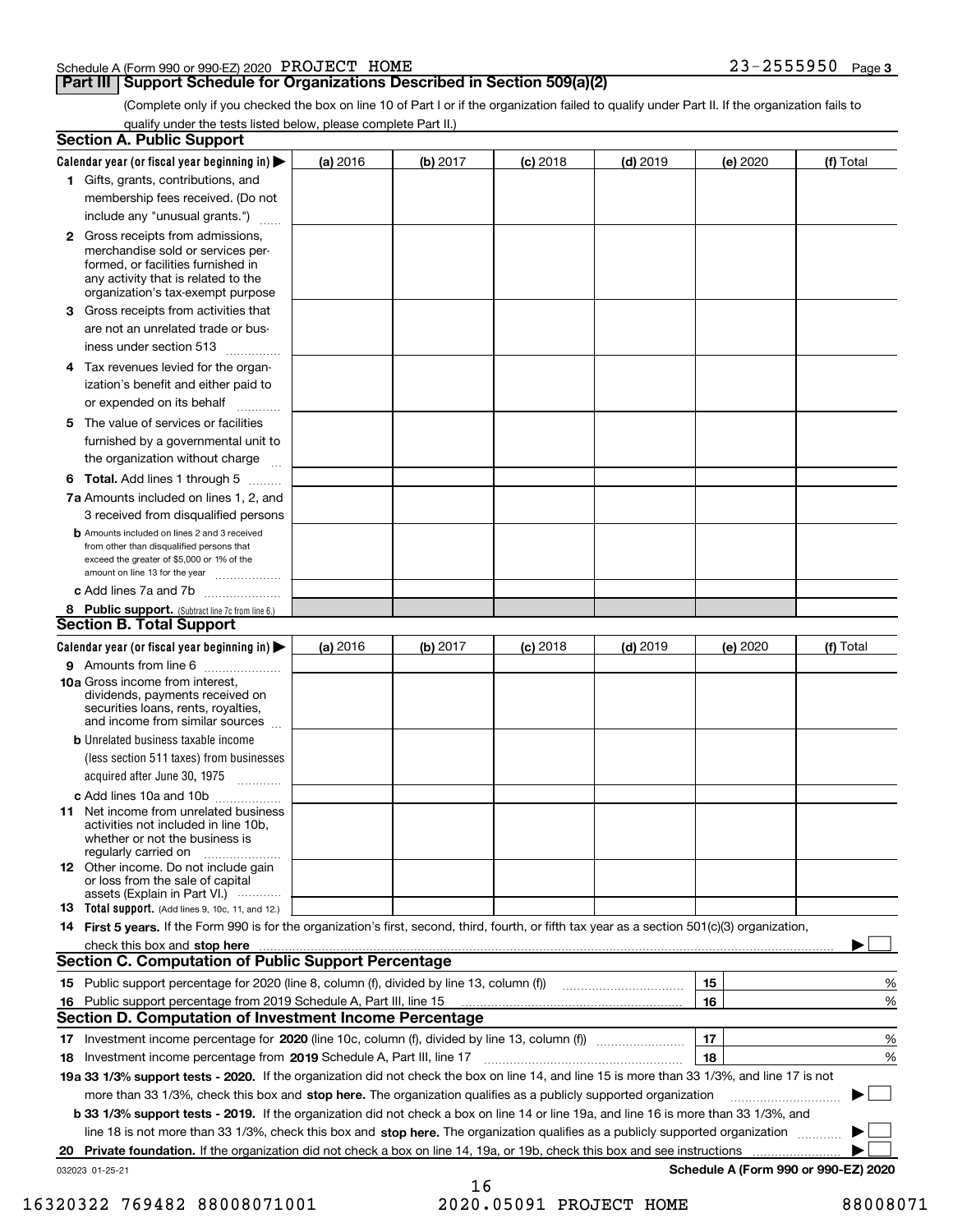Schedule A (Form 990 or 990-EZ) 2020 PROJECT HOME 23-2555950 Page 3

## Part III Support Schedule for Organizations Described in Section 509(a)(2)

(Complete only if you checked the box on line 10 of Part I or if the organization failed to qualify under Part II. If the organization fails to qualify under the tests listed below, please complete Part II.)

### Section A. Public Support

| Calendar year (or fiscal year beginning in) ▶ | (a) 2016 | (b) 2017 | (c) 2018 | (d) 2019 | (e) 2020 | (f) Total |
|---|---|---|---|---|---|---|
| 1 Gifts, grants, contributions, and membership fees received. (Do not include any "unusual grants.") | | | | | | |
| 2 Gross receipts from admissions, merchandise sold or services performed, or facilities furnished in any activity that is related to the organization's tax-exempt purpose | | | | | | |
| 3 Gross receipts from activities that are not an unrelated trade or business under section 513 | | | | | | |
| 4 Tax revenues levied for the organization's benefit and either paid to or expended on its behalf | | | | | | |
| 5 The value of services or facilities furnished by a governmental unit to the organization without charge | | | | | | |
| 6 **Total.** Add lines 1 through 5 | | | | | | |
| 7a Amounts included on lines 1, 2, and 3 received from disqualified persons | | | | | | |
| b Amounts included on lines 2 and 3 received from other than disqualified persons that exceed the greater of $5,000 or 1% of the amount on line 13 for the year | | | | | | |
| c Add lines 7a and 7b | | | | | | |
| 8 **Public support.** (Subtract line 7c from line 6.) | | | | | | |

### Section B. Total Support

| Calendar year (or fiscal year beginning in) ▶ | (a) 2016 | (b) 2017 | (c) 2018 | (d) 2019 | (e) 2020 | (f) Total |
|---|---|---|---|---|---|---|
| 9 Amounts from line 6 | | | | | | |
| 10a Gross income from interest, dividends, payments received on securities loans, rents, royalties, and income from similar sources | | | | | | |
| b Unrelated business taxable income (less section 511 taxes) from businesses acquired after June 30, 1975 | | | | | | |
| c Add lines 10a and 10b | | | | | | |
| 11 Net income from unrelated business activities not included in line 10b, whether or not the business is regularly carried on | | | | | | |
| 12 Other income. Do not include gain or loss from the sale of capital assets (Explain in Part VI.) | | | | | | |
| 13 **Total support.** (Add lines 9, 10c, 11, and 12.) | | | | | | |

14 **First 5 years.** If the Form 990 is for the organization's first, second, third, fourth, or fifth tax year as a section 501(c)(3) organization, check this box and **stop here** ▶ ☐

### Section C. Computation of Public Support Percentage

| | | | |
|---|---|---|---|
| 15 | Public support percentage for 2020 (line 8, column (f), divided by line 13, column (f)) | 15 | % |
| 16 | Public support percentage from 2019 Schedule A, Part III, line 15 | 16 | % |

### Section D. Computation of Investment Income Percentage

| | | | |
|---|---|---|---|
| 17 | Investment income percentage for **2020** (line 10c, column (f), divided by line 13, column (f)) | 17 | % |
| 18 | Investment income percentage from **2019** Schedule A, Part III, line 17 | 18 | % |

**19a 33 1/3% support tests - 2020.** If the organization did not check the box on line 14, and line 15 is more than 33 1/3%, and line 17 is not more than 33 1/3%, check this box and **stop here.** The organization qualifies as a publicly supported organization ▶ ☐

**b 33 1/3% support tests - 2019.** If the organization did not check a box on line 14 or line 19a, and line 16 is more than 33 1/3%, and line 18 is not more than 33 1/3%, check this box and **stop here.** The organization qualifies as a publicly supported organization ▶ ☐

**20 Private foundation.** If the organization did not check a box on line 14, 19a, or 19b, check this box and see instructions ▶ ☐

032023 01-25-21 **Schedule A (Form 990 or 990-EZ) 2020**

16320322 769482 88008071001 2020.05091 PROJECT HOME 88008071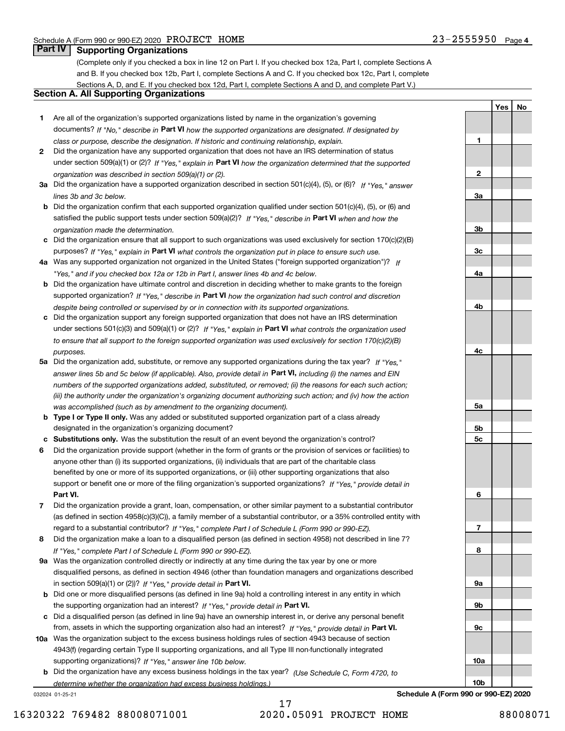Schedule A (Form 990 or 990-EZ) 2020 PROJECT HOME 23-2555950 Page 4

## Part IV Supporting Organizations

(Complete only if you checked a box in line 12 on Part I. If you checked box 12a, Part I, complete Sections A and B. If you checked box 12b, Part I, complete Sections A and C. If you checked box 12c, Part I, complete Sections A, D, and E. If you checked box 12d, Part I, complete Sections A and D, and complete Part V.)

### Section A. All Supporting Organizations

| | | | Yes | No |
|---|---|---|---|---|
| **1** | Are all of the organization's supported organizations listed by name in the organization's governing documents? *If "No," describe in* **Part VI** *how the supported organizations are designated. If designated by class or purpose, describe the designation. If historic and continuing relationship, explain.* | 1 | | |
| **2** | Did the organization have any supported organization that does not have an IRS determination of status under section 509(a)(1) or (2)? *If "Yes," explain in* **Part VI** *how the organization determined that the supported organization was described in section 509(a)(1) or (2).* | 2 | | |
| **3a** | Did the organization have a supported organization described in section 501(c)(4), (5), or (6)? *If "Yes," answer lines 3b and 3c below.* | 3a | | |
| **b** | Did the organization confirm that each supported organization qualified under section 501(c)(4), (5), or (6) and satisfied the public support tests under section 509(a)(2)? *If "Yes," describe in* **Part VI** *when and how the organization made the determination.* | 3b | | |
| **c** | Did the organization ensure that all support to such organizations was used exclusively for section 170(c)(2)(B) purposes? *If "Yes," explain in* **Part VI** *what controls the organization put in place to ensure such use.* | 3c | | |
| **4a** | Was any supported organization not organized in the United States ("foreign supported organization")? *If "Yes," and if you checked box 12a or 12b in Part I, answer lines 4b and 4c below.* | 4a | | |
| **b** | Did the organization have ultimate control and discretion in deciding whether to make grants to the foreign supported organization? *If "Yes," describe in* **Part VI** *how the organization had such control and discretion despite being controlled or supervised by or in connection with its supported organizations.* | 4b | | |
| **c** | Did the organization support any foreign supported organization that does not have an IRS determination under sections 501(c)(3) and 509(a)(1) or (2)? *If "Yes," explain in* **Part VI** *what controls the organization used to ensure that all support to the foreign supported organization was used exclusively for section 170(c)(2)(B) purposes.* | 4c | | |
| **5a** | Did the organization add, substitute, or remove any supported organizations during the tax year? *If "Yes," answer lines 5b and 5c below (if applicable). Also, provide detail in* **Part VI,** *including (i) the names and EIN numbers of the supported organizations added, substituted, or removed; (ii) the reasons for each such action; (iii) the authority under the organization's organizing document authorizing such action; and (iv) how the action was accomplished (such as by amendment to the organizing document).* | 5a | | |
| **b** | **Type I or Type II only.** Was any added or substituted supported organization part of a class already designated in the organization's organizing document? | 5b | | |
| **c** | **Substitutions only.** Was the substitution the result of an event beyond the organization's control? | 5c | | |
| **6** | Did the organization provide support (whether in the form of grants or the provision of services or facilities) to anyone other than (i) its supported organizations, (ii) individuals that are part of the charitable class benefited by one or more of its supported organizations, or (iii) other supporting organizations that also support or benefit one or more of the filing organization's supported organizations? *If "Yes," provide detail in* **Part VI.** | 6 | | |
| **7** | Did the organization provide a grant, loan, compensation, or other similar payment to a substantial contributor (as defined in section 4958(c)(3)(C)), a family member of a substantial contributor, or a 35% controlled entity with regard to a substantial contributor? *If "Yes," complete Part I of Schedule L (Form 990 or 990-EZ).* | 7 | | |
| **8** | Did the organization make a loan to a disqualified person (as defined in section 4958) not described in line 7? *If "Yes," complete Part I of Schedule L (Form 990 or 990-EZ).* | 8 | | |
| **9a** | Was the organization controlled directly or indirectly at any time during the tax year by one or more disqualified persons, as defined in section 4946 (other than foundation managers and organizations described in section 509(a)(1) or (2))? *If "Yes," provide detail in* **Part VI.** | 9a | | |
| **b** | Did one or more disqualified persons (as defined in line 9a) hold a controlling interest in any entity in which the supporting organization had an interest? *If "Yes," provide detail in* **Part VI.** | 9b | | |
| **c** | Did a disqualified person (as defined in line 9a) have an ownership interest in, or derive any personal benefit from, assets in which the supporting organization also had an interest? *If "Yes," provide detail in* **Part VI.** | 9c | | |
| **10a** | Was the organization subject to the excess business holdings rules of section 4943 because of section 4943(f) (regarding certain Type II supporting organizations, and all Type III non-functionally integrated supporting organizations)? *If "Yes," answer line 10b below.* | 10a | | |
| **b** | Did the organization have any excess business holdings in the tax year? *(Use Schedule C, Form 4720, to determine whether the organization had excess business holdings.)* | 10b | | |

032024 01-25-21 **Schedule A (Form 990 or 990-EZ) 2020**

16320322 769482 88008071001 2020.05091 PROJECT HOME 88008071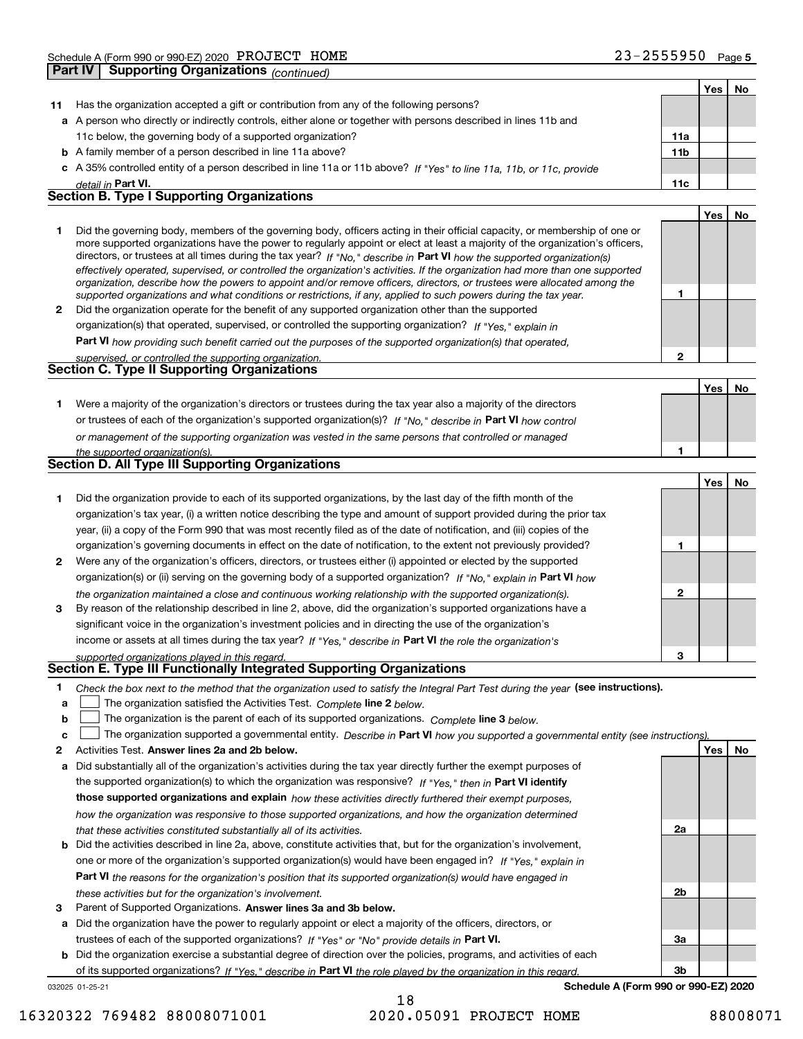Schedule A (Form 990 or 990-EZ) 2020 PROJECT HOME 23-2555950 Page 5

**Part IV | Supporting Organizations** *(continued)*

| | | | Yes | No |
|---|---|---|---|---|
| **11** | Has the organization accepted a gift or contribution from any of the following persons? | | | |
| **a** | A person who directly or indirectly controls, either alone or together with persons described in lines 11b and 11c below, the governing body of a supported organization? | **11a** | | |
| **b** | A family member of a person described in line 11a above? | **11b** | | |
| **c** | A 35% controlled entity of a person described in line 11a or 11b above? *If "Yes" to line 11a, 11b, or 11c, provide detail in* **Part VI.** | **11c** | | |

## Section B. Type I Supporting Organizations

| | | | Yes | No |
|---|---|---|---|---|
| **1** | Did the governing body, members of the governing body, officers acting in their official capacity, or membership of one or more supported organizations have the power to regularly appoint or elect at least a majority of the organization's officers, directors, or trustees at all times during the tax year? *If "No," describe in* **Part VI** *how the supported organization(s) effectively operated, supervised, or controlled the organization's activities. If the organization had more than one supported organization, describe how the powers to appoint and/or remove officers, directors, or trustees were allocated among the supported organizations and what conditions or restrictions, if any, applied to such powers during the tax year.* | **1** | | |
| **2** | Did the organization operate for the benefit of any supported organization other than the supported organization(s) that operated, supervised, or controlled the supporting organization? *If "Yes," explain in* **Part VI** *how providing such benefit carried out the purposes of the supported organization(s) that operated, supervised, or controlled the supporting organization.* | **2** | | |

## Section C. Type II Supporting Organizations

| | | | Yes | No |
|---|---|---|---|---|
| **1** | Were a majority of the organization's directors or trustees during the tax year also a majority of the directors or trustees of each of the organization's supported organization(s)? *If "No," describe in* **Part VI** *how control or management of the supporting organization was vested in the same persons that controlled or managed the supported organization(s).* | **1** | | |

## Section D. All Type III Supporting Organizations

| | | | Yes | No |
|---|---|---|---|---|
| **1** | Did the organization provide to each of its supported organizations, by the last day of the fifth month of the organization's tax year, (i) a written notice describing the type and amount of support provided during the prior tax year, (ii) a copy of the Form 990 that was most recently filed as of the date of notification, and (iii) copies of the organization's governing documents in effect on the date of notification, to the extent not previously provided? | **1** | | |
| **2** | Were any of the organization's officers, directors, or trustees either (i) appointed or elected by the supported organization(s) or (ii) serving on the governing body of a supported organization? *If "No," explain in* **Part VI** *how the organization maintained a close and continuous working relationship with the supported organization(s).* | **2** | | |
| **3** | By reason of the relationship described in line 2, above, did the organization's supported organizations have a significant voice in the organization's investment policies and in directing the use of the organization's income or assets at all times during the tax year? *If "Yes," describe in* **Part VI** *the role the organization's supported organizations played in this regard.* | **3** | | |

## Section E. Type III Functionally Integrated Supporting Organizations

**1** *Check the box next to the method that the organization used to satisfy the Integral Part Test during the year* **(see instructions).**

- **a** ☐ The organization satisfied the Activities Test. *Complete* **line 2** *below.*
- **b** ☐ The organization is the parent of each of its supported organizations. *Complete* **line 3** *below.*
- **c** ☐ The organization supported a governmental entity. *Describe in* **Part VI** *how you supported a governmental entity (see instructions).*

| | | | Yes | No |
|---|---|---|---|---|
| **2** | Activities Test. **Answer lines 2a and 2b below.** | | | |
| **a** | Did substantially all of the organization's activities during the tax year directly further the exempt purposes of the supported organization(s) to which the organization was responsive? *If "Yes," then in* **Part VI identify those supported organizations and explain** *how these activities directly furthered their exempt purposes, how the organization was responsive to those supported organizations, and how the organization determined that these activities constituted substantially all of its activities.* | **2a** | | |
| **b** | Did the activities described in line 2a, above, constitute activities that, but for the organization's involvement, one or more of the organization's supported organization(s) would have been engaged in? *If "Yes," explain in* **Part VI** *the reasons for the organization's position that its supported organization(s) would have engaged in these activities but for the organization's involvement.* | **2b** | | |
| **3** | Parent of Supported Organizations. **Answer lines 3a and 3b below.** | | | |
| **a** | Did the organization have the power to regularly appoint or elect a majority of the officers, directors, or trustees of each of the supported organizations? *If "Yes" or "No" provide details in* **Part VI.** | **3a** | | |
| **b** | Did the organization exercise a substantial degree of direction over the policies, programs, and activities of each of its supported organizations? *If "Yes," describe in* **Part VI** *the role played by the organization in this regard.* | **3b** | | |

032025 01-25-21 **Schedule A (Form 990 or 990-EZ) 2020**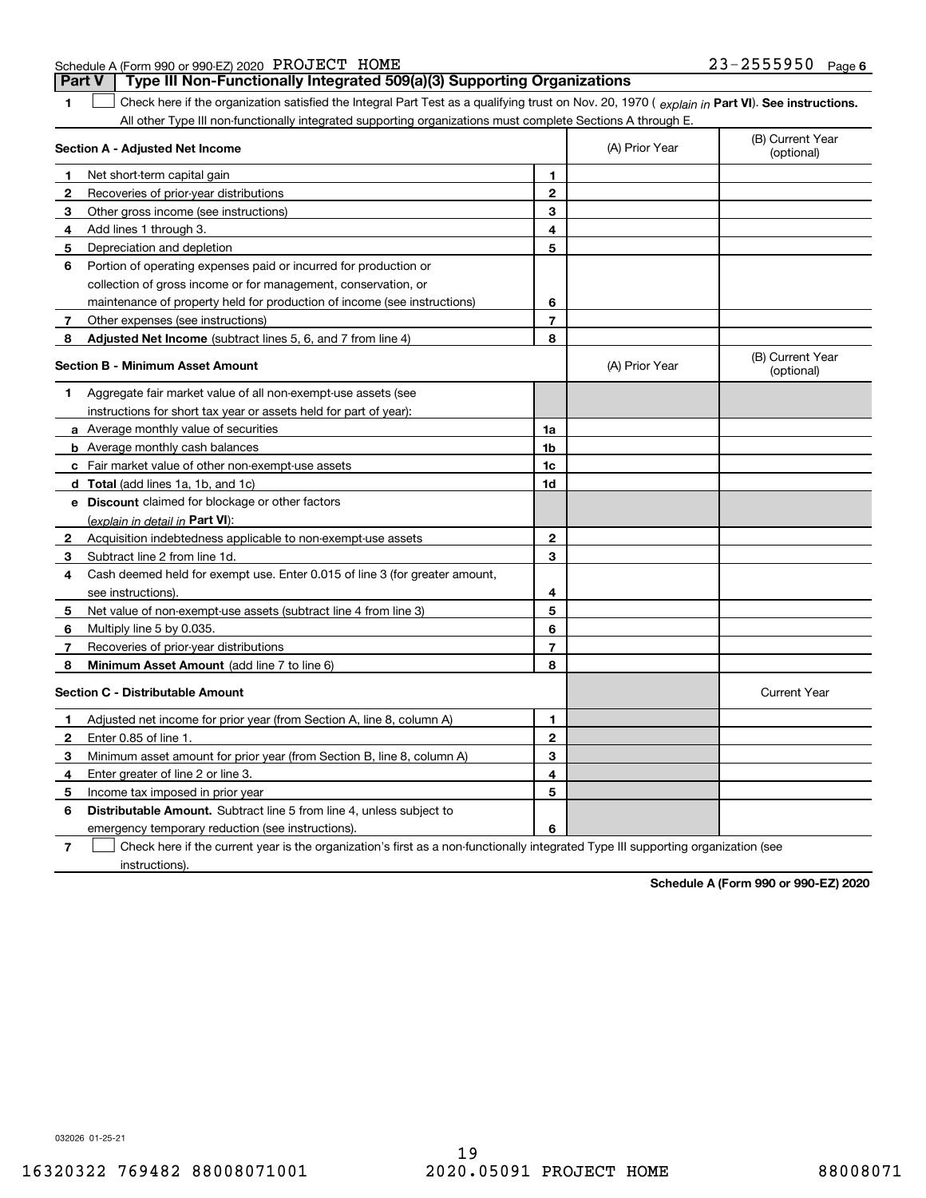Schedule A (Form 990 or 990-EZ) 2020 PROJECT HOME 23-2555950 Page 6

**Part V | Type III Non-Functionally Integrated 509(a)(3) Supporting Organizations**

**1** ☐ Check here if the organization satisfied the Integral Part Test as a qualifying trust on Nov. 20, 1970 ( *explain in* **Part VI**). **See instructions.** All other Type III non-functionally integrated supporting organizations must complete Sections A through E.

| **Section A - Adjusted Net Income** | | (A) Prior Year | (B) Current Year (optional) |
|---|---|---|---|
| **1** Net short-term capital gain | 1 | | |
| **2** Recoveries of prior-year distributions | 2 | | |
| **3** Other gross income (see instructions) | 3 | | |
| **4** Add lines 1 through 3. | 4 | | |
| **5** Depreciation and depletion | 5 | | |
| **6** Portion of operating expenses paid or incurred for production or collection of gross income or for management, conservation, or maintenance of property held for production of income (see instructions) | 6 | | |
| **7** Other expenses (see instructions) | 7 | | |
| **8** **Adjusted Net Income** (subtract lines 5, 6, and 7 from line 4) | 8 | | |

| **Section B - Minimum Asset Amount** | | (A) Prior Year | (B) Current Year (optional) |
|---|---|---|---|
| **1** Aggregate fair market value of all non-exempt-use assets (see instructions for short tax year or assets held for part of year): | | | |
| **a** Average monthly value of securities | 1a | | |
| **b** Average monthly cash balances | 1b | | |
| **c** Fair market value of other non-exempt-use assets | 1c | | |
| **d** **Total** (add lines 1a, 1b, and 1c) | 1d | | |
| **e** **Discount** claimed for blockage or other factors (*explain in detail in* **Part VI**): | | | |
| **2** Acquisition indebtedness applicable to non-exempt-use assets | 2 | | |
| **3** Subtract line 2 from line 1d. | 3 | | |
| **4** Cash deemed held for exempt use. Enter 0.015 of line 3 (for greater amount, see instructions). | 4 | | |
| **5** Net value of non-exempt-use assets (subtract line 4 from line 3) | 5 | | |
| **6** Multiply line 5 by 0.035. | 6 | | |
| **7** Recoveries of prior-year distributions | 7 | | |
| **8** **Minimum Asset Amount** (add line 7 to line 6) | 8 | | |

| **Section C - Distributable Amount** | | | Current Year |
|---|---|---|---|
| **1** Adjusted net income for prior year (from Section A, line 8, column A) | 1 | | |
| **2** Enter 0.85 of line 1. | 2 | | |
| **3** Minimum asset amount for prior year (from Section B, line 8, column A) | 3 | | |
| **4** Enter greater of line 2 or line 3. | 4 | | |
| **5** Income tax imposed in prior year | 5 | | |
| **6** **Distributable Amount.** Subtract line 5 from line 4, unless subject to emergency temporary reduction (see instructions). | 6 | | |

**7** ☐ Check here if the current year is the organization's first as a non-functionally integrated Type III supporting organization (see instructions).

**Schedule A (Form 990 or 990-EZ) 2020**

032026 01-25-21

16320322 769482 88008071001 2020.05091 PROJECT HOME 88008071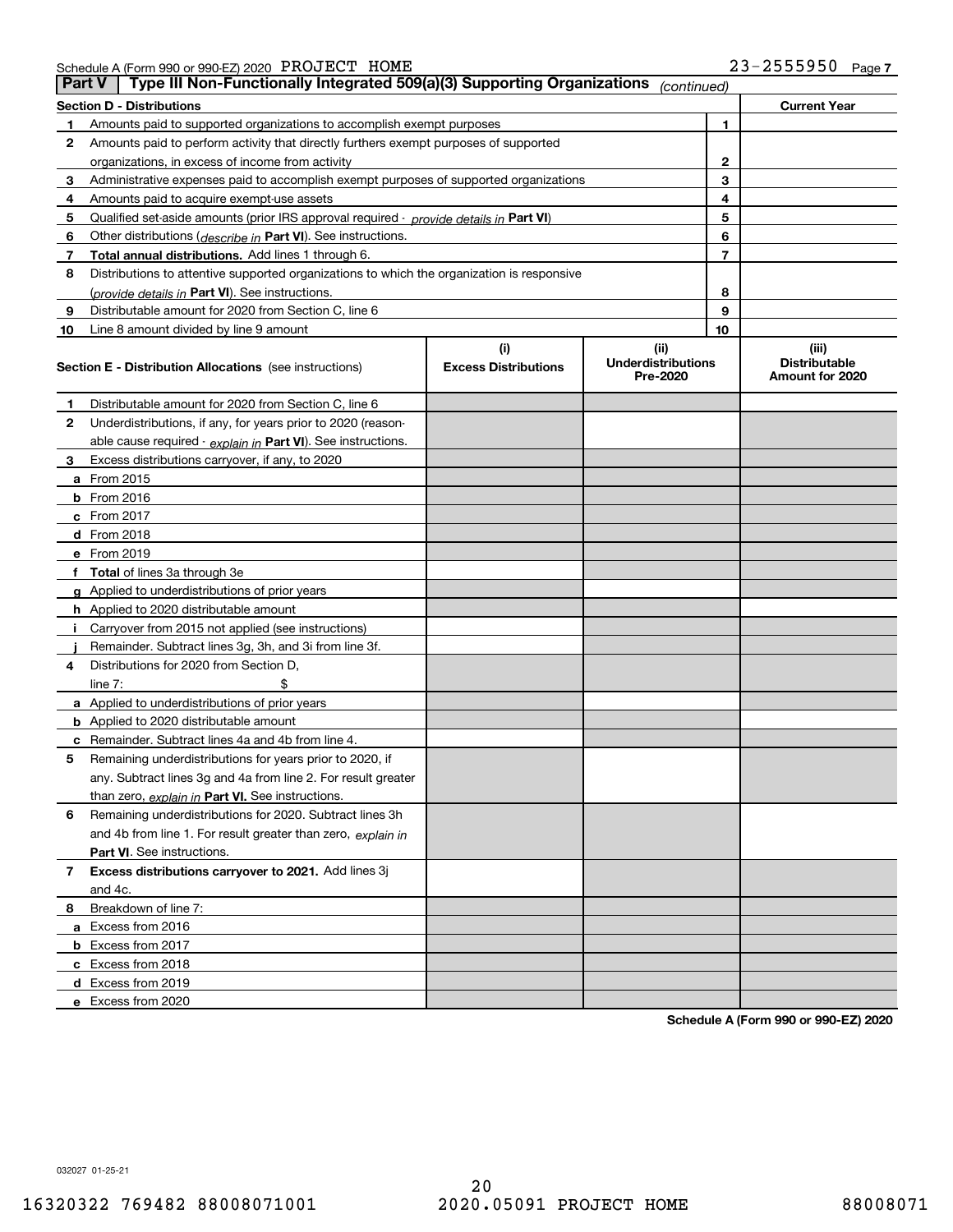Schedule A (Form 990 or 990-EZ) 2020 PROJECT HOME 23-2555950 Page 7

**Part V | Type III Non-Functionally Integrated 509(a)(3) Supporting Organizations** *(continued)*

| **Section D - Distributions** | | **Current Year** |
|---|---|---|
| **1** Amounts paid to supported organizations to accomplish exempt purposes | 1 | |
| **2** Amounts paid to perform activity that directly furthers exempt purposes of supported organizations, in excess of income from activity | 2 | |
| **3** Administrative expenses paid to accomplish exempt purposes of supported organizations | 3 | |
| **4** Amounts paid to acquire exempt-use assets | 4 | |
| **5** Qualified set-aside amounts (prior IRS approval required - *provide details in* **Part VI**) | 5 | |
| **6** Other distributions (*describe in* **Part VI**). See instructions. | 6 | |
| **7** **Total annual distributions.** Add lines 1 through 6. | 7 | |
| **8** Distributions to attentive supported organizations to which the organization is responsive (*provide details in* **Part VI**). See instructions. | 8 | |
| **9** Distributable amount for 2020 from Section C, line 6 | 9 | |
| **10** Line 8 amount divided by line 9 amount | 10 | |

| **Section E - Distribution Allocations** (see instructions) | (i) Excess Distributions | (ii) Underdistributions Pre-2020 | (iii) Distributable Amount for 2020 |
|---|---|---|---|
| **1** Distributable amount for 2020 from Section C, line 6 | | | |
| **2** Underdistributions, if any, for years prior to 2020 (reasonable cause required - *explain in* **Part VI**). See instructions. | | | |
| **3** Excess distributions carryover, if any, to 2020 | | | |
| **a** From 2015 | | | |
| **b** From 2016 | | | |
| **c** From 2017 | | | |
| **d** From 2018 | | | |
| **e** From 2019 | | | |
| **f** **Total** of lines 3a through 3e | | | |
| **g** Applied to underdistributions of prior years | | | |
| **h** Applied to 2020 distributable amount | | | |
| **i** Carryover from 2015 not applied (see instructions) | | | |
| **j** Remainder. Subtract lines 3g, 3h, and 3i from line 3f. | | | |
| **4** Distributions for 2020 from Section D, line 7: $ | | | |
| **a** Applied to underdistributions of prior years | | | |
| **b** Applied to 2020 distributable amount | | | |
| **c** Remainder. Subtract lines 4a and 4b from line 4. | | | |
| **5** Remaining underdistributions for years prior to 2020, if any. Subtract lines 3g and 4a from line 2. For result greater than zero, *explain in* **Part VI.** See instructions. | | | |
| **6** Remaining underdistributions for 2020. Subtract lines 3h and 4b from line 1. For result greater than zero, *explain in* **Part VI**. See instructions. | | | |
| **7** **Excess distributions carryover to 2021.** Add lines 3j and 4c. | | | |
| **8** Breakdown of line 7: | | | |
| **a** Excess from 2016 | | | |
| **b** Excess from 2017 | | | |
| **c** Excess from 2018 | | | |
| **d** Excess from 2019 | | | |
| **e** Excess from 2020 | | | |

**Schedule A (Form 990 or 990-EZ) 2020**

032027 01-25-21

16320322 769482 88008071001 2020.05091 PROJECT HOME 88008071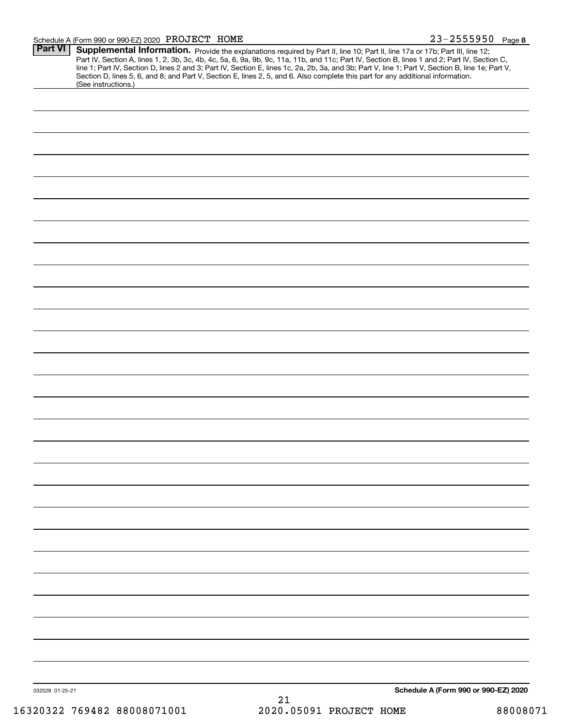Schedule A (Form 990 or 990-EZ) 2020 PROJECT HOME 23-2555950 Page 8

**Part VI** **Supplemental Information.** Provide the explanations required by Part II, line 10; Part II, line 17a or 17b; Part III, line 12; Part IV, Section A, lines 1, 2, 3b, 3c, 4b, 4c, 5a, 6, 9a, 9b, 9c, 11a, 11b, and 11c; Part IV, Section B, lines 1 and 2; Part IV, Section C, line 1; Part IV, Section D, lines 2 and 3; Part IV, Section E, lines 1c, 2a, 2b, 3a, and 3b; Part V, line 1; Part V, Section B, line 1e; Part V, Section D, lines 5, 6, and 8; and Part V, Section E, lines 2, 5, and 6. Also complete this part for any additional information. (See instructions.)

032028 01-25-21

**Schedule A (Form 990 or 990-EZ) 2020**

16320322 769482 88008071001 2020.05091 PROJECT HOME 88008071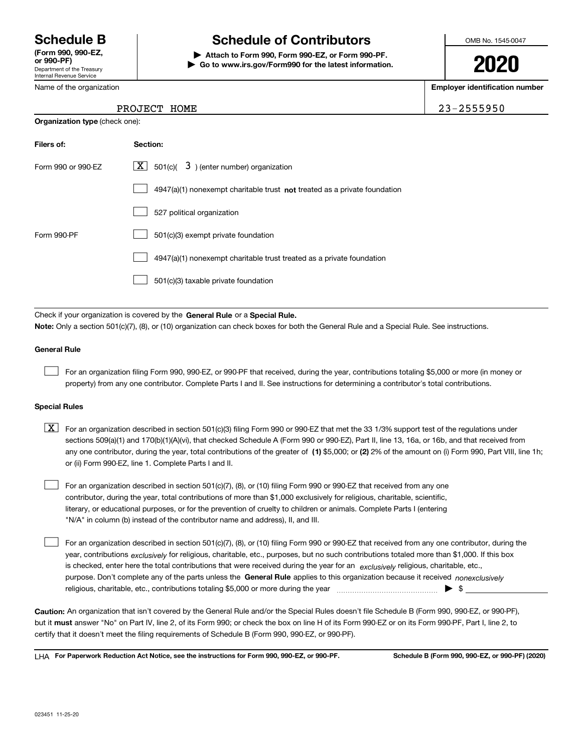# Schedule B (Form 990, 990-EZ, or 990-PF)

Department of the Treasury
Internal Revenue Service

## Schedule of Contributors

▶ **Attach to Form 990, Form 990-EZ, or Form 990-PF.**
▶ **Go to www.irs.gov/Form990 for the latest information.**

OMB No. 1545-0047

**2020**

Name of the organization: PROJECT HOME

**Employer identification number:** 23-2555950

**Organization type** (check one):

| **Filers of:** | **Section:** |
|---|---|
| Form 990 or 990-EZ | [X] 501(c)( 3 ) (enter number) organization |
| | [ ] 4947(a)(1) nonexempt charitable trust **not** treated as a private foundation |
| | [ ] 527 political organization |
| Form 990-PF | [ ] 501(c)(3) exempt private foundation |
| | [ ] 4947(a)(1) nonexempt charitable trust treated as a private foundation |
| | [ ] 501(c)(3) taxable private foundation |

Check if your organization is covered by the **General Rule** or a **Special Rule.**

**Note:** Only a section 501(c)(7), (8), or (10) organization can check boxes for both the General Rule and a Special Rule. See instructions.

### General Rule

[ ] For an organization filing Form 990, 990-EZ, or 990-PF that received, during the year, contributions totaling $5,000 or more (in money or property) from any one contributor. Complete Parts I and II. See instructions for determining a contributor's total contributions.

### Special Rules

[X] For an organization described in section 501(c)(3) filing Form 990 or 990-EZ that met the 33 1/3% support test of the regulations under sections 509(a)(1) and 170(b)(1)(A)(vi), that checked Schedule A (Form 990 or 990-EZ), Part II, line 13, 16a, or 16b, and that received from any one contributor, during the year, total contributions of the greater of **(1)** $5,000; or **(2)** 2% of the amount on (i) Form 990, Part VIII, line 1h; or (ii) Form 990-EZ, line 1. Complete Parts I and II.

[ ] For an organization described in section 501(c)(7), (8), or (10) filing Form 990 or 990-EZ that received from any one contributor, during the year, total contributions of more than $1,000 exclusively for religious, charitable, scientific, literary, or educational purposes, or for the prevention of cruelty to children or animals. Complete Parts I (entering "N/A" in column (b) instead of the contributor name and address), II, and III.

[ ] For an organization described in section 501(c)(7), (8), or (10) filing Form 990 or 990-EZ that received from any one contributor, during the year, contributions *exclusively* for religious, charitable, etc., purposes, but no such contributions totaled more than $1,000. If this box is checked, enter here the total contributions that were received during the year for an *exclusively* religious, charitable, etc., purpose. Don't complete any of the parts unless the **General Rule** applies to this organization because it received *nonexclusively* religious, charitable, etc., contributions totaling $5,000 or more during the year ▶ $ ________

**Caution:** An organization that isn't covered by the General Rule and/or the Special Rules doesn't file Schedule B (Form 990, 990-EZ, or 990-PF), but it **must** answer "No" on Part IV, line 2, of its Form 990; or check the box on line H of its Form 990-EZ or on its Form 990-PF, Part I, line 2, to certify that it doesn't meet the filing requirements of Schedule B (Form 990, 990-EZ, or 990-PF).

LHA **For Paperwork Reduction Act Notice, see the instructions for Form 990, 990-EZ, or 990-PF.** **Schedule B (Form 990, 990-EZ, or 990-PF) (2020)**

023451 11-25-20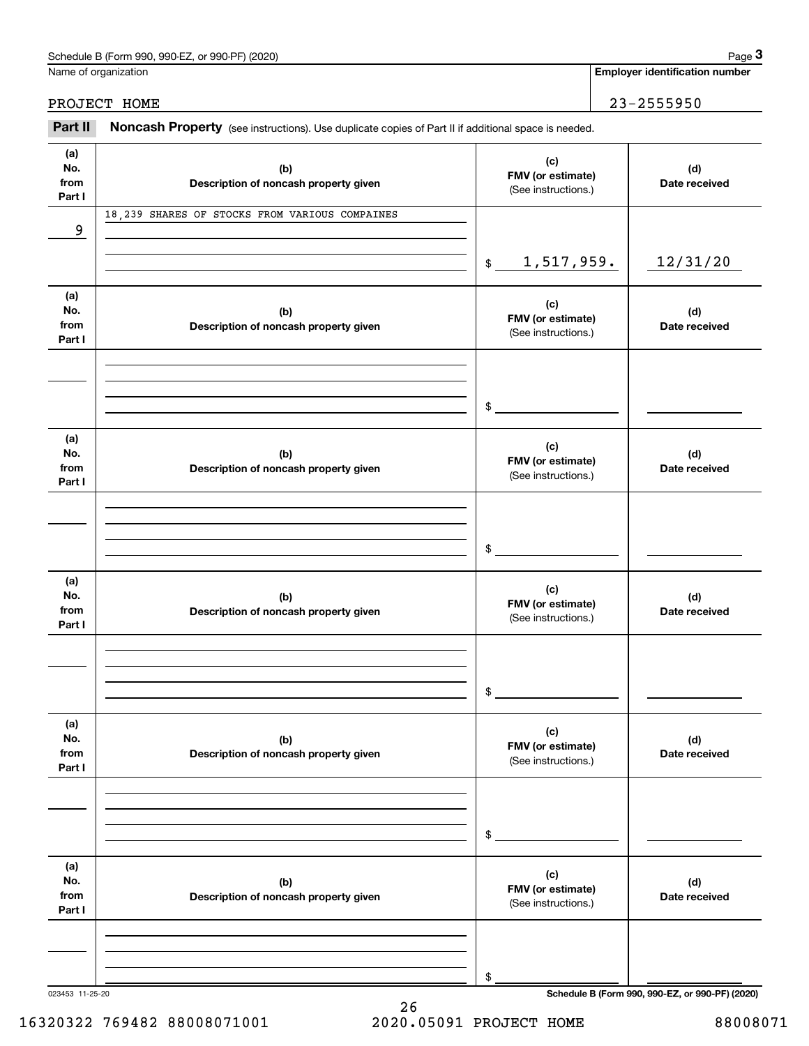Schedule B (Form 990, 990-EZ, or 990-PF) (2020)

Name of organization: PROJECT HOME

Employer identification number: 23-2555950

## Part II Noncash Property

(see instructions). Use duplicate copies of Part II if additional space is needed.

| (a) No. from Part I | (b) Description of noncash property given | (c) FMV (or estimate) (See instructions.) | (d) Date received |
|---|---|---|---|
| 9 | 18,239 SHARES OF STOCKS FROM VARIOUS COMPAINES | $ 1,517,959. | 12/31/20 |
| | | $ | |
| | | $ | |
| | | $ | |
| | | $ | |
| | | $ | |

023453 11-25-20

Schedule B (Form 990, 990-EZ, or 990-PF) (2020)

16320322 769482 88008071001 2020.05091 PROJECT HOME 88008071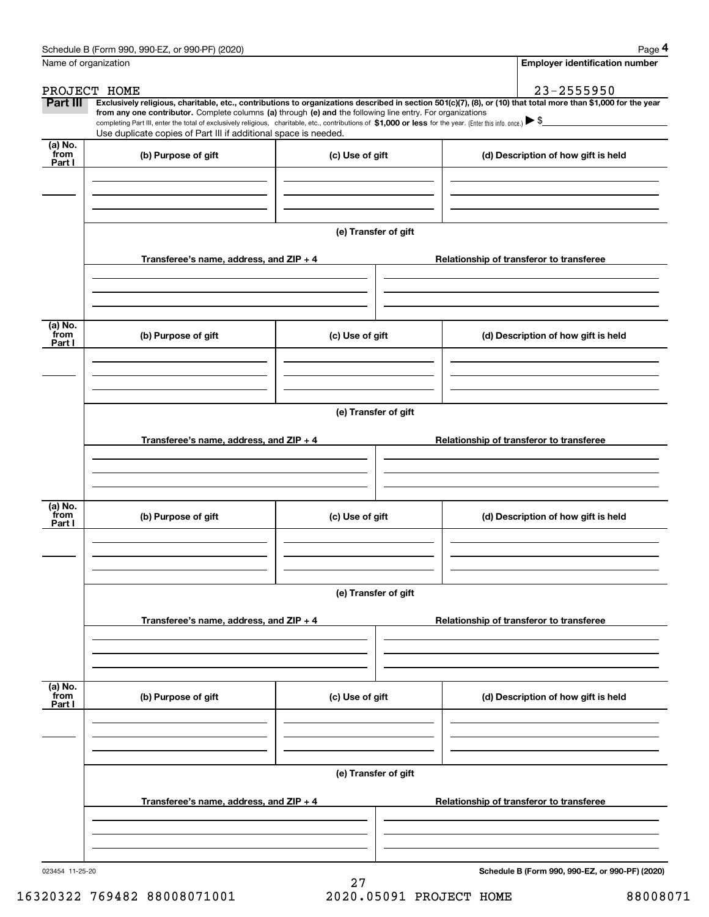Schedule B (Form 990, 990-EZ, or 990-PF) (2020)

| Name of organization | Employer identification number |
|---|---|
| PROJECT HOME | 23-2555950 |

**Part III** **Exclusively religious, charitable, etc., contributions to organizations described in section 501(c)(7), (8), or (10) that total more than $1,000 for the year from any one contributor.** Complete columns **(a)** through **(e)** and the following line entry. For organizations completing Part III, enter the total of exclusively religious, charitable, etc., contributions of **$1,000 or less** for the year. (Enter this info. once.) ▶ $

Use duplicate copies of Part III if additional space is needed.

| (a) No. from Part I | (b) Purpose of gift | (c) Use of gift | (d) Description of how gift is held |
|---|---|---|---|
| | | | |

**(e) Transfer of gift**

| Transferee's name, address, and ZIP + 4 | Relationship of transferor to transferee |
|---|---|
| | |

| (a) No. from Part I | (b) Purpose of gift | (c) Use of gift | (d) Description of how gift is held |
|---|---|---|---|
| | | | |

**(e) Transfer of gift**

| Transferee's name, address, and ZIP + 4 | Relationship of transferor to transferee |
|---|---|
| | |

| (a) No. from Part I | (b) Purpose of gift | (c) Use of gift | (d) Description of how gift is held |
|---|---|---|---|
| | | | |

**(e) Transfer of gift**

| Transferee's name, address, and ZIP + 4 | Relationship of transferor to transferee |
|---|---|
| | |

| (a) No. from Part I | (b) Purpose of gift | (c) Use of gift | (d) Description of how gift is held |
|---|---|---|---|
| | | | |

**(e) Transfer of gift**

| Transferee's name, address, and ZIP + 4 | Relationship of transferor to transferee |
|---|---|
| | |

023454 11-25-20

**Schedule B (Form 990, 990-EZ, or 990-PF) (2020)**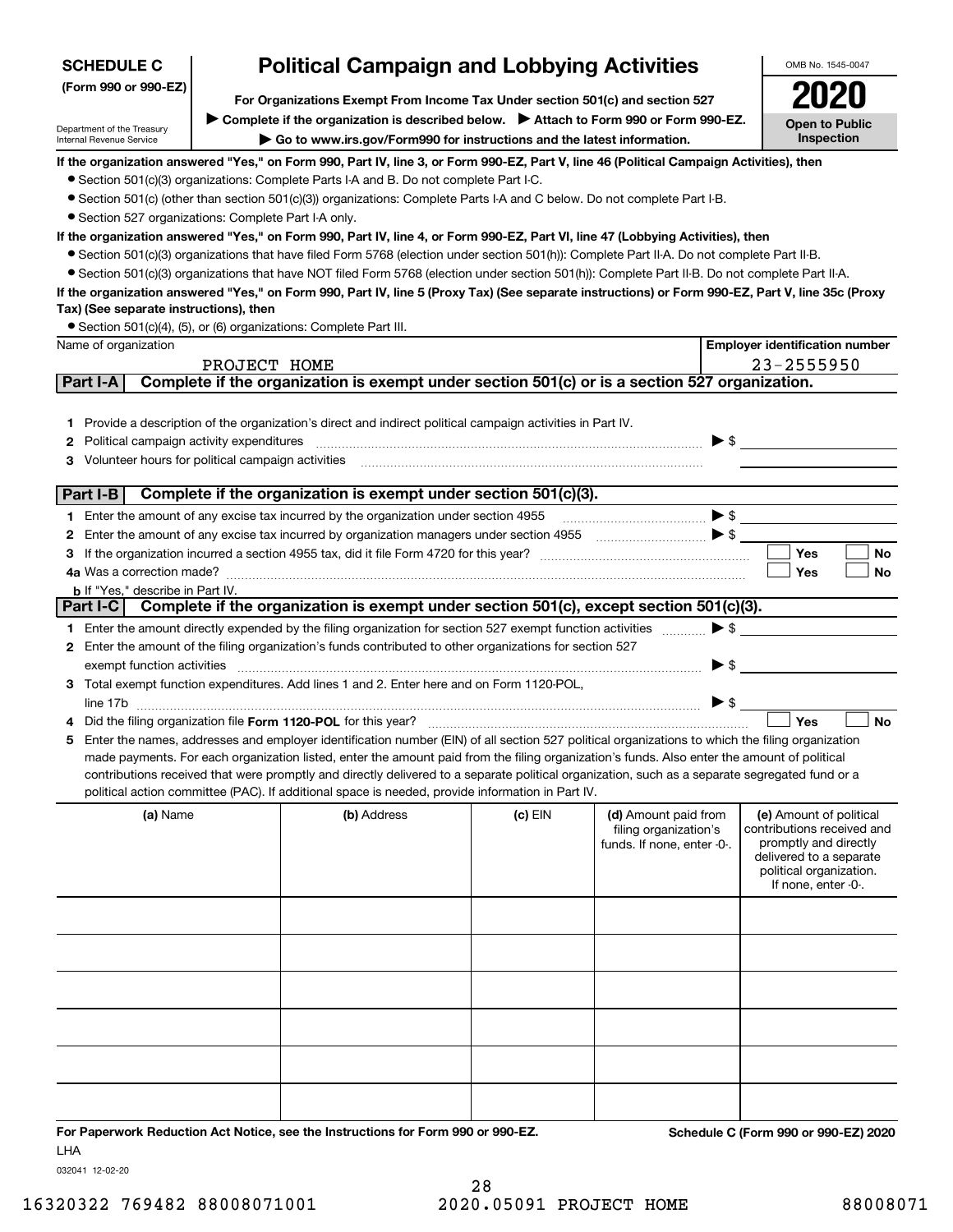**SCHEDULE C (Form 990 or 990-EZ)**

Department of the Treasury
Internal Revenue Service

# Political Campaign and Lobbying Activities

**For Organizations Exempt From Income Tax Under section 501(c) and section 527**

▶ **Complete if the organization is described below.** ▶ **Attach to Form 990 or Form 990-EZ.**

▶ **Go to www.irs.gov/Form990 for instructions and the latest information.**

OMB No. 1545-0047

**2020**

**Open to Public Inspection**

**If the organization answered "Yes," on Form 990, Part IV, line 3, or Form 990-EZ, Part V, line 46 (Political Campaign Activities), then**

- Section 501(c)(3) organizations: Complete Parts I-A and B. Do not complete Part I-C.
- Section 501(c) (other than section 501(c)(3)) organizations: Complete Parts I-A and C below. Do not complete Part I-B.
- Section 527 organizations: Complete Part I-A only.

**If the organization answered "Yes," on Form 990, Part IV, line 4, or Form 990-EZ, Part VI, line 47 (Lobbying Activities), then**

- Section 501(c)(3) organizations that have filed Form 5768 (election under section 501(h)): Complete Part II-A. Do not complete Part II-B.
- Section 501(c)(3) organizations that have NOT filed Form 5768 (election under section 501(h)): Complete Part II-B. Do not complete Part II-A.

**If the organization answered "Yes," on Form 990, Part IV, line 5 (Proxy Tax) (See separate instructions) or Form 990-EZ, Part V, line 35c (Proxy Tax) (See separate instructions), then**

- Section 501(c)(4), (5), or (6) organizations: Complete Part III.

| Name of organization | Employer identification number |
|---|---|
| PROJECT HOME | 23-2555950 |

## Part I-A Complete if the organization is exempt under section 501(c) or is a section 527 organization.

1. Provide a description of the organization's direct and indirect political campaign activities in Part IV.
2. Political campaign activity expenditures ▶ $
3. Volunteer hours for political campaign activities

## Part I-B Complete if the organization is exempt under section 501(c)(3).

1. Enter the amount of any excise tax incurred by the organization under section 4955 ▶ $
2. Enter the amount of any excise tax incurred by organization managers under section 4955 ▶ $
3. If the organization incurred a section 4955 tax, did it file Form 4720 for this year? ☐ Yes ☐ No
4a. Was a correction made? ☐ Yes ☐ No
 b. If "Yes," describe in Part IV.

## Part I-C Complete if the organization is exempt under section 501(c), except section 501(c)(3).

1. Enter the amount directly expended by the filing organization for section 527 exempt function activities ▶ $
2. Enter the amount of the filing organization's funds contributed to other organizations for section 527 exempt function activities ▶ $
3. Total exempt function expenditures. Add lines 1 and 2. Enter here and on Form 1120-POL, line 17b ▶ $
4. Did the filing organization file **Form 1120-POL** for this year? ☐ Yes ☐ No
5. Enter the names, addresses and employer identification number (EIN) of all section 527 political organizations to which the filing organization made payments. For each organization listed, enter the amount paid from the filing organization's funds. Also enter the amount of political contributions received that were promptly and directly delivered to a separate political organization, such as a separate segregated fund or a political action committee (PAC). If additional space is needed, provide information in Part IV.

| (a) Name | (b) Address | (c) EIN | (d) Amount paid from filing organization's funds. If none, enter -0-. | (e) Amount of political contributions received and promptly and directly delivered to a separate political organization. If none, enter -0-. |
|---|---|---|---|---|
| | | | | |
| | | | | |
| | | | | |
| | | | | |
| | | | | |
| | | | | |

**For Paperwork Reduction Act Notice, see the Instructions for Form 990 or 990-EZ.** **Schedule C (Form 990 or 990-EZ) 2020**

LHA

032041 12-02-20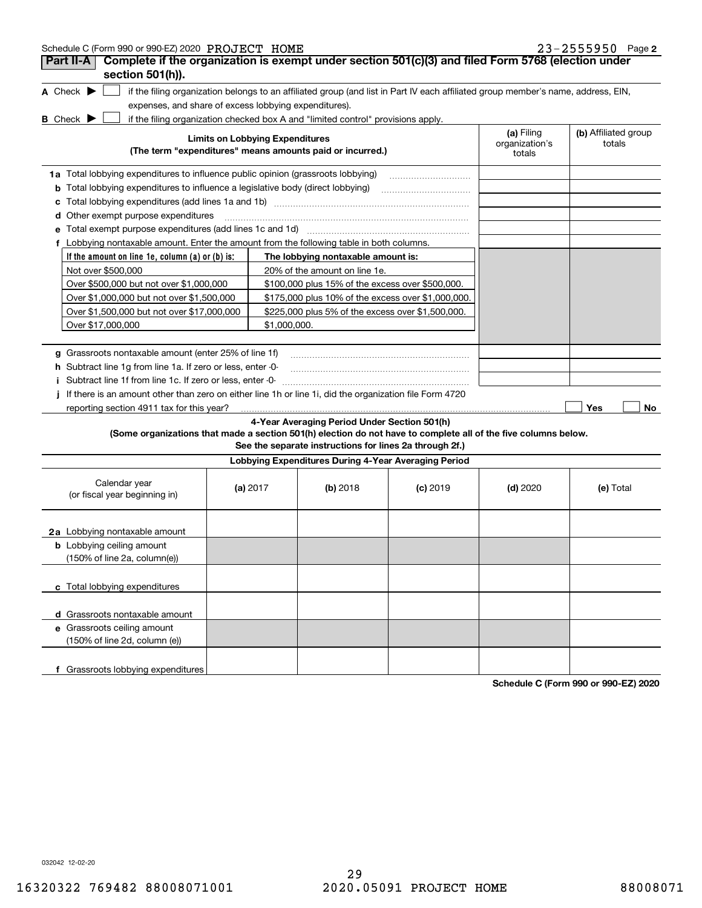Schedule C (Form 990 or 990-EZ) 2020 PROJECT HOME 23-2555950 Page 2

**Part II-A** **Complete if the organization is exempt under section 501(c)(3) and filed Form 5768 (election under section 501(h)).**

**A** Check ▶ ☐ if the filing organization belongs to an affiliated group (and list in Part IV each affiliated group member's name, address, EIN, expenses, and share of excess lobbying expenditures).

**B** Check ▶ ☐ if the filing organization checked box A and "limited control" provisions apply.

| **Limits on Lobbying Expenditures** (The term "expenditures" means amounts paid or incurred.) | **(a)** Filing organization's totals | **(b)** Affiliated group totals |
|---|---|---|
| **1a** Total lobbying expenditures to influence public opinion (grassroots lobbying) | | |
| **b** Total lobbying expenditures to influence a legislative body (direct lobbying) | | |
| **c** Total lobbying expenditures (add lines 1a and 1b) | | |
| **d** Other exempt purpose expenditures | | |
| **e** Total exempt purpose expenditures (add lines 1c and 1d) | | |
| **f** Lobbying nontaxable amount. Enter the amount from the following table in both columns. | | |

| If the amount on line 1e, column (a) or (b) is: | The lobbying nontaxable amount is: |
|---|---|
| Not over $500,000 | 20% of the amount on line 1e. |
| Over $500,000 but not over $1,000,000 | $100,000 plus 15% of the excess over $500,000. |
| Over $1,000,000 but not over $1,500,000 | $175,000 plus 10% of the excess over $1,000,000. |
| Over $1,500,000 but not over $17,000,000 | $225,000 plus 5% of the excess over $1,500,000. |
| Over $17,000,000 | $1,000,000. |

| | **(a)** Filing organization's totals | **(b)** Affiliated group totals |
|---|---|---|
| **g** Grassroots nontaxable amount (enter 25% of line 1f) | | |
| **h** Subtract line 1g from line 1a. If zero or less, enter -0- | | |
| **i** Subtract line 1f from line 1c. If zero or less, enter -0- | | |

**j** If there is an amount other than zero on either line 1h or line 1i, did the organization file Form 4720 reporting section 4911 tax for this year? ☐ Yes ☐ No

**4-Year Averaging Period Under Section 501(h)**
**(Some organizations that made a section 501(h) election do not have to complete all of the five columns below. See the separate instructions for lines 2a through 2f.)**

**Lobbying Expenditures During 4-Year Averaging Period**

| Calendar year (or fiscal year beginning in) | **(a)** 2017 | **(b)** 2018 | **(c)** 2019 | **(d)** 2020 | **(e)** Total |
|---|---|---|---|---|---|
| **2a** Lobbying nontaxable amount | | | | | |
| **b** Lobbying ceiling amount (150% of line 2a, column(e)) | | | | | |
| **c** Total lobbying expenditures | | | | | |
| **d** Grassroots nontaxable amount | | | | | |
| **e** Grassroots ceiling amount (150% of line 2d, column (e)) | | | | | |
| **f** Grassroots lobbying expenditures | | | | | |

**Schedule C (Form 990 or 990-EZ) 2020**

032042 12-02-20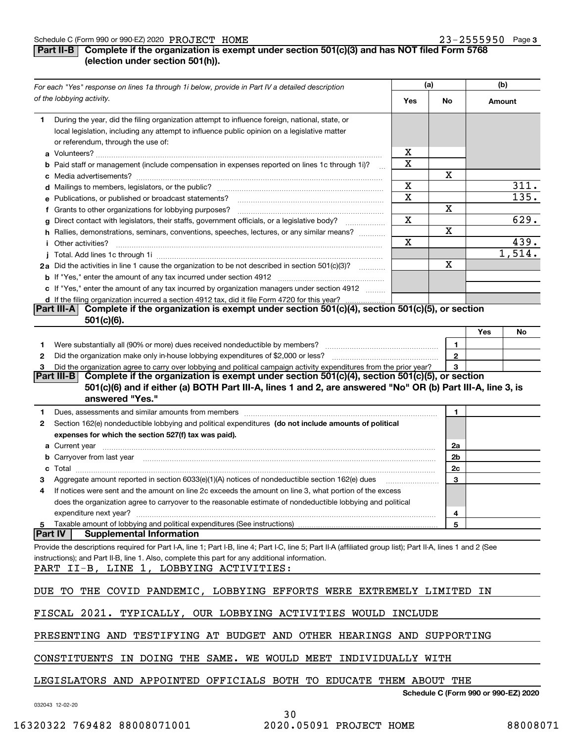Schedule C (Form 990 or 990-EZ) 2020 PROJECT HOME 23-2555950 Page 3

**Part II-B Complete if the organization is exempt under section 501(c)(3) and has NOT filed Form 5768 (election under section 501(h)).**

| *For each "Yes" response on lines 1a through 1i below, provide in Part IV a detailed description of the lobbying activity.* | (a) Yes | (a) No | (b) Amount |
|---|---|---|---|
| **1** During the year, did the filing organization attempt to influence foreign, national, state, or local legislation, including any attempt to influence public opinion on a legislative matter or referendum, through the use of: | | | |
| **a** Volunteers? | X | | |
| **b** Paid staff or management (include compensation in expenses reported on lines 1c through 1i)? | X | | |
| **c** Media advertisements? | | X | |
| **d** Mailings to members, legislators, or the public? | X | | 311. |
| **e** Publications, or published or broadcast statements? | X | | 135. |
| **f** Grants to other organizations for lobbying purposes? | | X | |
| **g** Direct contact with legislators, their staffs, government officials, or a legislative body? | X | | 629. |
| **h** Rallies, demonstrations, seminars, conventions, speeches, lectures, or any similar means? | | X | |
| **i** Other activities? | X | | 439. |
| **j** Total. Add lines 1c through 1i | | | 1,514. |
| **2a** Did the activities in line 1 cause the organization to be not described in section 501(c)(3)? | | X | |
| **b** If "Yes," enter the amount of any tax incurred under section 4912 | | | |
| **c** If "Yes," enter the amount of any tax incurred by organization managers under section 4912 | | | |
| **d** If the filing organization incurred a section 4912 tax, did it file Form 4720 for this year? | | | |

**Part III-A Complete if the organization is exempt under section 501(c)(4), section 501(c)(5), or section 501(c)(6).**

| | | Yes | No |
|---|---|---|---|
| **1** Were substantially all (90% or more) dues received nondeductible by members? | 1 | | |
| **2** Did the organization make only in-house lobbying expenditures of $2,000 or less? | 2 | | |
| **3** Did the organization agree to carry over lobbying and political campaign activity expenditures from the prior year? | 3 | | |

**Part III-B Complete if the organization is exempt under section 501(c)(4), section 501(c)(5), or section 501(c)(6) and if either (a) BOTH Part III-A, lines 1 and 2, are answered "No" OR (b) Part III-A, line 3, is answered "Yes."**

| | | |
|---|---|---|
| **1** Dues, assessments and similar amounts from members | 1 | |
| **2** Section 162(e) nondeductible lobbying and political expenditures **(do not include amounts of political expenses for which the section 527(f) tax was paid).** | | |
| **a** Current year | 2a | |
| **b** Carryover from last year | 2b | |
| **c** Total | 2c | |
| **3** Aggregate amount reported in section 6033(e)(1)(A) notices of nondeductible section 162(e) dues | 3 | |
| **4** If notices were sent and the amount on line 2c exceeds the amount on line 3, what portion of the excess does the organization agree to carryover to the reasonable estimate of nondeductible lobbying and political expenditure next year? | 4 | |
| **5** Taxable amount of lobbying and political expenditures (See instructions) | 5 | |

**Part IV Supplemental Information**

Provide the descriptions required for Part I-A, line 1; Part I-B, line 4; Part I-C, line 5; Part II-A (affiliated group list); Part II-A, lines 1 and 2 (See instructions); and Part II-B, line 1. Also, complete this part for any additional information.

PART II-B, LINE 1, LOBBYING ACTIVITIES:

DUE TO THE COVID PANDEMIC, LOBBYING EFFORTS WERE EXTREMELY LIMITED IN FISCAL 2021. TYPICALLY, OUR LOBBYING ACTIVITIES WOULD INCLUDE PRESENTING AND TESTIFYING AT BUDGET AND OTHER HEARINGS AND SUPPORTING CONSTITUENTS IN DOING THE SAME. WE WOULD MEET INDIVIDUALLY WITH LEGISLATORS AND APPOINTED OFFICIALS BOTH TO EDUCATE THEM ABOUT THE

Schedule C (Form 990 or 990-EZ) 2020

032043 12-02-20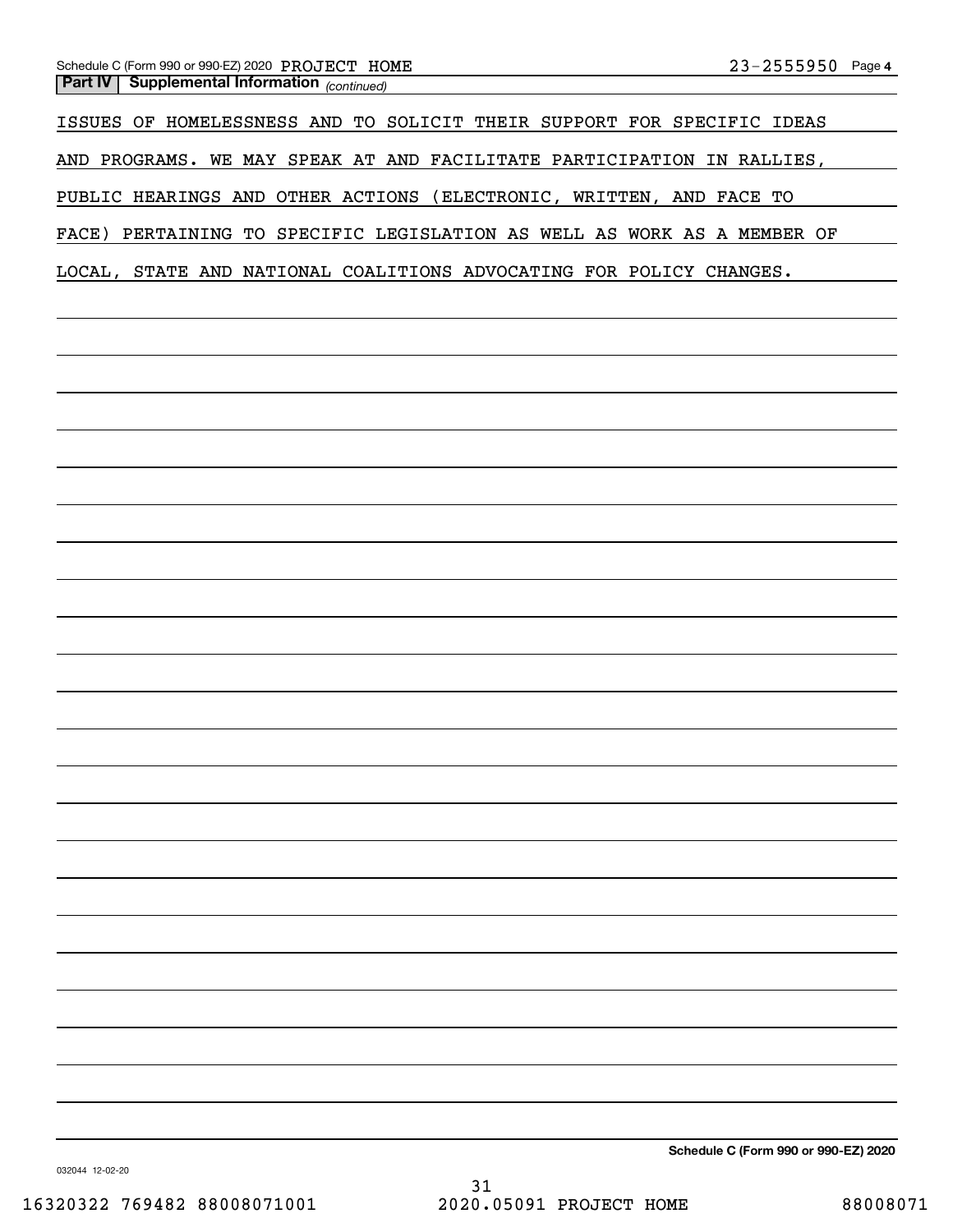**Part IV | Supplemental Information** *(continued)*

ISSUES OF HOMELESSNESS AND TO SOLICIT THEIR SUPPORT FOR SPECIFIC IDEAS AND PROGRAMS. WE MAY SPEAK AT AND FACILITATE PARTICIPATION IN RALLIES, PUBLIC HEARINGS AND OTHER ACTIONS (ELECTRONIC, WRITTEN, AND FACE TO FACE) PERTAINING TO SPECIFIC LEGISLATION AS WELL AS WORK AS A MEMBER OF LOCAL, STATE AND NATIONAL COALITIONS ADVOCATING FOR POLICY CHANGES.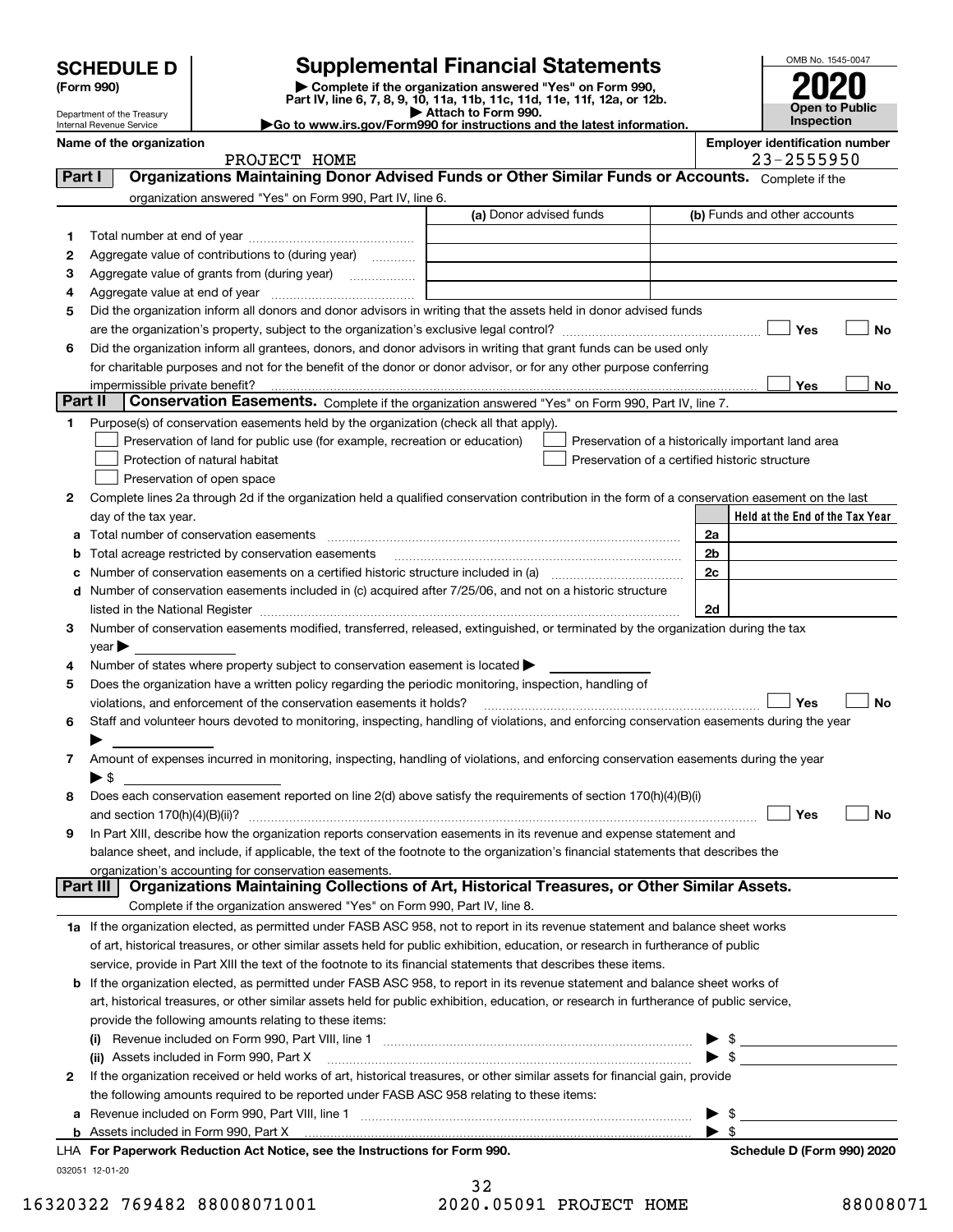# SCHEDULE D (Form 990)

Department of the Treasury
Internal Revenue Service

## Supplemental Financial Statements

▶ Complete if the organization answered "Yes" on Form 990, Part IV, line 6, 7, 8, 9, 10, 11a, 11b, 11c, 11d, 11e, 11f, 12a, or 12b.
▶ Attach to Form 990.
▶Go to www.irs.gov/Form990 for instructions and the latest information.

OMB No. 1545-0047

**2020**

**Open to Public Inspection**

**Name of the organization:** PROJECT HOME

**Employer identification number:** 23-2555950

### Part I — Organizations Maintaining Donor Advised Funds or Other Similar Funds or Accounts.

Complete if the organization answered "Yes" on Form 990, Part IV, line 6.

| | | (a) Donor advised funds | (b) Funds and other accounts |
|---|---|---|---|
| 1 | Total number at end of year | | |
| 2 | Aggregate value of contributions to (during year) | | |
| 3 | Aggregate value of grants from (during year) | | |
| 4 | Aggregate value at end of year | | |

5 Did the organization inform all donors and donor advisors in writing that the assets held in donor advised funds are the organization's property, subject to the organization's exclusive legal control? ☐ Yes ☐ No

6 Did the organization inform all grantees, donors, and donor advisors in writing that grant funds can be used only for charitable purposes and not for the benefit of the donor or donor advisor, or for any other purpose conferring impermissible private benefit? ☐ Yes ☐ No

### Part II — Conservation Easements.

Complete if the organization answered "Yes" on Form 990, Part IV, line 7.

1 Purpose(s) of conservation easements held by the organization (check all that apply).

- ☐ Preservation of land for public use (for example, recreation or education)
- ☐ Protection of natural habitat
- ☐ Preservation of open space
- ☐ Preservation of a historically important land area
- ☐ Preservation of a certified historic structure

2 Complete lines 2a through 2d if the organization held a qualified conservation contribution in the form of a conservation easement on the last day of the tax year.

| | | | Held at the End of the Tax Year |
|---|---|---|---|
| a | Total number of conservation easements | 2a | |
| b | Total acreage restricted by conservation easements | 2b | |
| c | Number of conservation easements on a certified historic structure included in (a) | 2c | |
| d | Number of conservation easements included in (c) acquired after 7/25/06, and not on a historic structure listed in the National Register | 2d | |

3 Number of conservation easements modified, transferred, released, extinguished, or terminated by the organization during the tax year ▶

4 Number of states where property subject to conservation easement is located ▶

5 Does the organization have a written policy regarding the periodic monitoring, inspection, handling of violations, and enforcement of the conservation easements it holds? ☐ Yes ☐ No

6 Staff and volunteer hours devoted to monitoring, inspecting, handling of violations, and enforcing conservation easements during the year ▶

7 Amount of expenses incurred in monitoring, inspecting, handling of violations, and enforcing conservation easements during the year ▶ $

8 Does each conservation easement reported on line 2(d) above satisfy the requirements of section 170(h)(4)(B)(i) and section 170(h)(4)(B)(ii)? ☐ Yes ☐ No

9 In Part XIII, describe how the organization reports conservation easements in its revenue and expense statement and balance sheet, and include, if applicable, the text of the footnote to the organization's financial statements that describes the organization's accounting for conservation easements.

### Part III — Organizations Maintaining Collections of Art, Historical Treasures, or Other Similar Assets.

Complete if the organization answered "Yes" on Form 990, Part IV, line 8.

1a If the organization elected, as permitted under FASB ASC 958, not to report in its revenue statement and balance sheet works of art, historical treasures, or other similar assets held for public exhibition, education, or research in furtherance of public service, provide in Part XIII the text of the footnote to its financial statements that describes these items.

b If the organization elected, as permitted under FASB ASC 958, to report in its revenue statement and balance sheet works of art, historical treasures, or other similar assets held for public exhibition, education, or research in furtherance of public service, provide the following amounts relating to these items:

(i) Revenue included on Form 990, Part VIII, line 1 ▶ $

(ii) Assets included in Form 990, Part X ▶ $

2 If the organization received or held works of art, historical treasures, or other similar assets for financial gain, provide the following amounts required to be reported under FASB ASC 958 relating to these items:

a Revenue included on Form 990, Part VIII, line 1 ▶ $

b Assets included in Form 990, Part X ▶ $

**LHA For Paperwork Reduction Act Notice, see the Instructions for Form 990.** **Schedule D (Form 990) 2020**

032051 12-01-20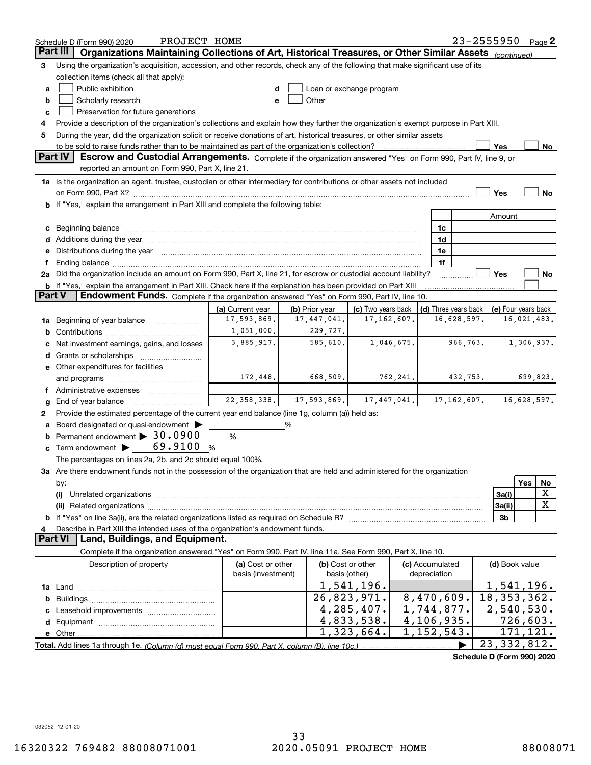Schedule D (Form 990) 2020 PROJECT HOME 23-2555950 Page 2

## Part III Organizations Maintaining Collections of Art, Historical Treasures, or Other Similar Assets *(continued)*

3 Using the organization's acquisition, accession, and other records, check any of the following that make significant use of its collection items (check all that apply):

- a ☐ Public exhibition
- b ☐ Scholarly research
- c ☐ Preservation for future generations
- d ☐ Loan or exchange program
- e ☐ Other

4 Provide a description of the organization's collections and explain how they further the organization's exempt purpose in Part XIII.

5 During the year, did the organization solicit or receive donations of art, historical treasures, or other similar assets to be sold to raise funds rather than to be maintained as part of the organization's collection? ☐ Yes ☐ No

## Part IV Escrow and Custodial Arrangements.

Complete if the organization answered "Yes" on Form 990, Part IV, line 9, or reported an amount on Form 990, Part X, line 21.

1a Is the organization an agent, trustee, custodian or other intermediary for contributions or other assets not included on Form 990, Part X? ☐ Yes ☐ No

b If "Yes," explain the arrangement in Part XIII and complete the following table:

| | | Amount |
|---|---|---|
| c Beginning balance | 1c | |
| d Additions during the year | 1d | |
| e Distributions during the year | 1e | |
| f Ending balance | 1f | |

2a Did the organization include an amount on Form 990, Part X, line 21, for escrow or custodial account liability? ☐ Yes ☐ No

b If "Yes," explain the arrangement in Part XIII. Check here if the explanation has been provided on Part XIII ☐

## Part V Endowment Funds.

Complete if the organization answered "Yes" on Form 990, Part IV, line 10.

| | (a) Current year | (b) Prior year | (c) Two years back | (d) Three years back | (e) Four years back |
|---|---|---|---|---|---|
| 1a Beginning of year balance | 17,593,869. | 17,447,041. | 17,162,607. | 16,628,597. | 16,021,483. |
| b Contributions | 1,051,000. | 229,727. | | | |
| c Net investment earnings, gains, and losses | 3,885,917. | 585,610. | 1,046,675. | 966,763. | 1,306,937. |
| d Grants or scholarships | | | | | |
| e Other expenditures for facilities and programs | 172,448. | 668,509. | 762,241. | 432,753. | 699,823. |
| f Administrative expenses | | | | | |
| g End of year balance | 22,358,338. | 17,593,869. | 17,447,041. | 17,162,607. | 16,628,597. |

2 Provide the estimated percentage of the current year end balance (line 1g, column (a)) held as:

- a Board designated or quasi-endowment ▶ ______ %
- b Permanent endowment ▶ 30.0900 %
- c Term endowment ▶ 69.9100 %

The percentages on lines 2a, 2b, and 2c should equal 100%.

3a Are there endowment funds not in the possession of the organization that are held and administered for the organization by:

| | | Yes | No |
|---|---|---|---|
| (i) Unrelated organizations | 3a(i) | | X |
| (ii) Related organizations | 3a(ii) | | X |
| b If "Yes" on line 3a(ii), are the related organizations listed as required on Schedule R? | 3b | | |

4 Describe in Part XIII the intended uses of the organization's endowment funds.

## Part VI Land, Buildings, and Equipment.

Complete if the organization answered "Yes" on Form 990, Part IV, line 11a. See Form 990, Part X, line 10.

| Description of property | (a) Cost or other basis (investment) | (b) Cost or other basis (other) | (c) Accumulated depreciation | (d) Book value |
|---|---|---|---|---|
| 1a Land | | 1,541,196. | | 1,541,196. |
| b Buildings | | 26,823,971. | 8,470,609. | 18,353,362. |
| c Leasehold improvements | | 4,285,407. | 1,744,877. | 2,540,530. |
| d Equipment | | 4,833,538. | 4,106,935. | 726,603. |
| e Other | | 1,323,664. | 1,152,543. | 171,121. |
| **Total.** Add lines 1a through 1e. *(Column (d) must equal Form 990, Part X, column (B), line 10c.)* | | | ▶ | 23,332,812. |

**Schedule D (Form 990) 2020**

032052 12-01-20

16320322 769482 88008071001 2020.05091 PROJECT HOME 88008071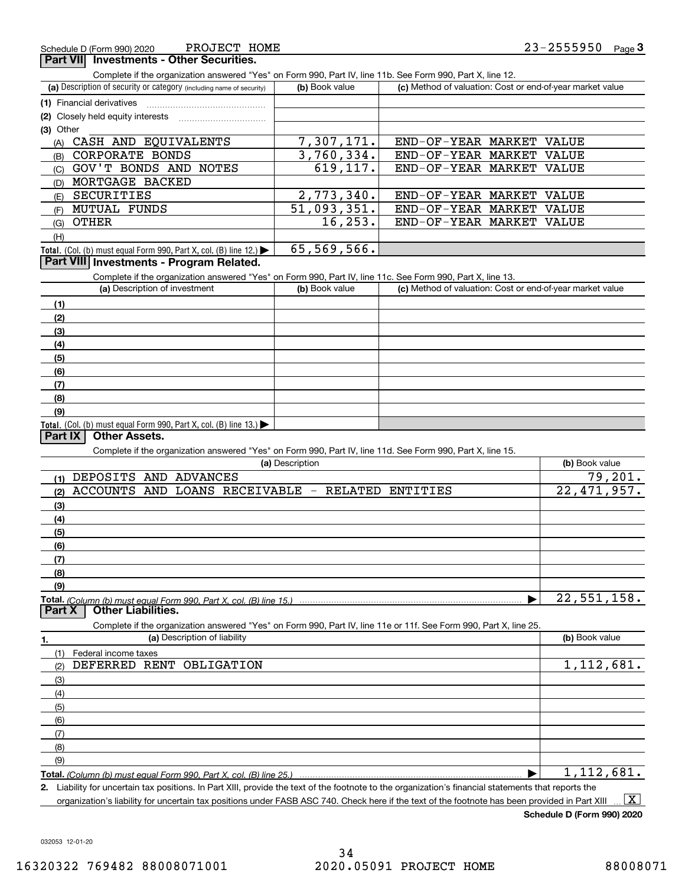Schedule D (Form 990) 2020 PROJECT HOME 23-2555950 Page 3

## Part VII Investments - Other Securities.

Complete if the organization answered "Yes" on Form 990, Part IV, line 11b. See Form 990, Part X, line 12.

| (a) Description of security or category (including name of security) | (b) Book value | (c) Method of valuation: Cost or end-of-year market value |
|---|---|---|
| (1) Financial derivatives | | |
| (2) Closely held equity interests | | |
| (3) Other | | |
| (A) CASH AND EQUIVALENTS | 7,307,171. | END-OF-YEAR MARKET VALUE |
| (B) CORPORATE BONDS | 3,760,334. | END-OF-YEAR MARKET VALUE |
| (C) GOV'T BONDS AND NOTES | 619,117. | END-OF-YEAR MARKET VALUE |
| (D) MORTGAGE BACKED | | |
| (E) SECURITIES | 2,773,340. | END-OF-YEAR MARKET VALUE |
| (F) MUTUAL FUNDS | 51,093,351. | END-OF-YEAR MARKET VALUE |
| (G) OTHER | 16,253. | END-OF-YEAR MARKET VALUE |
| (H) | | |
| **Total.** (Col. (b) must equal Form 990, Part X, col. (B) line 12.) | 65,569,566. | |

## Part VIII Investments - Program Related.

Complete if the organization answered "Yes" on Form 990, Part IV, line 11c. See Form 990, Part X, line 13.

| (a) Description of investment | (b) Book value | (c) Method of valuation: Cost or end-of-year market value |
|---|---|---|
| (1) | | |
| (2) | | |
| (3) | | |
| (4) | | |
| (5) | | |
| (6) | | |
| (7) | | |
| (8) | | |
| (9) | | |
| **Total.** (Col. (b) must equal Form 990, Part X, col. (B) line 13.) | | |

## Part IX Other Assets.

Complete if the organization answered "Yes" on Form 990, Part IV, line 11d. See Form 990, Part X, line 15.

| (a) Description | (b) Book value |
|---|---|
| (1) DEPOSITS AND ADVANCES | 79,201. |
| (2) ACCOUNTS AND LOANS RECEIVABLE - RELATED ENTITIES | 22,471,957. |
| (3) | |
| (4) | |
| (5) | |
| (6) | |
| (7) | |
| (8) | |
| (9) | |
| **Total.** *(Column (b) must equal Form 990, Part X, col. (B) line 15.)* | 22,551,158. |

## Part X Other Liabilities.

Complete if the organization answered "Yes" on Form 990, Part IV, line 11e or 11f. See Form 990, Part X, line 25.

| 1. (a) Description of liability | (b) Book value |
|---|---|
| (1) Federal income taxes | |
| (2) DEFERRED RENT OBLIGATION | 1,112,681. |
| (3) | |
| (4) | |
| (5) | |
| (6) | |
| (7) | |
| (8) | |
| (9) | |
| **Total.** *(Column (b) must equal Form 990, Part X, col. (B) line 25.)* | 1,112,681. |

**2.** Liability for uncertain tax positions. In Part XIII, provide the text of the footnote to the organization's financial statements that reports the organization's liability for uncertain tax positions under FASB ASC 740. Check here if the text of the footnote has been provided in Part XIII [X]

**Schedule D (Form 990) 2020**

032053 12-01-20

16320322 769482 88008071001 2020.05091 PROJECT HOME 88008071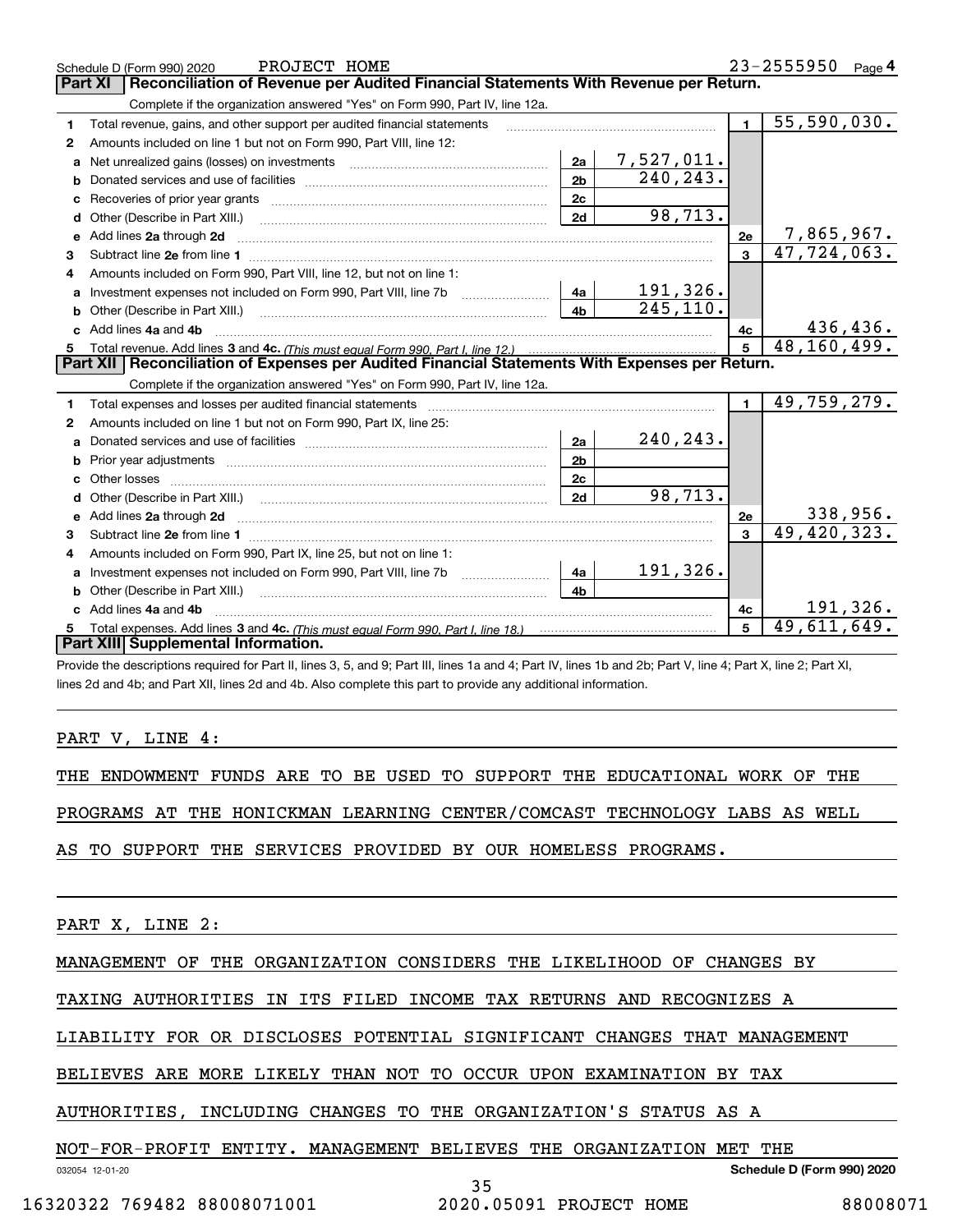Schedule D (Form 990) 2020 PROJECT HOME 23-2555950 Page 4

## Part XI Reconciliation of Revenue per Audited Financial Statements With Revenue per Return.

Complete if the organization answered "Yes" on Form 990, Part IV, line 12a.

| | | | | | |
|---|---|---|---|---|---|
| 1 | Total revenue, gains, and other support per audited financial statements | | | 1 | 55,590,030. |
| 2 | Amounts included on line 1 but not on Form 990, Part VIII, line 12: | | | | |
| a | Net unrealized gains (losses) on investments | 2a | 7,527,011. | | |
| b | Donated services and use of facilities | 2b | 240,243. | | |
| c | Recoveries of prior year grants | 2c | | | |
| d | Other (Describe in Part XIII.) | 2d | 98,713. | | |
| e | Add lines 2a through 2d | | | 2e | 7,865,967. |
| 3 | Subtract line 2e from line 1 | | | 3 | 47,724,063. |
| 4 | Amounts included on Form 990, Part VIII, line 12, but not on line 1: | | | | |
| a | Investment expenses not included on Form 990, Part VIII, line 7b | 4a | 191,326. | | |
| b | Other (Describe in Part XIII.) | 4b | 245,110. | | |
| c | Add lines 4a and 4b | | | 4c | 436,436. |
| 5 | Total revenue. Add lines 3 and 4c. *(This must equal Form 990, Part I, line 12.)* | | | 5 | 48,160,499. |

## Part XII Reconciliation of Expenses per Audited Financial Statements With Expenses per Return.

Complete if the organization answered "Yes" on Form 990, Part IV, line 12a.

| | | | | | |
|---|---|---|---|---|---|
| 1 | Total expenses and losses per audited financial statements | | | 1 | 49,759,279. |
| 2 | Amounts included on line 1 but not on Form 990, Part IX, line 25: | | | | |
| a | Donated services and use of facilities | 2a | 240,243. | | |
| b | Prior year adjustments | 2b | | | |
| c | Other losses | 2c | | | |
| d | Other (Describe in Part XIII.) | 2d | 98,713. | | |
| e | Add lines 2a through 2d | | | 2e | 338,956. |
| 3 | Subtract line 2e from line 1 | | | 3 | 49,420,323. |
| 4 | Amounts included on Form 990, Part IX, line 25, but not on line 1: | | | | |
| a | Investment expenses not included on Form 990, Part VIII, line 7b | 4a | 191,326. | | |
| b | Other (Describe in Part XIII.) | 4b | | | |
| c | Add lines 4a and 4b | | | 4c | 191,326. |
| 5 | Total expenses. Add lines 3 and 4c. *(This must equal Form 990, Part I, line 18.)* | | | 5 | 49,611,649. |

## Part XIII Supplemental Information.

Provide the descriptions required for Part II, lines 3, 5, and 9; Part III, lines 1a and 4; Part IV, lines 1b and 2b; Part V, line 4; Part X, line 2; Part XI, lines 2d and 4b; and Part XII, lines 2d and 4b. Also complete this part to provide any additional information.

PART V, LINE 4:

THE ENDOWMENT FUNDS ARE TO BE USED TO SUPPORT THE EDUCATIONAL WORK OF THE PROGRAMS AT THE HONICKMAN LEARNING CENTER/COMCAST TECHNOLOGY LABS AS WELL AS TO SUPPORT THE SERVICES PROVIDED BY OUR HOMELESS PROGRAMS.

PART X, LINE 2:

MANAGEMENT OF THE ORGANIZATION CONSIDERS THE LIKELIHOOD OF CHANGES BY TAXING AUTHORITIES IN ITS FILED INCOME TAX RETURNS AND RECOGNIZES A LIABILITY FOR OR DISCLOSES POTENTIAL SIGNIFICANT CHANGES THAT MANAGEMENT BELIEVES ARE MORE LIKELY THAN NOT TO OCCUR UPON EXAMINATION BY TAX AUTHORITIES, INCLUDING CHANGES TO THE ORGANIZATION'S STATUS AS A NOT-FOR-PROFIT ENTITY. MANAGEMENT BELIEVES THE ORGANIZATION MET THE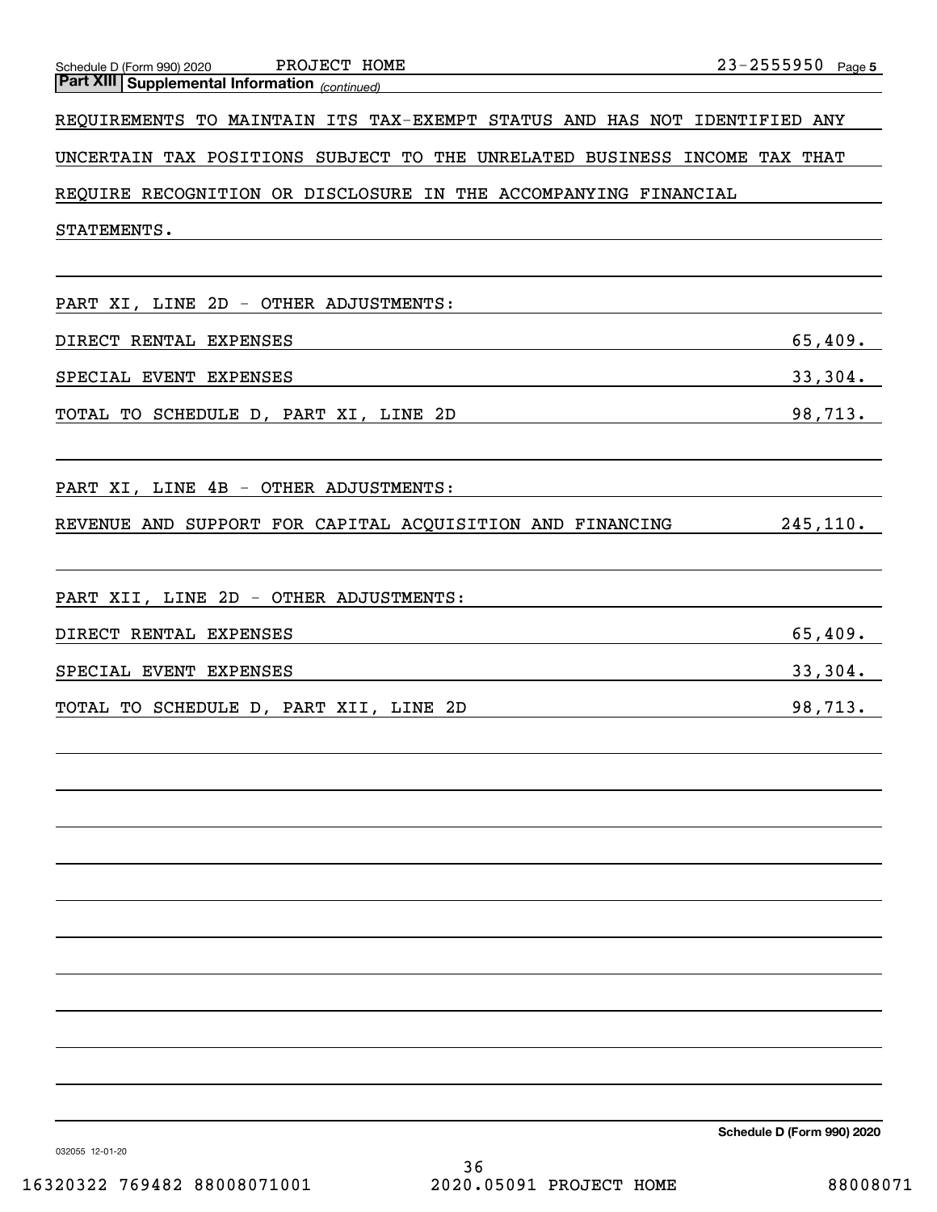Schedule D (Form 990) 2020 PROJECT HOME 23-2555950 Page 5

**Part XIII Supplemental Information** *(continued)*

REQUIREMENTS TO MAINTAIN ITS TAX-EXEMPT STATUS AND HAS NOT IDENTIFIED ANY UNCERTAIN TAX POSITIONS SUBJECT TO THE UNRELATED BUSINESS INCOME TAX THAT REQUIRE RECOGNITION OR DISCLOSURE IN THE ACCOMPANYING FINANCIAL STATEMENTS.

PART XI, LINE 2D - OTHER ADJUSTMENTS:

| | |
|---|---|
| DIRECT RENTAL EXPENSES | 65,409. |
| SPECIAL EVENT EXPENSES | 33,304. |
| TOTAL TO SCHEDULE D, PART XI, LINE 2D | 98,713. |

PART XI, LINE 4B - OTHER ADJUSTMENTS:

| | |
|---|---|
| REVENUE AND SUPPORT FOR CAPITAL ACQUISITION AND FINANCING | 245,110. |

PART XII, LINE 2D - OTHER ADJUSTMENTS:

| | |
|---|---|
| DIRECT RENTAL EXPENSES | 65,409. |
| SPECIAL EVENT EXPENSES | 33,304. |
| TOTAL TO SCHEDULE D, PART XII, LINE 2D | 98,713. |

Schedule D (Form 990) 2020

032055 12-01-20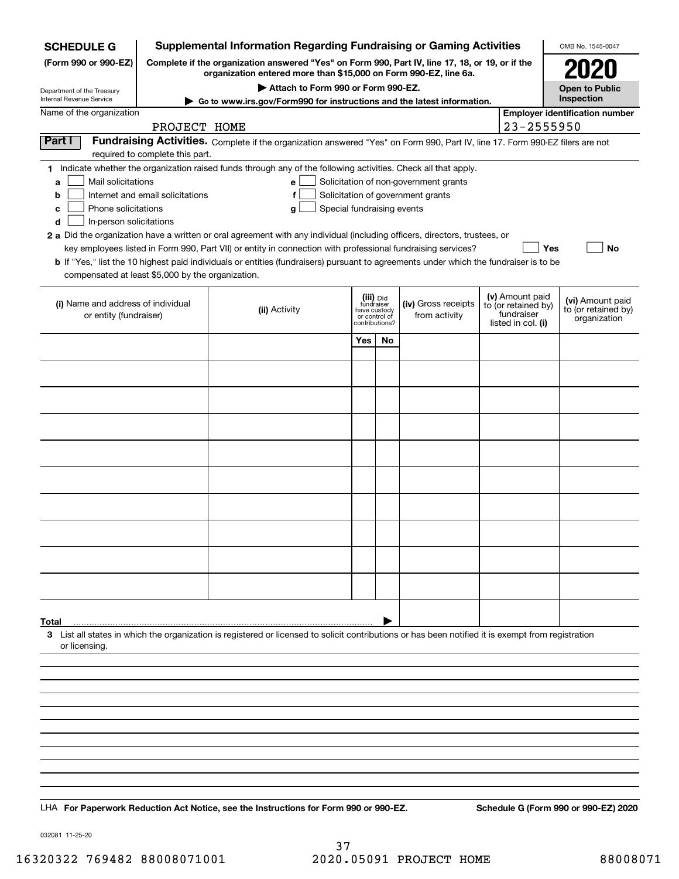**SCHEDULE G (Form 990 or 990-EZ)**

Department of the Treasury
Internal Revenue Service

# Supplemental Information Regarding Fundraising or Gaming Activities

**Complete if the organization answered "Yes" on Form 990, Part IV, line 17, 18, or 19, or if the organization entered more than $15,000 on Form 990-EZ, line 6a.**

**▶ Attach to Form 990 or Form 990-EZ.**

**▶ Go to www.irs.gov/Form990 for instructions and the latest information.**

OMB No. 1545-0047

**2020**

**Open to Public Inspection**

Name of the organization: PROJECT HOME

**Employer identification number:** 23-2555950

**Part I Fundraising Activities.** Complete if the organization answered "Yes" on Form 990, Part IV, line 17. Form 990-EZ filers are not required to complete this part.

**1** Indicate whether the organization raised funds through any of the following activities. Check all that apply.

- **a** ☐ Mail solicitations
- **b** ☐ Internet and email solicitations
- **c** ☐ Phone solicitations
- **d** ☐ In-person solicitations
- **e** ☐ Solicitation of non-government grants
- **f** ☐ Solicitation of government grants
- **g** ☐ Special fundraising events

**2a** Did the organization have a written or oral agreement with any individual (including officers, directors, trustees, or key employees listed in Form 990, Part VII) or entity in connection with professional fundraising services? ☐ **Yes** ☐ **No**

**b** If "Yes," list the 10 highest paid individuals or entities (fundraisers) pursuant to agreements under which the fundraiser is to be compensated at least $5,000 by the organization.

| (i) Name and address of individual or entity (fundraiser) | (ii) Activity | (iii) Did fundraiser have custody or control of contributions? Yes | No | (iv) Gross receipts from activity | (v) Amount paid to (or retained by) fundraiser listed in col. (i) | (vi) Amount paid to (or retained by) organization |
|---|---|---|---|---|---|---|
| | | | | | | |
| | | | | | | |
| | | | | | | |
| | | | | | | |
| | | | | | | |
| | | | | | | |
| | | | | | | |
| | | | | | | |
| | | | | | | |
| | | | | | | |
| **Total** ▶ | | | | | | |

**3** List all states in which the organization is registered or licensed to solicit contributions or has been notified it is exempt from registration or licensing.

LHA **For Paperwork Reduction Act Notice, see the Instructions for Form 990 or 990-EZ.** **Schedule G (Form 990 or 990-EZ) 2020**

032081 11-25-20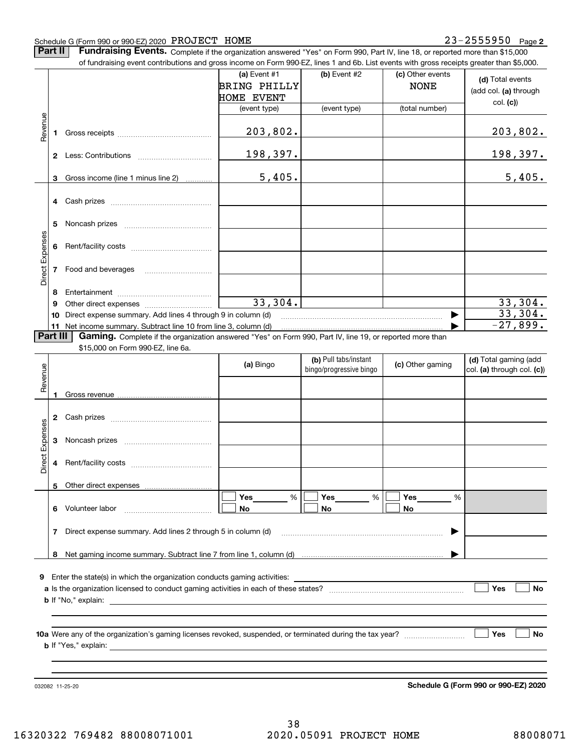Schedule G (Form 990 or 990-EZ) 2020 PROJECT HOME 23-2555950 Page 2

## Part II Fundraising Events.

Complete if the organization answered "Yes" on Form 990, Part IV, line 18, or reported more than $15,000 of fundraising event contributions and gross income on Form 990-EZ, lines 1 and 6b. List events with gross receipts greater than $5,000.

| | | (a) Event #1 BRING PHILLY HOME EVENT (event type) | (b) Event #2 (event type) | (c) Other events NONE (total number) | (d) Total events (add col. (a) through col. (c)) |
|---|---|---|---|---|---|
| Revenue | 1 Gross receipts | 203,802. | | | 203,802. |
| | 2 Less: Contributions | 198,397. | | | 198,397. |
| | 3 Gross income (line 1 minus line 2) | 5,405. | | | 5,405. |
| Direct Expenses | 4 Cash prizes | | | | |
| | 5 Noncash prizes | | | | |
| | 6 Rent/facility costs | | | | |
| | 7 Food and beverages | | | | |
| | 8 Entertainment | | | | |
| | 9 Other direct expenses | 33,304. | | | 33,304. |
| | 10 Direct expense summary. Add lines 4 through 9 in column (d) | | | | 33,304. |
| | 11 Net income summary. Subtract line 10 from line 3, column (d) | | | | -27,899. |

## Part III Gaming.

Complete if the organization answered "Yes" on Form 990, Part IV, line 19, or reported more than $15,000 on Form 990-EZ, line 6a.

| | | (a) Bingo | (b) Pull tabs/instant bingo/progressive bingo | (c) Other gaming | (d) Total gaming (add col. (a) through col. (c)) |
|---|---|---|---|---|---|
| Revenue | 1 Gross revenue | | | | |
| Direct Expenses | 2 Cash prizes | | | | |
| | 3 Noncash prizes | | | | |
| | 4 Rent/facility costs | | | | |
| | 5 Other direct expenses | | | | |
| | 6 Volunteer labor | ☐ Yes ___ % ☐ No | ☐ Yes ___ % ☐ No | ☐ Yes ___ % ☐ No | |
| | 7 Direct expense summary. Add lines 2 through 5 in column (d) | | | | |
| | 8 Net gaming income summary. Subtract line 7 from line 1, column (d) | | | | |

9 Enter the state(s) in which the organization conducts gaming activities:

a Is the organization licensed to conduct gaming activities in each of these states? ☐ Yes ☐ No

b If "No," explain:

10a Were any of the organization's gaming licenses revoked, suspended, or terminated during the tax year? ☐ Yes ☐ No

b If "Yes," explain:

032082 11-25-20 **Schedule G (Form 990 or 990-EZ) 2020**

16320322 769482 88008071001 2020.05091 PROJECT HOME 88008071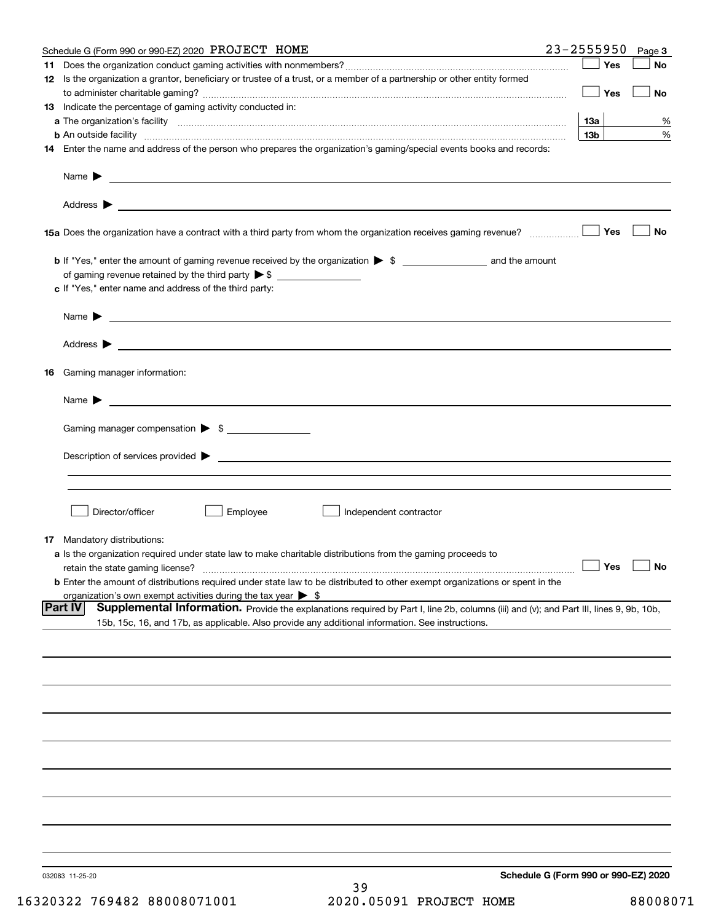Schedule G (Form 990 or 990-EZ) 2020 PROJECT HOME 23-2555950 Page 3

**11** Does the organization conduct gaming activities with nonmembers? ☐ Yes ☐ No

**12** Is the organization a grantor, beneficiary or trustee of a trust, or a member of a partnership or other entity formed to administer charitable gaming? ☐ Yes ☐ No

**13** Indicate the percentage of gaming activity conducted in:

**a** The organization's facility **13a** %

**b** An outside facility **13b** %

**14** Enter the name and address of the person who prepares the organization's gaming/special events books and records:

Name ▶

Address ▶

**15a** Does the organization have a contract with a third party from whom the organization receives gaming revenue? ☐ Yes ☐ No

**b** If "Yes," enter the amount of gaming revenue received by the organization ▶ $ \_\_\_\_\_\_\_\_ and the amount of gaming revenue retained by the third party ▶ $ \_\_\_\_\_\_\_\_

**c** If "Yes," enter name and address of the third party:

Name ▶

Address ▶

**16** Gaming manager information:

Name ▶

Gaming manager compensation ▶ $

Description of services provided ▶

☐ Director/officer ☐ Employee ☐ Independent contractor

**17** Mandatory distributions:

**a** Is the organization required under state law to make charitable distributions from the gaming proceeds to retain the state gaming license? ☐ Yes ☐ No

**b** Enter the amount of distributions required under state law to be distributed to other exempt organizations or spent in the organization's own exempt activities during the tax year ▶ $

**Part IV** **Supplemental Information.** Provide the explanations required by Part I, line 2b, columns (iii) and (v); and Part III, lines 9, 9b, 10b, 15b, 15c, 16, and 17b, as applicable. Also provide any additional information. See instructions.

032083 11-25-20 **Schedule G (Form 990 or 990-EZ) 2020**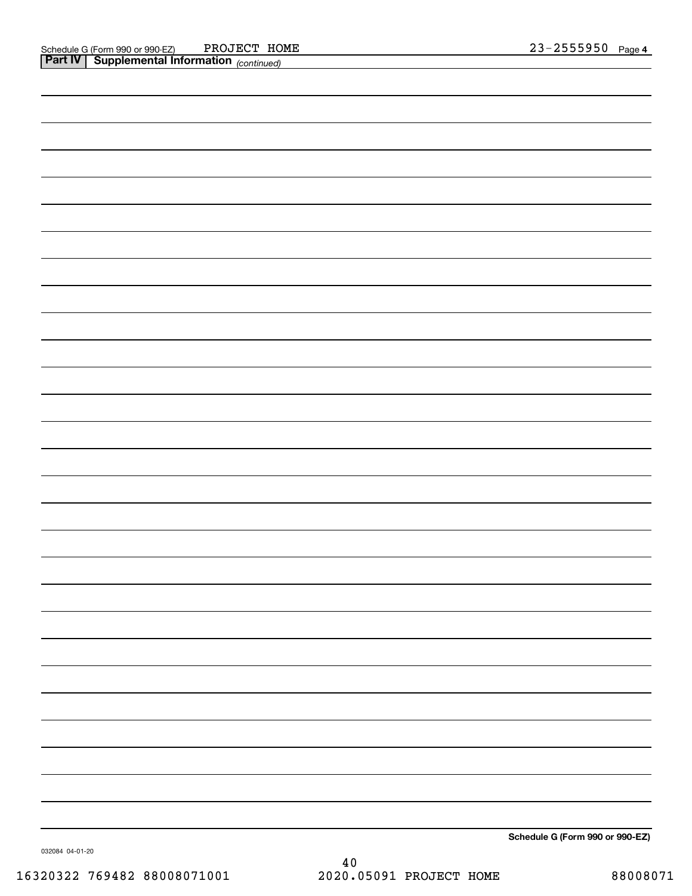Schedule G (Form 990 or 990-EZ) PROJECT HOME 23-2555950 Page **4**

**Part IV | Supplemental Information** *(continued)*

**Schedule G (Form 990 or 990-EZ)**

032084 04-01-20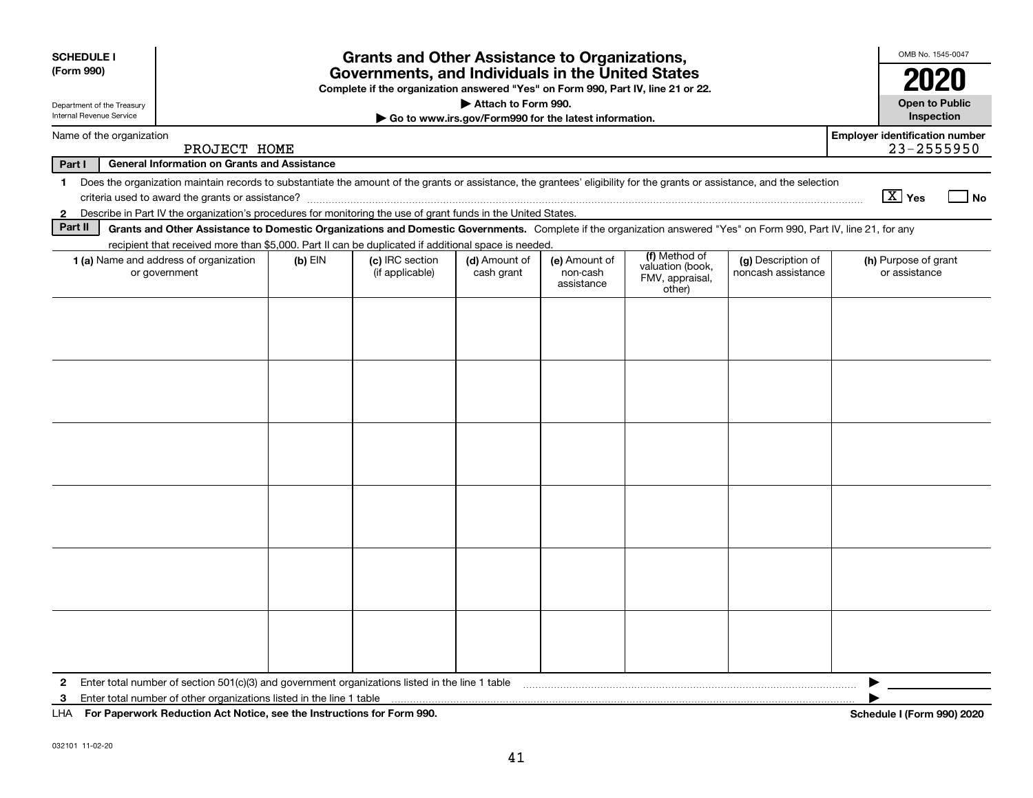**SCHEDULE I (Form 990)**

Department of the Treasury
Internal Revenue Service

# Grants and Other Assistance to Organizations, Governments, and Individuals in the United States

**Complete if the organization answered "Yes" on Form 990, Part IV, line 21 or 22.**

**▶ Attach to Form 990.**

**▶ Go to www.irs.gov/Form990 for the latest information.**

OMB No. 1545-0047

**2020**

**Open to Public Inspection**

Name of the organization: PROJECT HOME

**Employer identification number** 23-2555950

**Part I General Information on Grants and Assistance**

1 Does the organization maintain records to substantiate the amount of the grants or assistance, the grantees' eligibility for the grants or assistance, and the selection criteria used to award the grants or assistance? [X] Yes [ ] No

2 Describe in Part IV the organization's procedures for monitoring the use of grant funds in the United States.

**Part II Grants and Other Assistance to Domestic Organizations and Domestic Governments.** Complete if the organization answered "Yes" on Form 990, Part IV, line 21, for any recipient that received more than $5,000. Part II can be duplicated if additional space is needed.

| 1 (a) Name and address of organization or government | (b) EIN | (c) IRC section (if applicable) | (d) Amount of cash grant | (e) Amount of non-cash assistance | (f) Method of valuation (book, FMV, appraisal, other) | (g) Description of noncash assistance | (h) Purpose of grant or assistance |
|---|---|---|---|---|---|---|---|
| | | | | | | | |
| | | | | | | | |
| | | | | | | | |
| | | | | | | | |
| | | | | | | | |
| | | | | | | | |

2 Enter total number of section 501(c)(3) and government organizations listed in the line 1 table ▶

3 Enter total number of other organizations listed in the line 1 table ▶

LHA **For Paperwork Reduction Act Notice, see the Instructions for Form 990.** **Schedule I (Form 990) 2020**

032101 11-02-20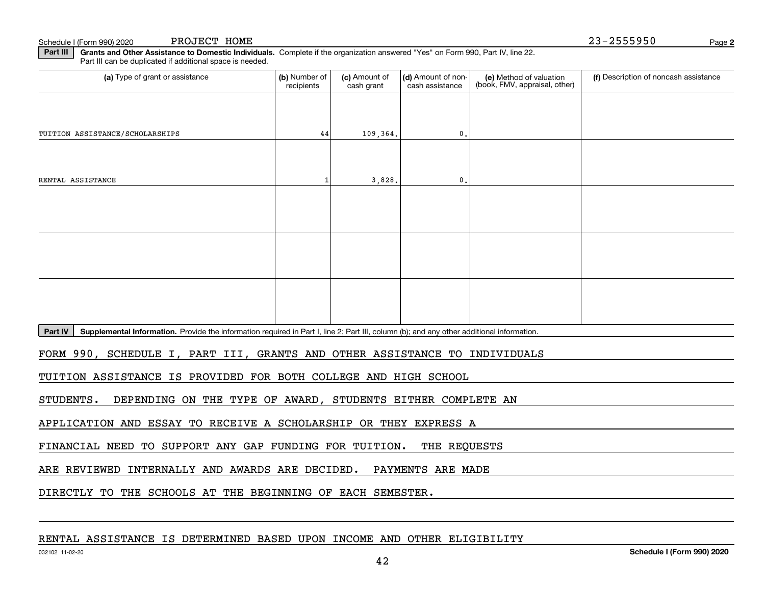Schedule I (Form 990) 2020 PROJECT HOME 23-2555950

**Part III** **Grants and Other Assistance to Domestic Individuals.** Complete if the organization answered "Yes" on Form 990, Part IV, line 22. Part III can be duplicated if additional space is needed.

| (a) Type of grant or assistance | (b) Number of recipients | (c) Amount of cash grant | (d) Amount of non-cash assistance | (e) Method of valuation (book, FMV, appraisal, other) | (f) Description of noncash assistance |
|---|---|---|---|---|---|
| TUITION ASSISTANCE/SCHOLARSHIPS | 44 | 109,364. | 0. | | |
| RENTAL ASSISTANCE | 1 | 3,828. | 0. | | |
| | | | | | |
| | | | | | |
| | | | | | |

**Part IV** **Supplemental Information.** Provide the information required in Part I, line 2; Part III, column (b); and any other additional information.

FORM 990, SCHEDULE I, PART III, GRANTS AND OTHER ASSISTANCE TO INDIVIDUALS

TUITION ASSISTANCE IS PROVIDED FOR BOTH COLLEGE AND HIGH SCHOOL STUDENTS. DEPENDING ON THE TYPE OF AWARD, STUDENTS EITHER COMPLETE AN APPLICATION AND ESSAY TO RECEIVE A SCHOLARSHIP OR THEY EXPRESS A FINANCIAL NEED TO SUPPORT ANY GAP FUNDING FOR TUITION. THE REQUESTS ARE REVIEWED INTERNALLY AND AWARDS ARE DECIDED. PAYMENTS ARE MADE DIRECTLY TO THE SCHOOLS AT THE BEGINNING OF EACH SEMESTER.

RENTAL ASSISTANCE IS DETERMINED BASED UPON INCOME AND OTHER ELIGIBILITY

Schedule I (Form 990) 2020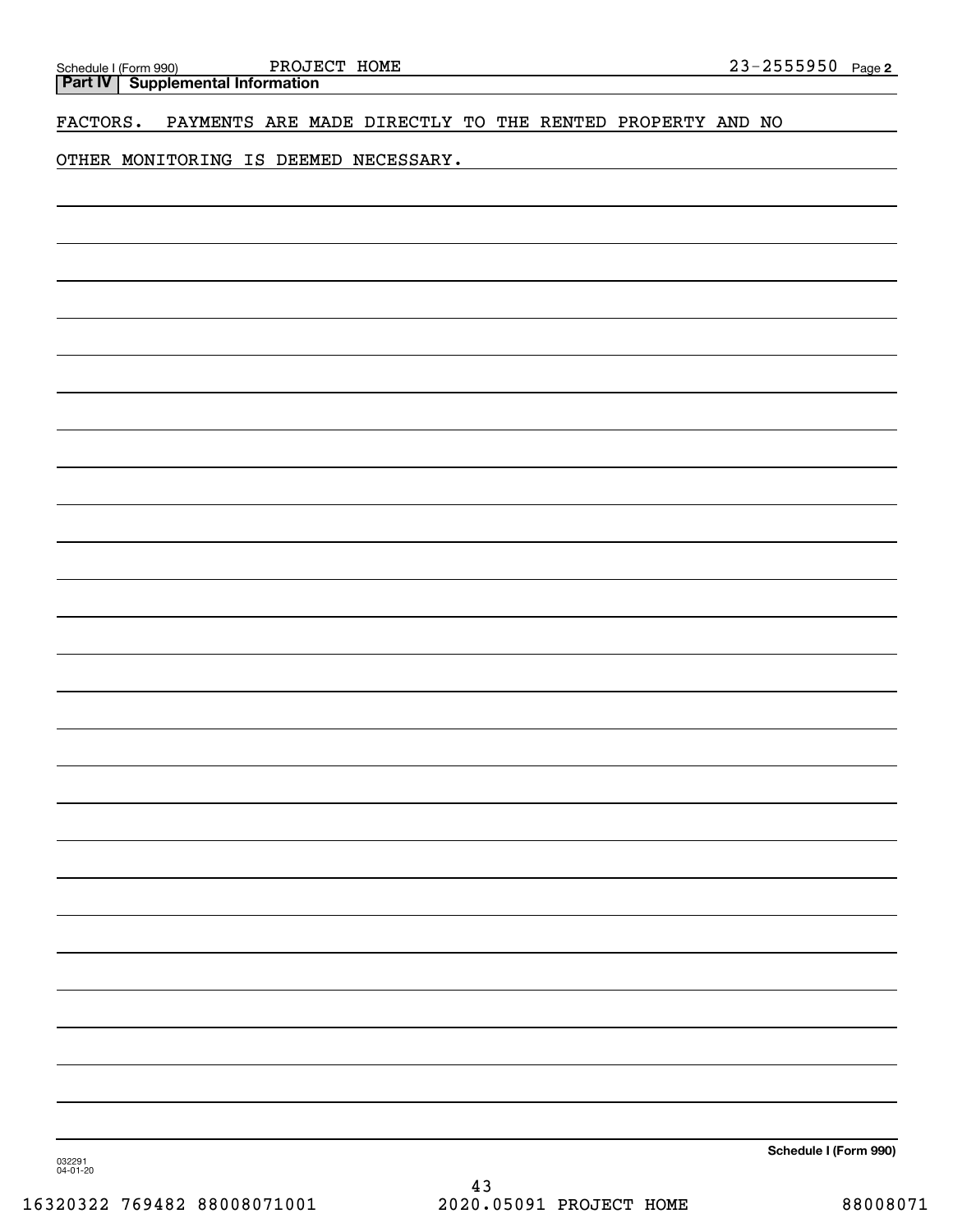## Part IV | Supplemental Information

FACTORS. PAYMENTS ARE MADE DIRECTLY TO THE RENTED PROPERTY AND NO OTHER MONITORING IS DEEMED NECESSARY.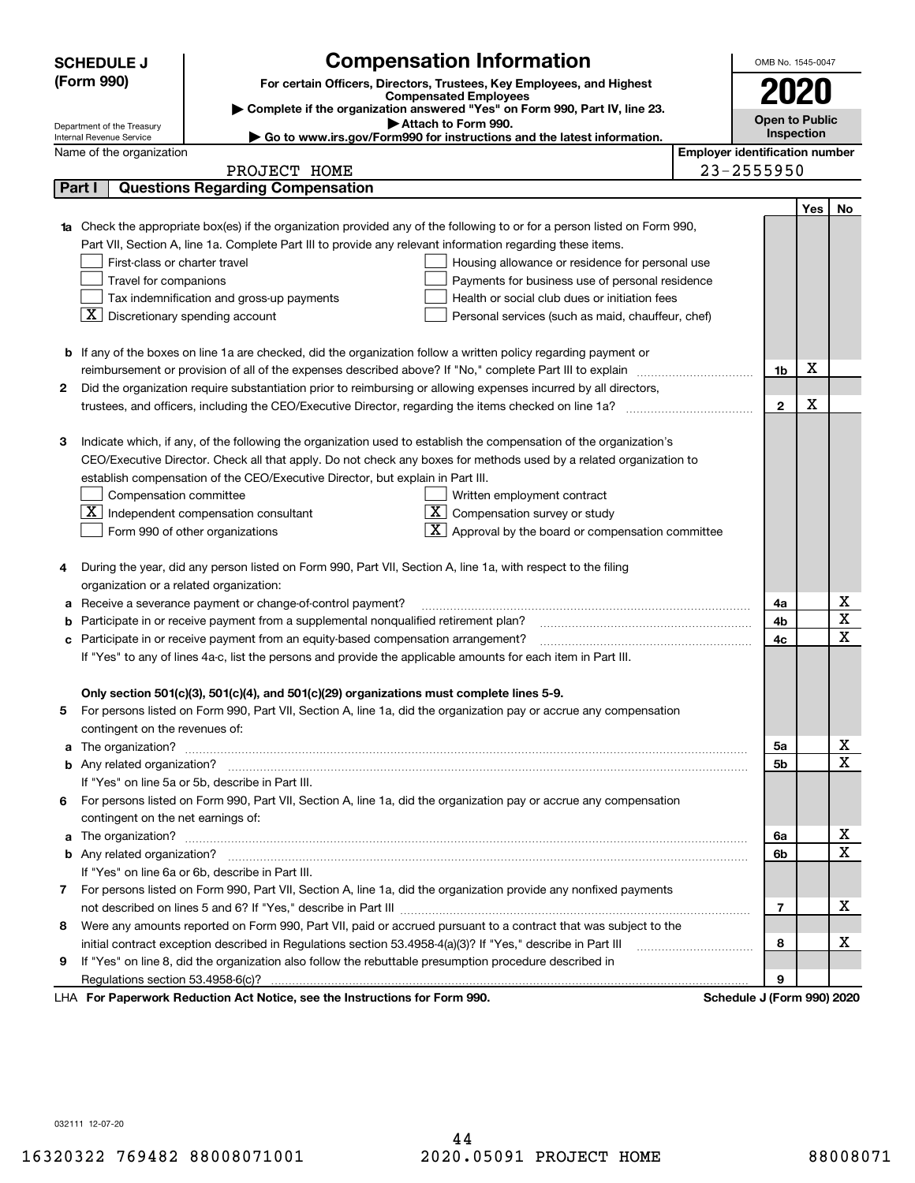**SCHEDULE J (Form 990)**

Department of the Treasury
Internal Revenue Service

# Compensation Information

**For certain Officers, Directors, Trustees, Key Employees, and Highest Compensated Employees**

▶ **Complete if the organization answered "Yes" on Form 990, Part IV, line 23.**

▶ **Attach to Form 990.**

▶ **Go to www.irs.gov/Form990 for instructions and the latest information.**

OMB No. 1545-0047

**2020**

**Open to Public Inspection**

Name of the organization: PROJECT HOME

**Employer identification number** 23-2555950

## Part I | Questions Regarding Compensation

| | | | Yes | No |
|---|---|---|---|---|
| **1a** | Check the appropriate box(es) if the organization provided any of the following to or for a person listed on Form 990, Part VII, Section A, line 1a. Complete Part III to provide any relevant information regarding these items.<br>☐ First-class or charter travel ☐ Housing allowance or residence for personal use<br>☐ Travel for companions ☐ Payments for business use of personal residence<br>☐ Tax indemnification and gross-up payments ☐ Health or social club dues or initiation fees<br>☒ Discretionary spending account ☐ Personal services (such as maid, chauffeur, chef) | | | |
| **b** | If any of the boxes on line 1a are checked, did the organization follow a written policy regarding payment or reimbursement or provision of all of the expenses described above? If "No," complete Part III to explain | 1b | X | |
| **2** | Did the organization require substantiation prior to reimbursing or allowing expenses incurred by all directors, trustees, and officers, including the CEO/Executive Director, regarding the items checked on line 1a? | 2 | X | |
| **3** | Indicate which, if any, of the following the organization used to establish the compensation of the organization's CEO/Executive Director. Check all that apply. Do not check any boxes for methods used by a related organization to establish compensation of the CEO/Executive Director, but explain in Part III.<br>☐ Compensation committee ☐ Written employment contract<br>☒ Independent compensation consultant ☒ Compensation survey or study<br>☐ Form 990 of other organizations ☒ Approval by the board or compensation committee | | | |
| **4** | During the year, did any person listed on Form 990, Part VII, Section A, line 1a, with respect to the filing organization or a related organization: | | | |
| **a** | Receive a severance payment or change-of-control payment? | 4a | | X |
| **b** | Participate in or receive payment from a supplemental nonqualified retirement plan? | 4b | | X |
| **c** | Participate in or receive payment from an equity-based compensation arrangement? | 4c | | X |
| | If "Yes" to any of lines 4a-c, list the persons and provide the applicable amounts for each item in Part III. | | | |
| | **Only section 501(c)(3), 501(c)(4), and 501(c)(29) organizations must complete lines 5-9.** | | | |
| **5** | For persons listed on Form 990, Part VII, Section A, line 1a, did the organization pay or accrue any compensation contingent on the revenues of: | | | |
| **a** | The organization? | 5a | | X |
| **b** | Any related organization? | 5b | | X |
| | If "Yes" on line 5a or 5b, describe in Part III. | | | |
| **6** | For persons listed on Form 990, Part VII, Section A, line 1a, did the organization pay or accrue any compensation contingent on the net earnings of: | | | |
| **a** | The organization? | 6a | | X |
| **b** | Any related organization? | 6b | | X |
| | If "Yes" on line 6a or 6b, describe in Part III. | | | |
| **7** | For persons listed on Form 990, Part VII, Section A, line 1a, did the organization provide any nonfixed payments not described on lines 5 and 6? If "Yes," describe in Part III | 7 | | X |
| **8** | Were any amounts reported on Form 990, Part VII, paid or accrued pursuant to a contract that was subject to the initial contract exception described in Regulations section 53.4958-4(a)(3)? If "Yes," describe in Part III | 8 | | X |
| **9** | If "Yes" on line 8, did the organization also follow the rebuttable presumption procedure described in Regulations section 53.4958-6(c)? | 9 | | |

LHA **For Paperwork Reduction Act Notice, see the Instructions for Form 990.** **Schedule J (Form 990) 2020**

032111 12-07-20

16320322 769482 88008071001 2020.05091 PROJECT HOME 88008071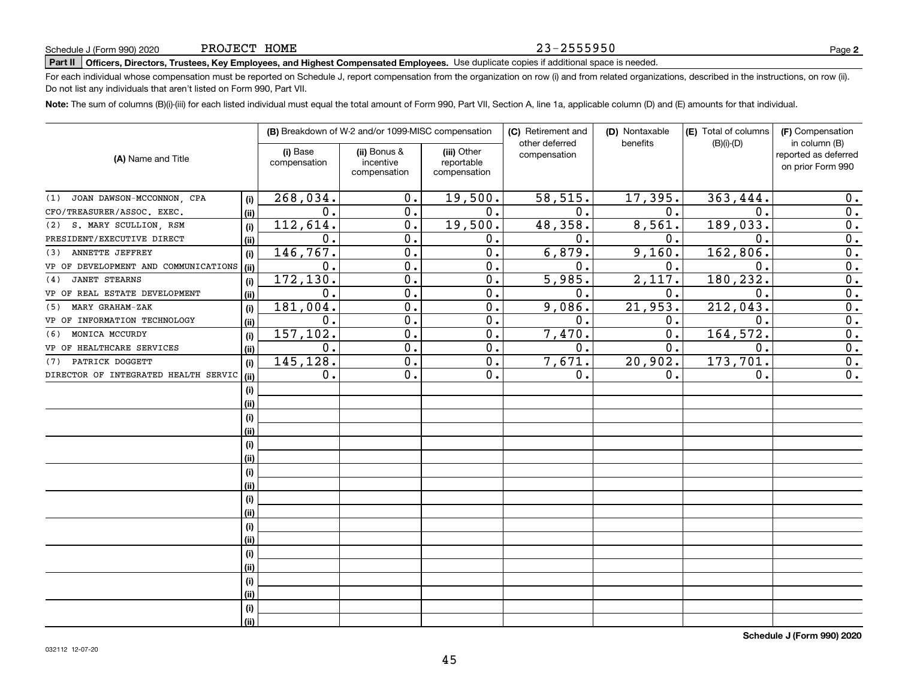Schedule J (Form 990) 2020 PROJECT HOME 23-2555950 Page **2**

**Part II** **Officers, Directors, Trustees, Key Employees, and Highest Compensated Employees.** Use duplicate copies if additional space is needed.

For each individual whose compensation must be reported on Schedule J, report compensation from the organization on row (i) and from related organizations, described in the instructions, on row (ii). Do not list any individuals that aren't listed on Form 990, Part VII.

**Note:** The sum of columns (B)(i)-(iii) for each listed individual must equal the total amount of Form 990, Part VII, Section A, line 1a, applicable column (D) and (E) amounts for that individual.

| (A) Name and Title | | (B) Breakdown of W-2 and/or 1099-MISC compensation | | | (C) Retirement and other deferred compensation | (D) Nontaxable benefits | (E) Total of columns (B)(i)-(D) | (F) Compensation in column (B) reported as deferred on prior Form 990 |
|---|---|---|---|---|---|---|---|---|
| | | (i) Base compensation | (ii) Bonus & incentive compensation | (iii) Other reportable compensation | | | | |
| (1) JOAN DAWSON-MCCONNON, CPA | (i) | 268,034. | 0. | 19,500. | 58,515. | 17,395. | 363,444. | 0. |
| CFO/TREASURER/ASSOC. EXEC. | (ii) | 0. | 0. | 0. | 0. | 0. | 0. | 0. |
| (2) S. MARY SCULLION, RSM | (i) | 112,614. | 0. | 19,500. | 48,358. | 8,561. | 189,033. | 0. |
| PRESIDENT/EXECUTIVE DIRECT | (ii) | 0. | 0. | 0. | 0. | 0. | 0. | 0. |
| (3) ANNETTE JEFFREY | (i) | 146,767. | 0. | 0. | 6,879. | 9,160. | 162,806. | 0. |
| VP OF DEVELOPMENT AND COMMUNICATIONS | (ii) | 0. | 0. | 0. | 0. | 0. | 0. | 0. |
| (4) JANET STEARNS | (i) | 172,130. | 0. | 0. | 5,985. | 2,117. | 180,232. | 0. |
| VP OF REAL ESTATE DEVELOPMENT | (ii) | 0. | 0. | 0. | 0. | 0. | 0. | 0. |
| (5) MARY GRAHAM-ZAK | (i) | 181,004. | 0. | 0. | 9,086. | 21,953. | 212,043. | 0. |
| VP OF INFORMATION TECHNOLOGY | (ii) | 0. | 0. | 0. | 0. | 0. | 0. | 0. |
| (6) MONICA MCCURDY | (i) | 157,102. | 0. | 0. | 7,470. | 0. | 164,572. | 0. |
| VP OF HEALTHCARE SERVICES | (ii) | 0. | 0. | 0. | 0. | 0. | 0. | 0. |
| (7) PATRICK DOGGETT | (i) | 145,128. | 0. | 0. | 7,671. | 20,902. | 173,701. | 0. |
| DIRECTOR OF INTEGRATED HEALTH SERVIC | (ii) | 0. | 0. | 0. | 0. | 0. | 0. | 0. |
| | (i) | | | | | | | |
| | (ii) | | | | | | | |
| | (i) | | | | | | | |
| | (ii) | | | | | | | |
| | (i) | | | | | | | |
| | (ii) | | | | | | | |
| | (i) | | | | | | | |
| | (ii) | | | | | | | |
| | (i) | | | | | | | |
| | (ii) | | | | | | | |
| | (i) | | | | | | | |
| | (ii) | | | | | | | |
| | (i) | | | | | | | |
| | (ii) | | | | | | | |
| | (i) | | | | | | | |
| | (ii) | | | | | | | |
| | (i) | | | | | | | |
| | (ii) | | | | | | | |

**Schedule J (Form 990) 2020**

032112 12-07-20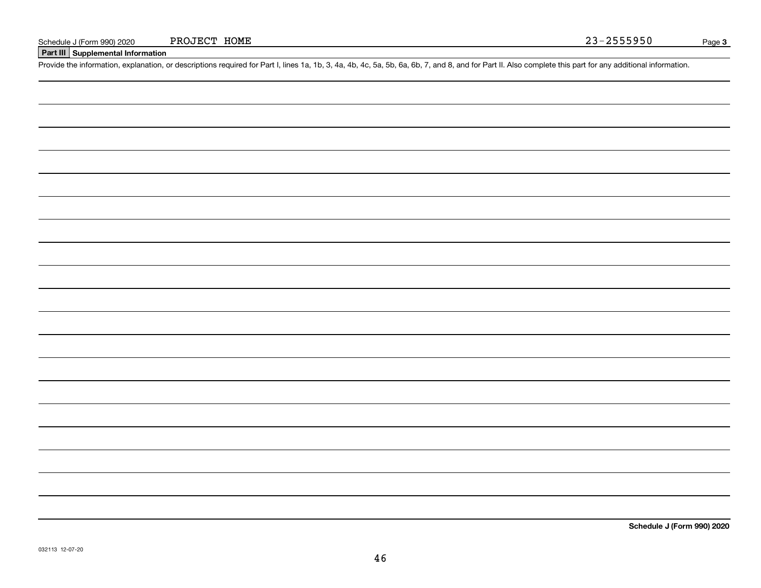Schedule J (Form 990) 2020 PROJECT HOME 23-2555950

## Part III Supplemental Information

Provide the information, explanation, or descriptions required for Part I, lines 1a, 1b, 3, 4a, 4b, 4c, 5a, 5b, 6a, 6b, 7, and 8, and for Part II. Also complete this part for any additional information.

**Schedule J (Form 990) 2020**

032113 12-07-20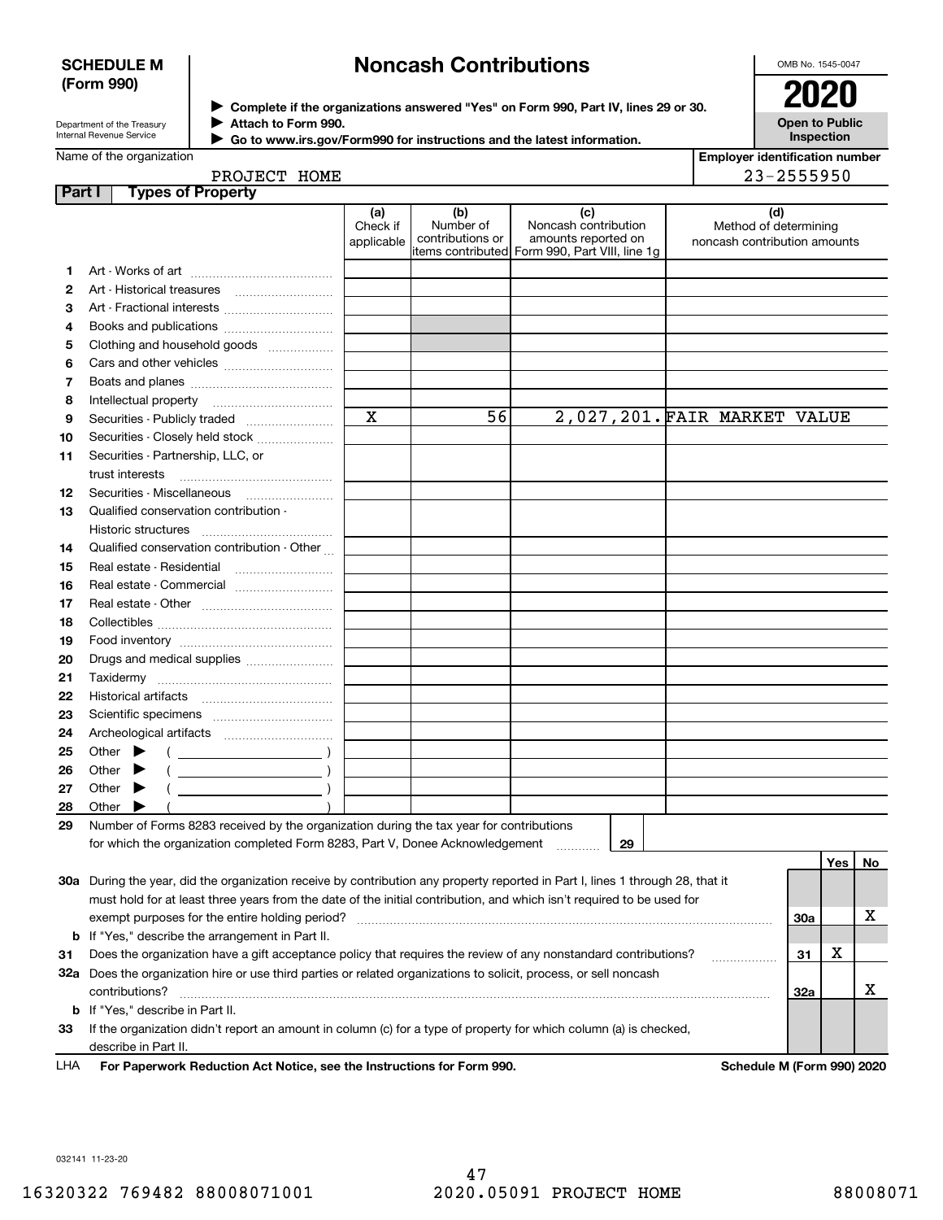**SCHEDULE M (Form 990)**

Department of the Treasury
Internal Revenue Service

# Noncash Contributions

▶ Complete if the organizations answered "Yes" on Form 990, Part IV, lines 29 or 30.
▶ Attach to Form 990.
▶ Go to www.irs.gov/Form990 for instructions and the latest information.

OMB No. 1545-0047

**2020**

**Open to Public Inspection**

Name of the organization: PROJECT HOME

Employer identification number: 23-2555950

## Part I Types of Property

| | | (a) Check if applicable | (b) Number of contributions or items contributed | (c) Noncash contribution amounts reported on Form 990, Part VIII, line 1g | (d) Method of determining noncash contribution amounts |
|---|---|---|---|---|---|
| 1 | Art - Works of art | | | | |
| 2 | Art - Historical treasures | | | | |
| 3 | Art - Fractional interests | | | | |
| 4 | Books and publications | | | | |
| 5 | Clothing and household goods | | | | |
| 6 | Cars and other vehicles | | | | |
| 7 | Boats and planes | | | | |
| 8 | Intellectual property | | | | |
| 9 | Securities - Publicly traded | X | 56 | 2,027,201. | FAIR MARKET VALUE |
| 10 | Securities - Closely held stock | | | | |
| 11 | Securities - Partnership, LLC, or trust interests | | | | |
| 12 | Securities - Miscellaneous | | | | |
| 13 | Qualified conservation contribution - Historic structures | | | | |
| 14 | Qualified conservation contribution - Other | | | | |
| 15 | Real estate - Residential | | | | |
| 16 | Real estate - Commercial | | | | |
| 17 | Real estate - Other | | | | |
| 18 | Collectibles | | | | |
| 19 | Food inventory | | | | |
| 20 | Drugs and medical supplies | | | | |
| 21 | Taxidermy | | | | |
| 22 | Historical artifacts | | | | |
| 23 | Scientific specimens | | | | |
| 24 | Archeological artifacts | | | | |
| 25 | Other ▶ ( ) | | | | |
| 26 | Other ▶ ( ) | | | | |
| 27 | Other ▶ ( ) | | | | |
| 28 | Other ▶ ( ) | | | | |

29 Number of Forms 8283 received by the organization during the tax year for contributions for which the organization completed Form 8283, Part V, Donee Acknowledgement ..... 29

| | | | Yes | No |
|---|---|---|---|---|
| 30a | During the year, did the organization receive by contribution any property reported in Part I, lines 1 through 28, that it must hold for at least three years from the date of the initial contribution, and which isn't required to be used for exempt purposes for the entire holding period? | 30a | | X |
| b | If "Yes," describe the arrangement in Part II. | | | |
| 31 | Does the organization have a gift acceptance policy that requires the review of any nonstandard contributions? | 31 | X | |
| 32a | Does the organization hire or use third parties or related organizations to solicit, process, or sell noncash contributions? | 32a | | X |
| b | If "Yes," describe in Part II. | | | |
| 33 | If the organization didn't report an amount in column (c) for a type of property for which column (a) is checked, describe in Part II. | | | |

LHA For Paperwork Reduction Act Notice, see the Instructions for Form 990. Schedule M (Form 990) 2020

032141 11-23-20

16320322 769482 88008071001 2020.05091 PROJECT HOME 88008071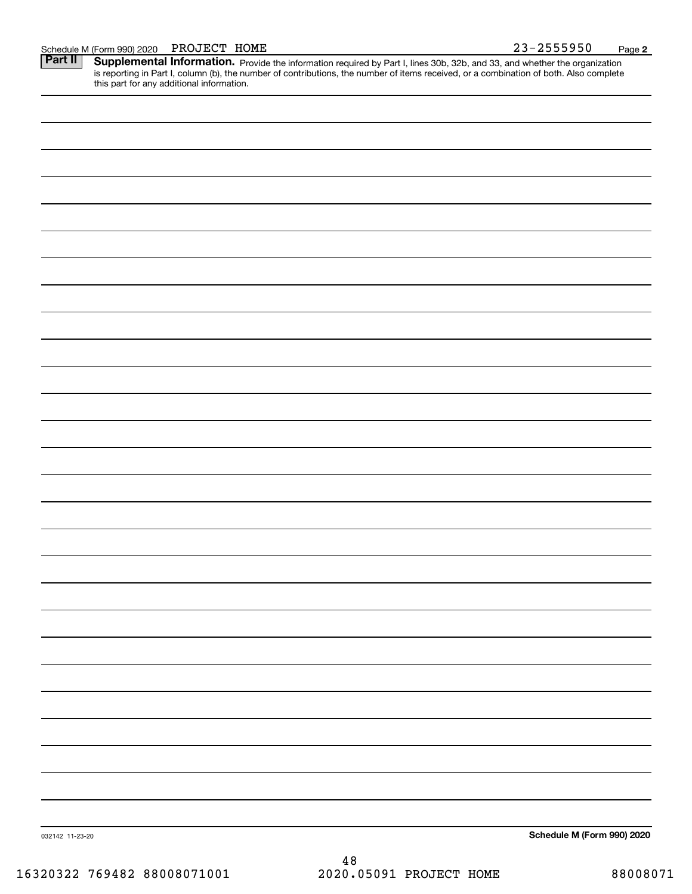Schedule M (Form 990) 2020 PROJECT HOME 23-2555950

**Part II** **Supplemental Information.** Provide the information required by Part I, lines 30b, 32b, and 33, and whether the organization is reporting in Part I, column (b), the number of contributions, the number of items received, or a combination of both. Also complete this part for any additional information.

032142 11-23-20

**Schedule M (Form 990) 2020**

16320322 769482 88008071001 2020.05091 PROJECT HOME 88008071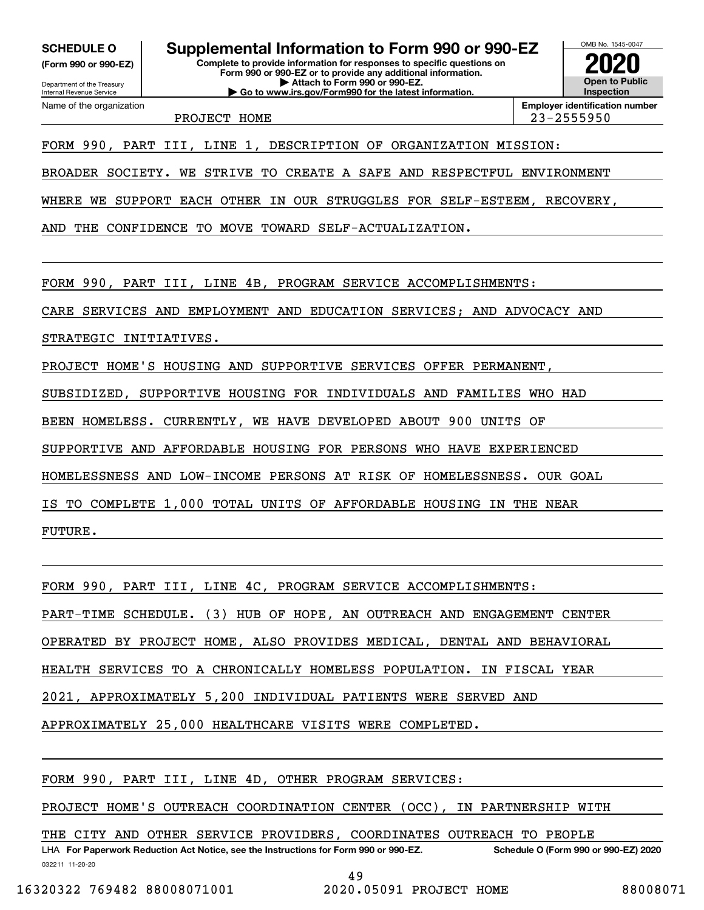**SCHEDULE O (Form 990 or 990-EZ)**

Department of the Treasury
Internal Revenue Service

# Supplemental Information to Form 990 or 990-EZ

**Complete to provide information for responses to specific questions on Form 990 or 990-EZ or to provide any additional information.**
**▶ Attach to Form 990 or 990-EZ.**
**▶ Go to www.irs.gov/Form990 for the latest information.**

OMB No. 1545-0047

**2020**

**Open to Public Inspection**

Name of the organization: PROJECT HOME

**Employer identification number:** 23-2555950

FORM 990, PART III, LINE 1, DESCRIPTION OF ORGANIZATION MISSION:

BROADER SOCIETY. WE STRIVE TO CREATE A SAFE AND RESPECTFUL ENVIRONMENT WHERE WE SUPPORT EACH OTHER IN OUR STRUGGLES FOR SELF-ESTEEM, RECOVERY, AND THE CONFIDENCE TO MOVE TOWARD SELF-ACTUALIZATION.

FORM 990, PART III, LINE 4B, PROGRAM SERVICE ACCOMPLISHMENTS:

CARE SERVICES AND EMPLOYMENT AND EDUCATION SERVICES; AND ADVOCACY AND STRATEGIC INITIATIVES.

PROJECT HOME'S HOUSING AND SUPPORTIVE SERVICES OFFER PERMANENT, SUBSIDIZED, SUPPORTIVE HOUSING FOR INDIVIDUALS AND FAMILIES WHO HAD BEEN HOMELESS. CURRENTLY, WE HAVE DEVELOPED ABOUT 900 UNITS OF SUPPORTIVE AND AFFORDABLE HOUSING FOR PERSONS WHO HAVE EXPERIENCED HOMELESSNESS AND LOW-INCOME PERSONS AT RISK OF HOMELESSNESS. OUR GOAL IS TO COMPLETE 1,000 TOTAL UNITS OF AFFORDABLE HOUSING IN THE NEAR FUTURE.

FORM 990, PART III, LINE 4C, PROGRAM SERVICE ACCOMPLISHMENTS:

PART-TIME SCHEDULE. (3) HUB OF HOPE, AN OUTREACH AND ENGAGEMENT CENTER OPERATED BY PROJECT HOME, ALSO PROVIDES MEDICAL, DENTAL AND BEHAVIORAL HEALTH SERVICES TO A CHRONICALLY HOMELESS POPULATION. IN FISCAL YEAR 2021, APPROXIMATELY 5,200 INDIVIDUAL PATIENTS WERE SERVED AND APPROXIMATELY 25,000 HEALTHCARE VISITS WERE COMPLETED.

FORM 990, PART III, LINE 4D, OTHER PROGRAM SERVICES:

PROJECT HOME'S OUTREACH COORDINATION CENTER (OCC), IN PARTNERSHIP WITH THE CITY AND OTHER SERVICE PROVIDERS, COORDINATES OUTREACH TO PEOPLE

LHA **For Paperwork Reduction Act Notice, see the Instructions for Form 990 or 990-EZ.** **Schedule O (Form 990 or 990-EZ) 2020**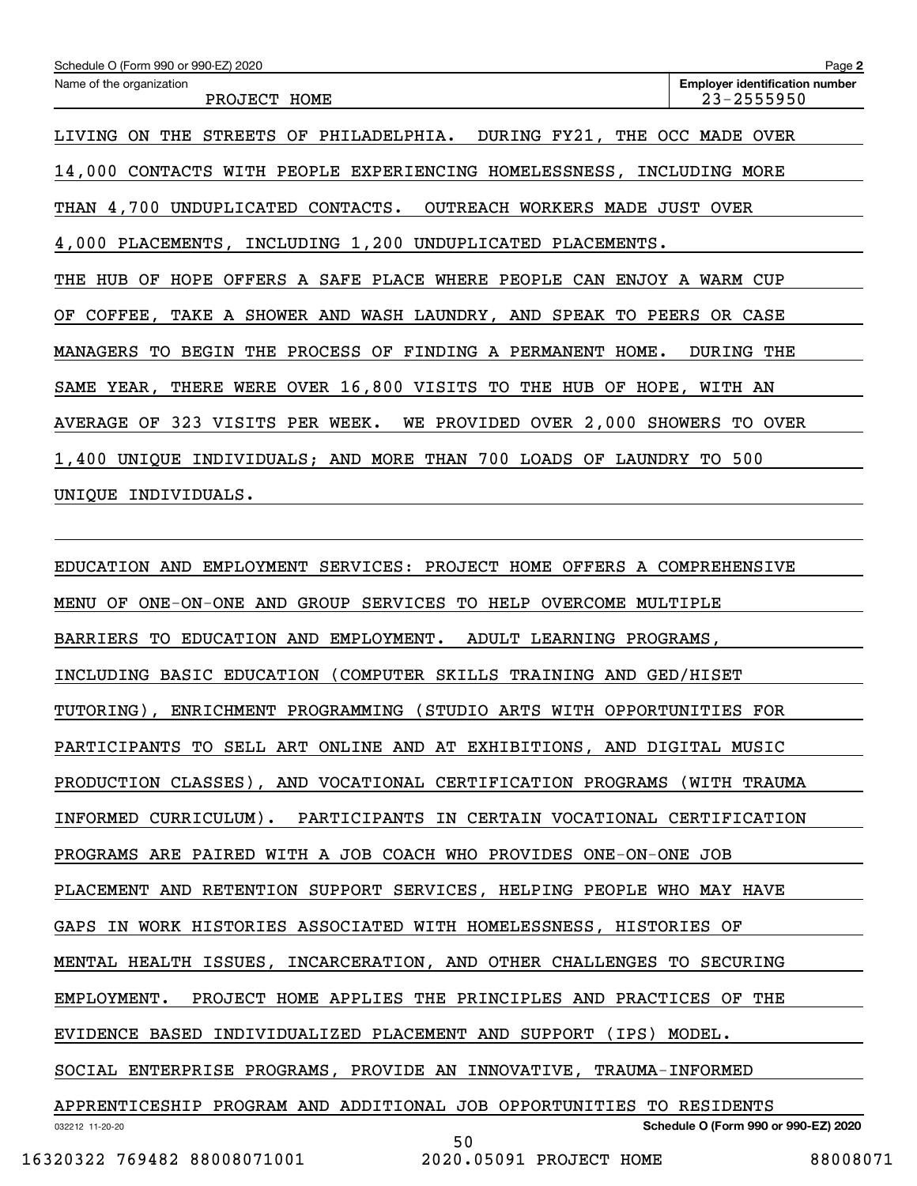Schedule O (Form 990 or 990-EZ) 2020

Name of the organization: PROJECT HOME

Employer identification number: 23-2555950

LIVING ON THE STREETS OF PHILADELPHIA. DURING FY21, THE OCC MADE OVER 14,000 CONTACTS WITH PEOPLE EXPERIENCING HOMELESSNESS, INCLUDING MORE THAN 4,700 UNDUPLICATED CONTACTS. OUTREACH WORKERS MADE JUST OVER 4,000 PLACEMENTS, INCLUDING 1,200 UNDUPLICATED PLACEMENTS.

THE HUB OF HOPE OFFERS A SAFE PLACE WHERE PEOPLE CAN ENJOY A WARM CUP OF COFFEE, TAKE A SHOWER AND WASH LAUNDRY, AND SPEAK TO PEERS OR CASE MANAGERS TO BEGIN THE PROCESS OF FINDING A PERMANENT HOME. DURING THE SAME YEAR, THERE WERE OVER 16,800 VISITS TO THE HUB OF HOPE, WITH AN AVERAGE OF 323 VISITS PER WEEK. WE PROVIDED OVER 2,000 SHOWERS TO OVER 1,400 UNIQUE INDIVIDUALS; AND MORE THAN 700 LOADS OF LAUNDRY TO 500 UNIQUE INDIVIDUALS.

EDUCATION AND EMPLOYMENT SERVICES: PROJECT HOME OFFERS A COMPREHENSIVE MENU OF ONE-ON-ONE AND GROUP SERVICES TO HELP OVERCOME MULTIPLE BARRIERS TO EDUCATION AND EMPLOYMENT. ADULT LEARNING PROGRAMS, INCLUDING BASIC EDUCATION (COMPUTER SKILLS TRAINING AND GED/HISET TUTORING), ENRICHMENT PROGRAMMING (STUDIO ARTS WITH OPPORTUNITIES FOR PARTICIPANTS TO SELL ART ONLINE AND AT EXHIBITIONS, AND DIGITAL MUSIC PRODUCTION CLASSES), AND VOCATIONAL CERTIFICATION PROGRAMS (WITH TRAUMA INFORMED CURRICULUM). PARTICIPANTS IN CERTAIN VOCATIONAL CERTIFICATION PROGRAMS ARE PAIRED WITH A JOB COACH WHO PROVIDES ONE-ON-ONE JOB PLACEMENT AND RETENTION SUPPORT SERVICES, HELPING PEOPLE WHO MAY HAVE GAPS IN WORK HISTORIES ASSOCIATED WITH HOMELESSNESS, HISTORIES OF MENTAL HEALTH ISSUES, INCARCERATION, AND OTHER CHALLENGES TO SECURING EMPLOYMENT. PROJECT HOME APPLIES THE PRINCIPLES AND PRACTICES OF THE EVIDENCE BASED INDIVIDUALIZED PLACEMENT AND SUPPORT (IPS) MODEL. SOCIAL ENTERPRISE PROGRAMS, PROVIDE AN INNOVATIVE, TRAUMA-INFORMED APPRENTICESHIP PROGRAM AND ADDITIONAL JOB OPPORTUNITIES TO RESIDENTS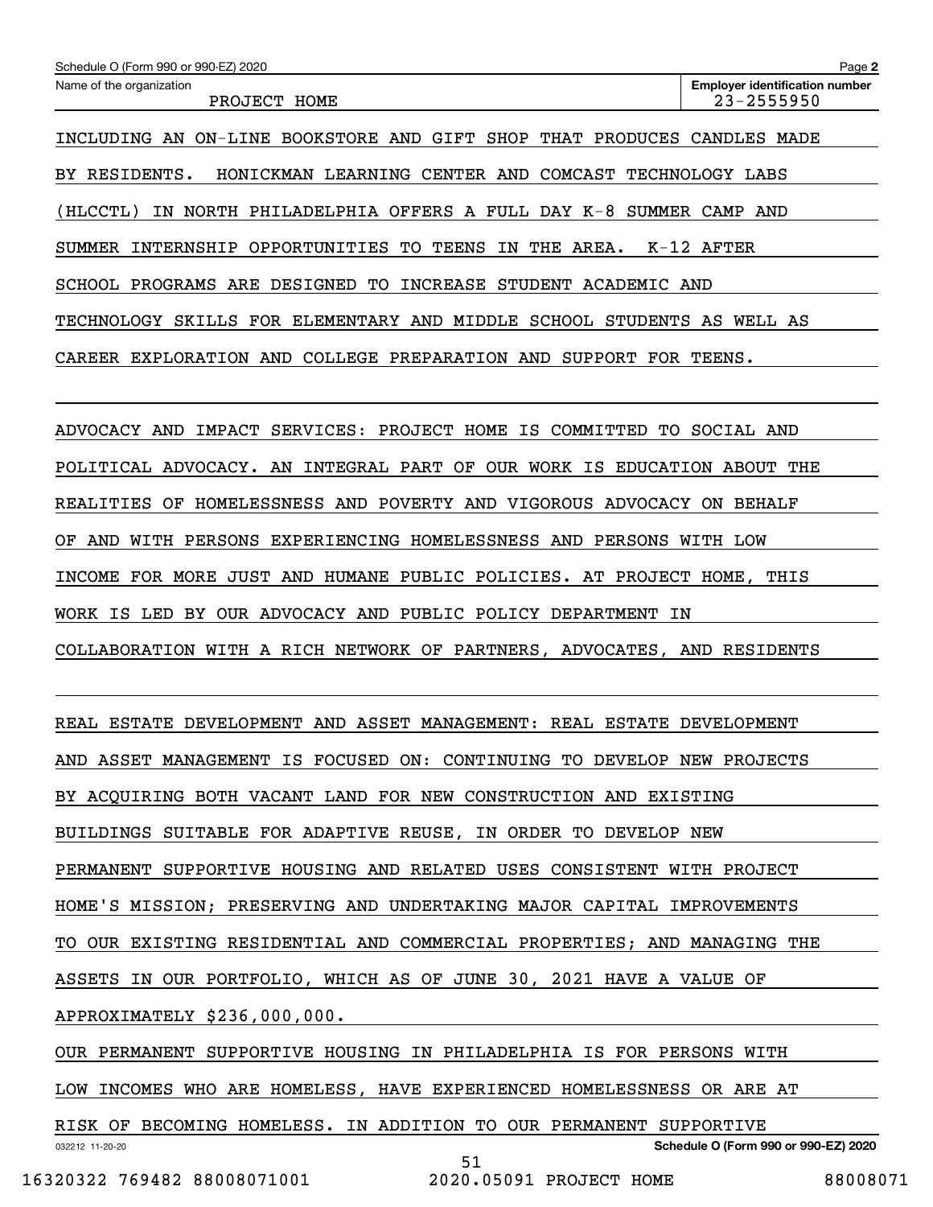Name of the organization: PROJECT HOME

Employer identification number: 23-2555950

INCLUDING AN ON-LINE BOOKSTORE AND GIFT SHOP THAT PRODUCES CANDLES MADE BY RESIDENTS. HONICKMAN LEARNING CENTER AND COMCAST TECHNOLOGY LABS (HLCCTL) IN NORTH PHILADELPHIA OFFERS A FULL DAY K-8 SUMMER CAMP AND SUMMER INTERNSHIP OPPORTUNITIES TO TEENS IN THE AREA. K-12 AFTER SCHOOL PROGRAMS ARE DESIGNED TO INCREASE STUDENT ACADEMIC AND TECHNOLOGY SKILLS FOR ELEMENTARY AND MIDDLE SCHOOL STUDENTS AS WELL AS CAREER EXPLORATION AND COLLEGE PREPARATION AND SUPPORT FOR TEENS.

ADVOCACY AND IMPACT SERVICES: PROJECT HOME IS COMMITTED TO SOCIAL AND POLITICAL ADVOCACY. AN INTEGRAL PART OF OUR WORK IS EDUCATION ABOUT THE REALITIES OF HOMELESSNESS AND POVERTY AND VIGOROUS ADVOCACY ON BEHALF OF AND WITH PERSONS EXPERIENCING HOMELESSNESS AND PERSONS WITH LOW INCOME FOR MORE JUST AND HUMANE PUBLIC POLICIES. AT PROJECT HOME, THIS WORK IS LED BY OUR ADVOCACY AND PUBLIC POLICY DEPARTMENT IN COLLABORATION WITH A RICH NETWORK OF PARTNERS, ADVOCATES, AND RESIDENTS

REAL ESTATE DEVELOPMENT AND ASSET MANAGEMENT: REAL ESTATE DEVELOPMENT AND ASSET MANAGEMENT IS FOCUSED ON: CONTINUING TO DEVELOP NEW PROJECTS BY ACQUIRING BOTH VACANT LAND FOR NEW CONSTRUCTION AND EXISTING BUILDINGS SUITABLE FOR ADAPTIVE REUSE, IN ORDER TO DEVELOP NEW PERMANENT SUPPORTIVE HOUSING AND RELATED USES CONSISTENT WITH PROJECT HOME'S MISSION; PRESERVING AND UNDERTAKING MAJOR CAPITAL IMPROVEMENTS TO OUR EXISTING RESIDENTIAL AND COMMERCIAL PROPERTIES; AND MANAGING THE ASSETS IN OUR PORTFOLIO, WHICH AS OF JUNE 30, 2021 HAVE A VALUE OF APPROXIMATELY $236,000,000.

OUR PERMANENT SUPPORTIVE HOUSING IN PHILADELPHIA IS FOR PERSONS WITH LOW INCOMES WHO ARE HOMELESS, HAVE EXPERIENCED HOMELESSNESS OR ARE AT RISK OF BECOMING HOMELESS. IN ADDITION TO OUR PERMANENT SUPPORTIVE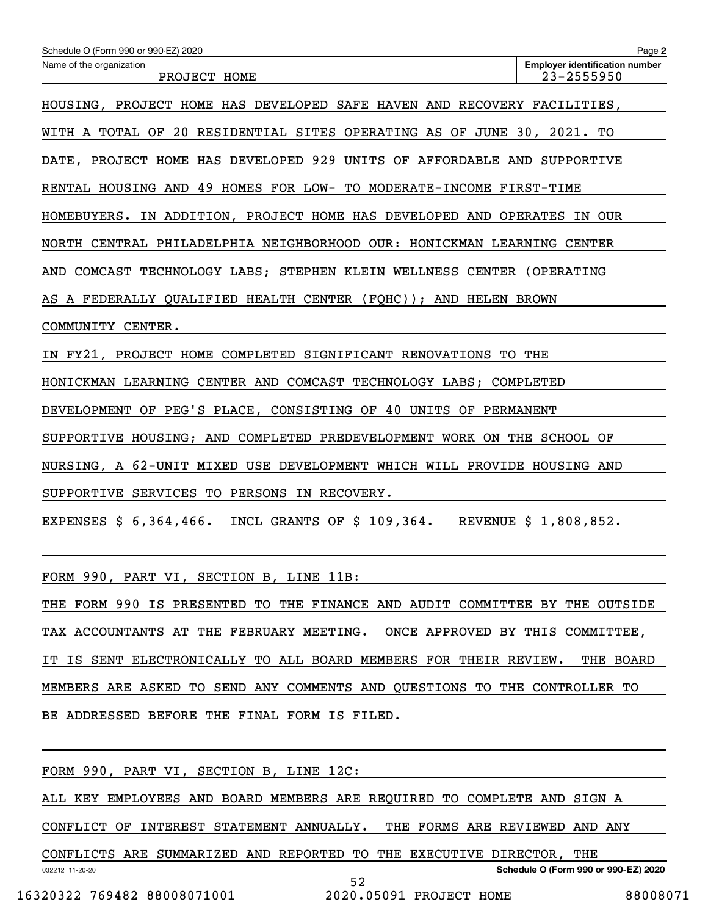Schedule O (Form 990 or 990-EZ) 2020

Name of the organization: PROJECT HOME

Employer identification number: 23-2555950

HOUSING, PROJECT HOME HAS DEVELOPED SAFE HAVEN AND RECOVERY FACILITIES, WITH A TOTAL OF 20 RESIDENTIAL SITES OPERATING AS OF JUNE 30, 2021. TO DATE, PROJECT HOME HAS DEVELOPED 929 UNITS OF AFFORDABLE AND SUPPORTIVE RENTAL HOUSING AND 49 HOMES FOR LOW- TO MODERATE-INCOME FIRST-TIME HOMEBUYERS. IN ADDITION, PROJECT HOME HAS DEVELOPED AND OPERATES IN OUR NORTH CENTRAL PHILADELPHIA NEIGHBORHOOD OUR: HONICKMAN LEARNING CENTER AND COMCAST TECHNOLOGY LABS; STEPHEN KLEIN WELLNESS CENTER (OPERATING AS A FEDERALLY QUALIFIED HEALTH CENTER (FQHC)); AND HELEN BROWN COMMUNITY CENTER.

IN FY21, PROJECT HOME COMPLETED SIGNIFICANT RENOVATIONS TO THE HONICKMAN LEARNING CENTER AND COMCAST TECHNOLOGY LABS; COMPLETED DEVELOPMENT OF PEG'S PLACE, CONSISTING OF 40 UNITS OF PERMANENT SUPPORTIVE HOUSING; AND COMPLETED PREDEVELOPMENT WORK ON THE SCHOOL OF NURSING, A 62-UNIT MIXED USE DEVELOPMENT WHICH WILL PROVIDE HOUSING AND SUPPORTIVE SERVICES TO PERSONS IN RECOVERY.

EXPENSES $ 6,364,466. INCL GRANTS OF $ 109,364. REVENUE $ 1,808,852.

FORM 990, PART VI, SECTION B, LINE 11B:

THE FORM 990 IS PRESENTED TO THE FINANCE AND AUDIT COMMITTEE BY THE OUTSIDE TAX ACCOUNTANTS AT THE FEBRUARY MEETING. ONCE APPROVED BY THIS COMMITTEE, IT IS SENT ELECTRONICALLY TO ALL BOARD MEMBERS FOR THEIR REVIEW. THE BOARD MEMBERS ARE ASKED TO SEND ANY COMMENTS AND QUESTIONS TO THE CONTROLLER TO BE ADDRESSED BEFORE THE FINAL FORM IS FILED.

FORM 990, PART VI, SECTION B, LINE 12C:

ALL KEY EMPLOYEES AND BOARD MEMBERS ARE REQUIRED TO COMPLETE AND SIGN A CONFLICT OF INTEREST STATEMENT ANNUALLY. THE FORMS ARE REVIEWED AND ANY CONFLICTS ARE SUMMARIZED AND REPORTED TO THE EXECUTIVE DIRECTOR, THE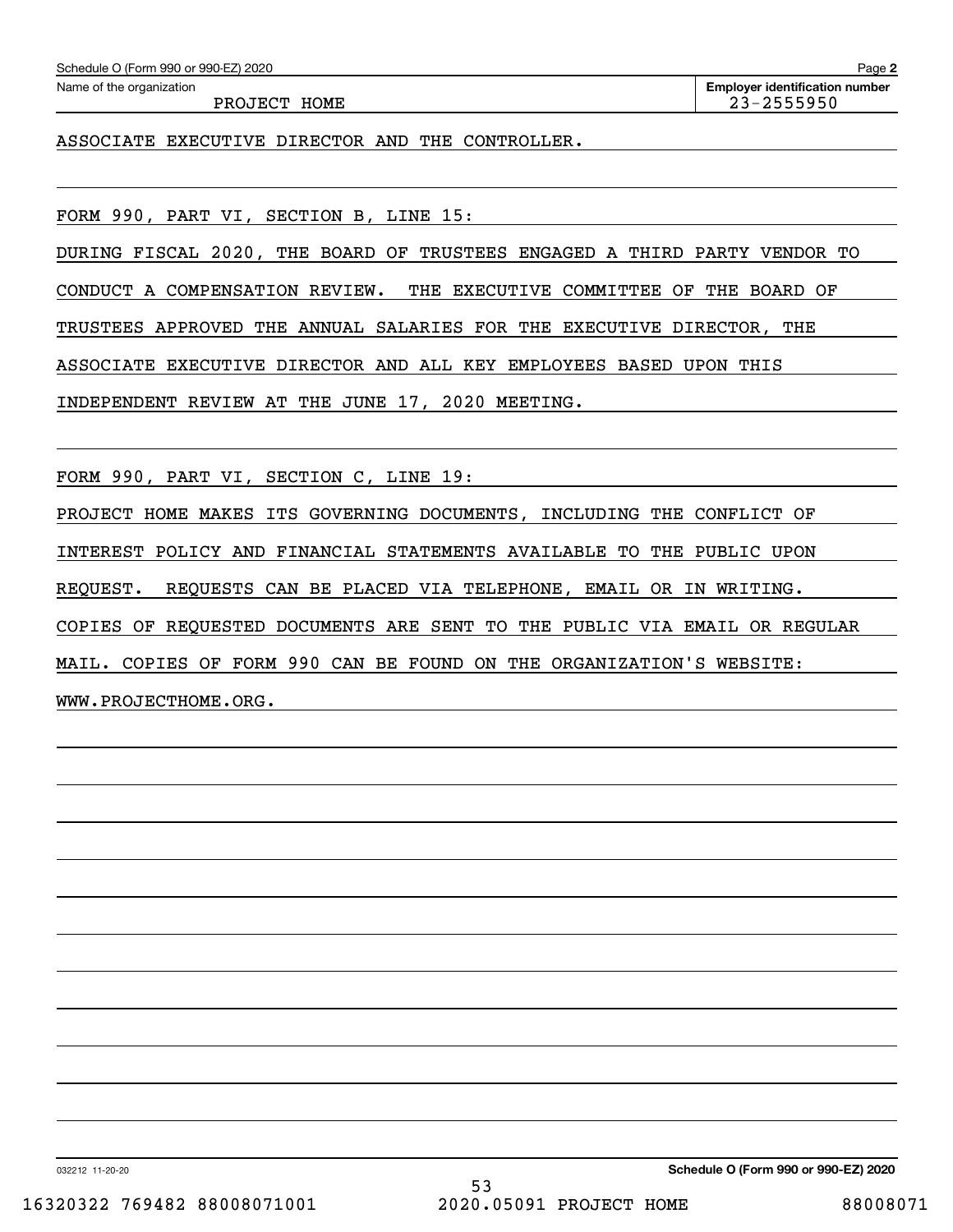Schedule O (Form 990 or 990-EZ) 2020

Name of the organization: PROJECT HOME

Employer identification number: 23-2555950

ASSOCIATE EXECUTIVE DIRECTOR AND THE CONTROLLER.

FORM 990, PART VI, SECTION B, LINE 15:

DURING FISCAL 2020, THE BOARD OF TRUSTEES ENGAGED A THIRD PARTY VENDOR TO CONDUCT A COMPENSATION REVIEW. THE EXECUTIVE COMMITTEE OF THE BOARD OF TRUSTEES APPROVED THE ANNUAL SALARIES FOR THE EXECUTIVE DIRECTOR, THE ASSOCIATE EXECUTIVE DIRECTOR AND ALL KEY EMPLOYEES BASED UPON THIS INDEPENDENT REVIEW AT THE JUNE 17, 2020 MEETING.

FORM 990, PART VI, SECTION C, LINE 19:

PROJECT HOME MAKES ITS GOVERNING DOCUMENTS, INCLUDING THE CONFLICT OF INTEREST POLICY AND FINANCIAL STATEMENTS AVAILABLE TO THE PUBLIC UPON REQUEST. REQUESTS CAN BE PLACED VIA TELEPHONE, EMAIL OR IN WRITING. COPIES OF REQUESTED DOCUMENTS ARE SENT TO THE PUBLIC VIA EMAIL OR REGULAR MAIL. COPIES OF FORM 990 CAN BE FOUND ON THE ORGANIZATION'S WEBSITE: WWW.PROJECTHOME.ORG.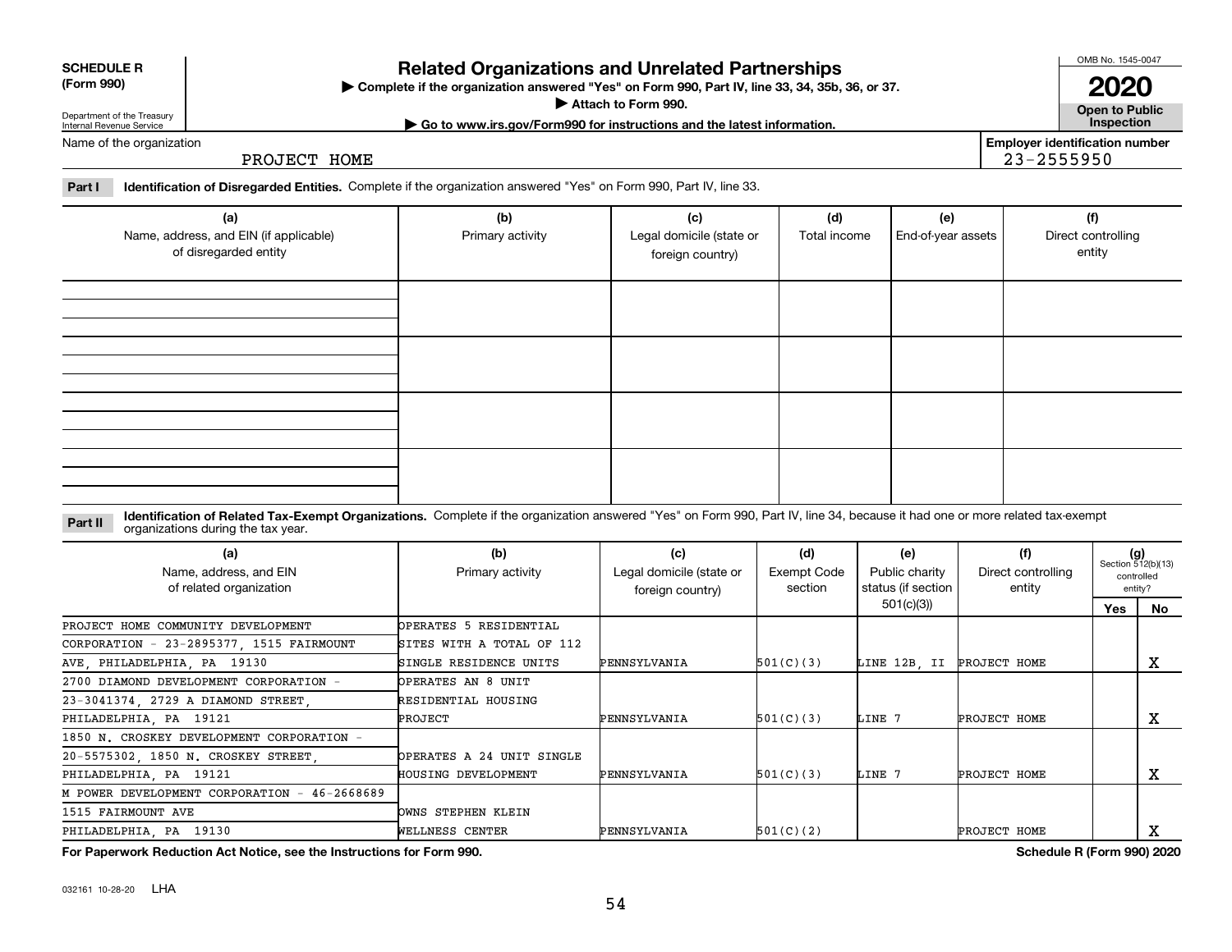**SCHEDULE R (Form 990)**

Department of the Treasury
Internal Revenue Service

# Related Organizations and Unrelated Partnerships

▶ Complete if the organization answered "Yes" on Form 990, Part IV, line 33, 34, 35b, 36, or 37.
▶ Attach to Form 990.
▶ Go to www.irs.gov/Form990 for instructions and the latest information.

OMB No. 1545-0047

**2020**

**Open to Public Inspection**

Name of the organization: PROJECT HOME

Employer identification number: 23-2555950

**Part I** **Identification of Disregarded Entities.** Complete if the organization answered "Yes" on Form 990, Part IV, line 33.

| (a) Name, address, and EIN (if applicable) of disregarded entity | (b) Primary activity | (c) Legal domicile (state or foreign country) | (d) Total income | (e) End-of-year assets | (f) Direct controlling entity |
|---|---|---|---|---|---|
| | | | | | |
| | | | | | |
| | | | | | |
| | | | | | |

**Part II** **Identification of Related Tax-Exempt Organizations.** Complete if the organization answered "Yes" on Form 990, Part IV, line 34, because it had one or more related tax-exempt organizations during the tax year.

| (a) Name, address, and EIN of related organization | (b) Primary activity | (c) Legal domicile (state or foreign country) | (d) Exempt Code section | (e) Public charity status (if section 501(c)(3)) | (f) Direct controlling entity | (g) Section 512(b)(13) controlled entity? Yes | No |
|---|---|---|---|---|---|---|---|
| PROJECT HOME COMMUNITY DEVELOPMENT CORPORATION - 23-2895377, 1515 FAIRMOUNT AVE, PHILADELPHIA, PA 19130 | OPERATES 5 RESIDENTIAL SITES WITH A TOTAL OF 112 SINGLE RESIDENCE UNITS | PENNSYLVANIA | 501(C)(3) | LINE 12B, II | PROJECT HOME | | X |
| 2700 DIAMOND DEVELOPMENT CORPORATION - 23-3041374, 2729 A DIAMOND STREET, PHILADELPHIA, PA 19121 | OPERATES AN 8 UNIT RESIDENTIAL HOUSING PROJECT | PENNSYLVANIA | 501(C)(3) | LINE 7 | PROJECT HOME | | X |
| 1850 N. CROSKEY DEVELOPMENT CORPORATION - 20-5575302, 1850 N. CROSKEY STREET, PHILADELPHIA, PA 19121 | OPERATES A 24 UNIT SINGLE HOUSING DEVELOPMENT | PENNSYLVANIA | 501(C)(3) | LINE 7 | PROJECT HOME | | X |
| M POWER DEVELOPMENT CORPORATION - 46-2668689 1515 FAIRMOUNT AVE PHILADELPHIA, PA 19130 | OWNS STEPHEN KLEIN WELLNESS CENTER | PENNSYLVANIA | 501(C)(2) | | PROJECT HOME | | X |

**For Paperwork Reduction Act Notice, see the Instructions for Form 990.**

**Schedule R (Form 990) 2020**

032161 10-28-20 LHA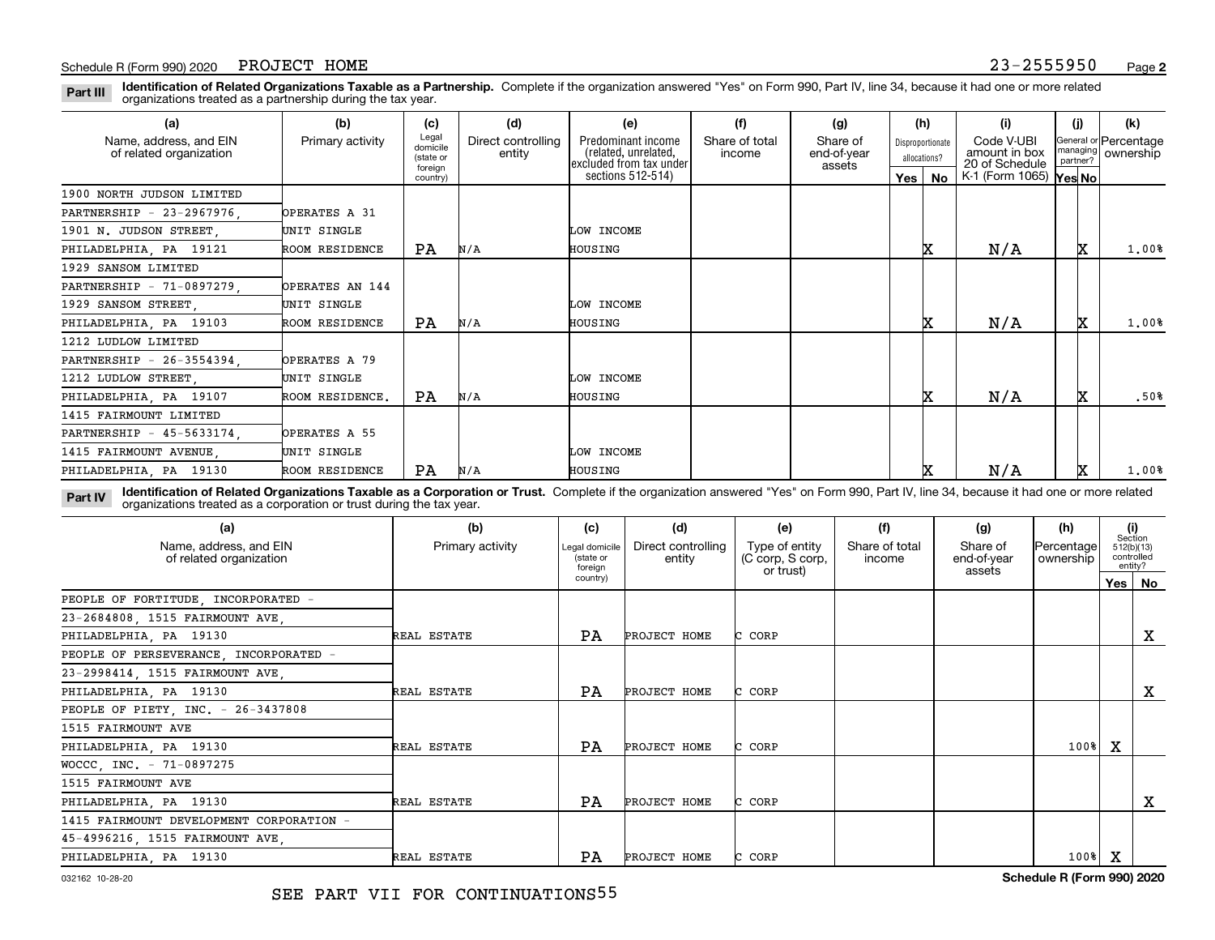Schedule R (Form 990) 2020 PROJECT HOME 23-2555950

**Part III** **Identification of Related Organizations Taxable as a Partnership.** Complete if the organization answered "Yes" on Form 990, Part IV, line 34, because it had one or more related organizations treated as a partnership during the tax year.

| (a) Name, address, and EIN of related organization | (b) Primary activity | (c) Legal domicile (state or foreign country) | (d) Direct controlling entity | (e) Predominant income (related, unrelated, excluded from tax under sections 512-514) | (f) Share of total income | (g) Share of end-of-year assets | (h) Disproportionate allocations? Yes | (h) No | (i) Code V-UBI amount in box 20 of Schedule K-1 (Form 1065) | (j) General or managing partner? Yes | (j) No | (k) Percentage ownership |
|---|---|---|---|---|---|---|---|---|---|---|---|---|
| 1900 NORTH JUDSON LIMITED PARTNERSHIP - 23-2967976, 1901 N. JUDSON STREET, PHILADELPHIA, PA 19121 | OPERATES A 31 UNIT SINGLE ROOM RESIDENCE | PA | N/A | LOW INCOME HOUSING | | | | X | N/A | | X | 1.00% |
| 1929 SANSOM LIMITED PARTNERSHIP - 71-0897279, 1929 SANSOM STREET, PHILADELPHIA, PA 19103 | OPERATES AN 144 UNIT SINGLE ROOM RESIDENCE | PA | N/A | LOW INCOME HOUSING | | | | X | N/A | | X | 1.00% |
| 1212 LUDLOW LIMITED PARTNERSHIP - 26-3554394, 1212 LUDLOW STREET, PHILADELPHIA, PA 19107 | OPERATES A 79 UNIT SINGLE ROOM RESIDENCE. | PA | N/A | LOW INCOME HOUSING | | | | X | N/A | | X | .50% |
| 1415 FAIRMOUNT LIMITED PARTNERSHIP - 45-5633174, 1415 FAIRMOUNT AVENUE, PHILADELPHIA, PA 19130 | OPERATES A 55 UNIT SINGLE ROOM RESIDENCE | PA | N/A | LOW INCOME HOUSING | | | | X | N/A | | X | 1.00% |

**Part IV** **Identification of Related Organizations Taxable as a Corporation or Trust.** Complete if the organization answered "Yes" on Form 990, Part IV, line 34, because it had one or more related organizations treated as a corporation or trust during the tax year.

| (a) Name, address, and EIN of related organization | (b) Primary activity | (c) Legal domicile (state or foreign country) | (d) Direct controlling entity | (e) Type of entity (C corp, S corp, or trust) | (f) Share of total income | (g) Share of end-of-year assets | (h) Percentage ownership | (i) Section 512(b)(13) controlled entity? Yes | (i) No |
|---|---|---|---|---|---|---|---|---|---|
| PEOPLE OF FORTITUDE, INCORPORATED - 23-2684808, 1515 FAIRMOUNT AVE, PHILADELPHIA, PA 19130 | REAL ESTATE | PA | PROJECT HOME | C CORP | | | | | X |
| PEOPLE OF PERSEVERANCE, INCORPORATED - 23-2998414, 1515 FAIRMOUNT AVE, PHILADELPHIA, PA 19130 | REAL ESTATE | PA | PROJECT HOME | C CORP | | | | | X |
| PEOPLE OF PIETY, INC. - 26-3437808 1515 FAIRMOUNT AVE PHILADELPHIA, PA 19130 | REAL ESTATE | PA | PROJECT HOME | C CORP | | | 100% | X | |
| WOCCC, INC. - 71-0897275 1515 FAIRMOUNT AVE PHILADELPHIA, PA 19130 | REAL ESTATE | PA | PROJECT HOME | C CORP | | | | | X |
| 1415 FAIRMOUNT DEVELOPMENT CORPORATION - 45-4996216, 1515 FAIRMOUNT AVE, PHILADELPHIA, PA 19130 | REAL ESTATE | PA | PROJECT HOME | C CORP | | | 100% | X | |

032162 10-28-20 Schedule R (Form 990) 2020

SEE PART VII FOR CONTINUATIONS55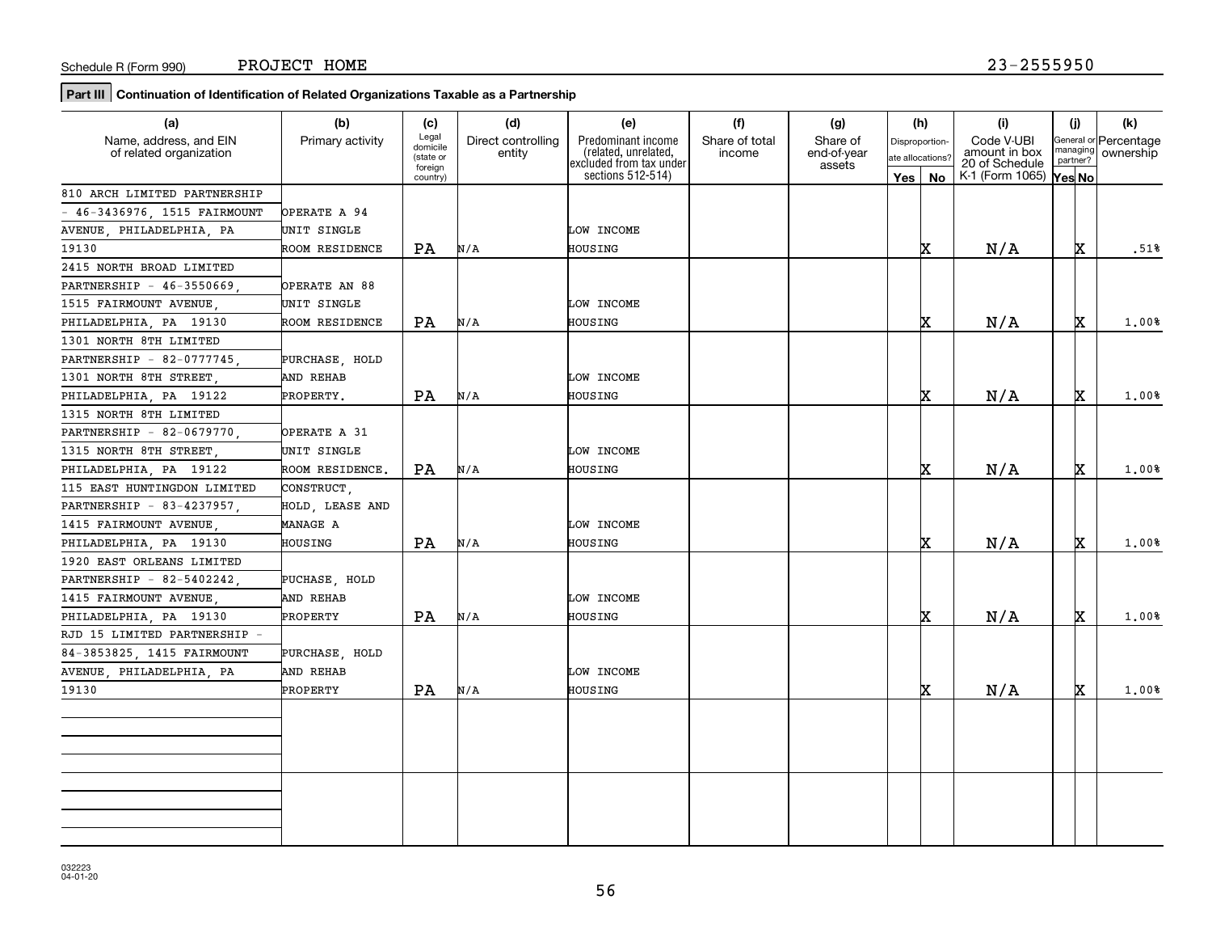Schedule R (Form 990) PROJECT HOME 23-2555950

**Part III Continuation of Identification of Related Organizations Taxable as a Partnership**

| (a) Name, address, and EIN of related organization | (b) Primary activity | (c) Legal domicile (state or foreign country) | (d) Direct controlling entity | (e) Predominant income (related, unrelated, excluded from tax under sections 512-514) | (f) Share of total income | (g) Share of end-of-year assets | (h) Disproportionate allocations? Yes | (h) No | (i) Code V-UBI amount in box 20 of Schedule K-1 (Form 1065) | (j) General or managing partner? Yes | (j) No | (k) Percentage ownership |
|---|---|---|---|---|---|---|---|---|---|---|---|---|
| 810 ARCH LIMITED PARTNERSHIP - 46-3436976, 1515 FAIRMOUNT AVENUE, PHILADELPHIA, PA 19130 | OPERATE A 94 UNIT SINGLE ROOM RESIDENCE | PA | N/A | LOW INCOME HOUSING | | | | X | N/A | | X | .51% |
| 2415 NORTH BROAD LIMITED PARTNERSHIP - 46-3550669, 1515 FAIRMOUNT AVENUE, PHILADELPHIA, PA 19130 | OPERATE AN 88 UNIT SINGLE ROOM RESIDENCE | PA | N/A | LOW INCOME HOUSING | | | | X | N/A | | X | 1.00% |
| 1301 NORTH 8TH LIMITED PARTNERSHIP - 82-0777745, 1301 NORTH 8TH STREET, PHILADELPHIA, PA 19122 | PURCHASE, HOLD AND REHAB PROPERTY. | PA | N/A | LOW INCOME HOUSING | | | | X | N/A | | X | 1.00% |
| 1315 NORTH 8TH LIMITED PARTNERSHIP - 82-0679770, 1315 NORTH 8TH STREET, PHILADELPHIA, PA 19122 | OPERATE A 31 UNIT SINGLE ROOM RESIDENCE. | PA | N/A | LOW INCOME HOUSING | | | | X | N/A | | X | 1.00% |
| 115 EAST HUNTINGDON LIMITED PARTNERSHIP - 83-4237957, 1415 FAIRMOUNT AVENUE, PHILADELPHIA, PA 19130 | CONSTRUCT, HOLD, LEASE AND MANAGE A HOUSING | PA | N/A | LOW INCOME HOUSING | | | | X | N/A | | X | 1.00% |
| 1920 EAST ORLEANS LIMITED PARTNERSHIP - 82-5402242, 1415 FAIRMOUNT AVENUE, PHILADELPHIA, PA 19130 | PUCHASE, HOLD AND REHAB PROPERTY | PA | N/A | LOW INCOME HOUSING | | | | X | N/A | | X | 1.00% |
| RJD 15 LIMITED PARTNERSHIP - 84-3853825, 1415 FAIRMOUNT AVENUE, PHILADELPHIA, PA 19130 | PURCHASE, HOLD AND REHAB PROPERTY | PA | N/A | LOW INCOME HOUSING | | | | X | N/A | | X | 1.00% |

032223 04-01-20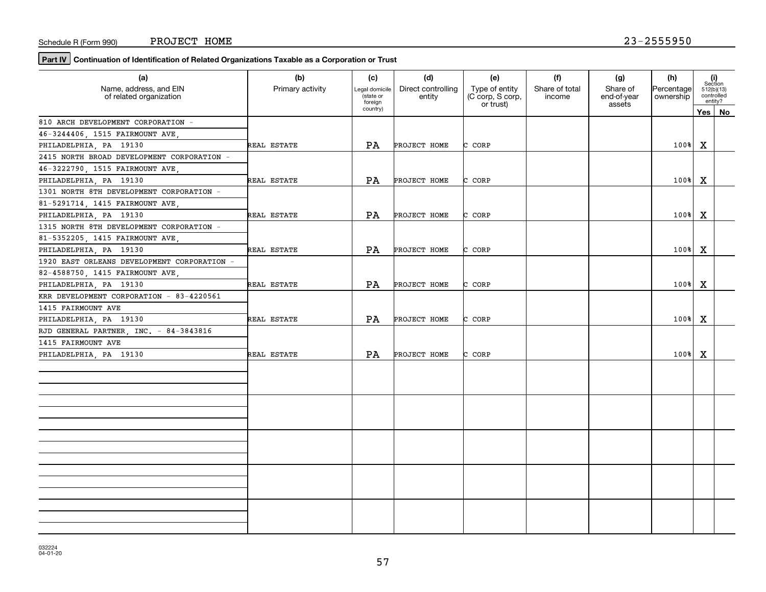Schedule R (Form 990) PROJECT HOME 23-2555950

**Part IV** **Continuation of Identification of Related Organizations Taxable as a Corporation or Trust**

| (a) Name, address, and EIN of related organization | (b) Primary activity | (c) Legal domicile (state or foreign country) | (d) Direct controlling entity | (e) Type of entity (C corp, S corp, or trust) | (f) Share of total income | (g) Share of end-of-year assets | (h) Percentage ownership | (i) Section 512(b)(13) controlled entity? Yes | No |
|---|---|---|---|---|---|---|---|---|---|
| 810 ARCH DEVELOPMENT CORPORATION - 46-3244406, 1515 FAIRMOUNT AVE, PHILADELPHIA, PA 19130 | REAL ESTATE | PA | PROJECT HOME | C CORP | | | 100% | X | |
| 2415 NORTH BROAD DEVELOPMENT CORPORATION - 46-3222790, 1515 FAIRMOUNT AVE, PHILADELPHIA, PA 19130 | REAL ESTATE | PA | PROJECT HOME | C CORP | | | 100% | X | |
| 1301 NORTH 8TH DEVELOPMENT CORPORATION - 81-5291714, 1415 FAIRMOUNT AVE, PHILADELPHIA, PA 19130 | REAL ESTATE | PA | PROJECT HOME | C CORP | | | 100% | X | |
| 1315 NORTH 8TH DEVELOPMENT CORPORATION - 81-5352205, 1415 FAIRMOUNT AVE, PHILADELPHIA, PA 19130 | REAL ESTATE | PA | PROJECT HOME | C CORP | | | 100% | X | |
| 1920 EAST ORLEANS DEVELOPMENT CORPORATION - 82-4588750, 1415 FAIRMOUNT AVE, PHILADELPHIA, PA 19130 | REAL ESTATE | PA | PROJECT HOME | C CORP | | | 100% | X | |
| KRR DEVELOPMENT CORPORATION - 83-4220561 1415 FAIRMOUNT AVE PHILADELPHIA, PA 19130 | REAL ESTATE | PA | PROJECT HOME | C CORP | | | 100% | X | |
| RJD GENERAL PARTNER, INC. - 84-3843816 1415 FAIRMOUNT AVE PHILADELPHIA, PA 19130 | REAL ESTATE | PA | PROJECT HOME | C CORP | | | 100% | X | |
| | | | | | | | | | |
| | | | | | | | | | |
| | | | | | | | | | |
| | | | | | | | | | |
| | | | | | | | | | |

032224 04-01-20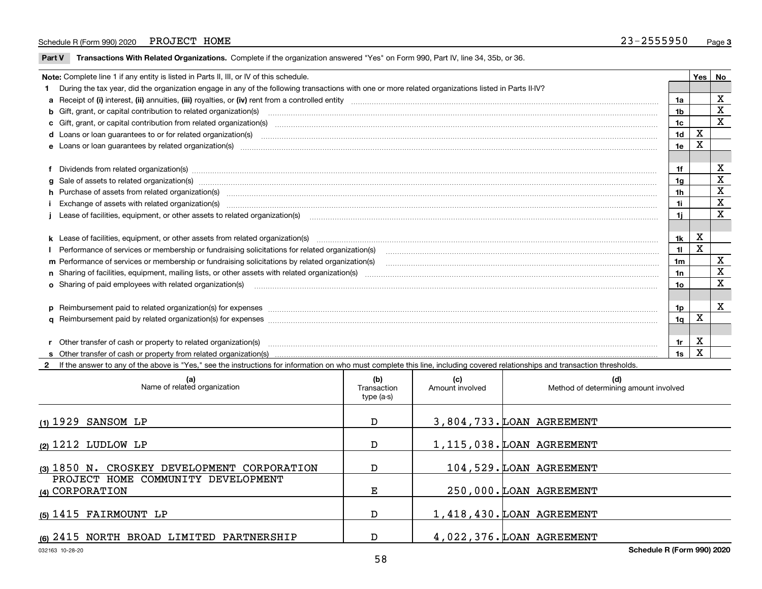Schedule R (Form 990) 2020 PROJECT HOME 23-2555950

## Part V Transactions With Related Organizations. 

Complete if the organization answered "Yes" on Form 990, Part IV, line 34, 35b, or 36.

| Note: Complete line 1 if any entity is listed in Parts II, III, or IV of this schedule. | | Yes | No |
|---|---|---|---|
| **1** During the tax year, did the organization engage in any of the following transactions with one or more related organizations listed in Parts II-IV? | | | |
| **a** Receipt of **(i)** interest, **(ii)** annuities, **(iii)** royalties, or **(iv)** rent from a controlled entity | 1a | | X |
| **b** Gift, grant, or capital contribution to related organization(s) | 1b | | X |
| **c** Gift, grant, or capital contribution from related organization(s) | 1c | | X |
| **d** Loans or loan guarantees to or for related organization(s) | 1d | X | |
| **e** Loans or loan guarantees by related organization(s) | 1e | X | |
| **f** Dividends from related organization(s) | 1f | | X |
| **g** Sale of assets to related organization(s) | 1g | | X |
| **h** Purchase of assets from related organization(s) | 1h | | X |
| **i** Exchange of assets with related organization(s) | 1i | | X |
| **j** Lease of facilities, equipment, or other assets to related organization(s) | 1j | | X |
| **k** Lease of facilities, equipment, or other assets from related organization(s) | 1k | X | |
| **l** Performance of services or membership or fundraising solicitations for related organization(s) | 1l | X | |
| **m** Performance of services or membership or fundraising solicitations by related organization(s) | 1m | | X |
| **n** Sharing of facilities, equipment, mailing lists, or other assets with related organization(s) | 1n | | X |
| **o** Sharing of paid employees with related organization(s) | 1o | | X |
| **p** Reimbursement paid to related organization(s) for expenses | 1p | | X |
| **q** Reimbursement paid by related organization(s) for expenses | 1q | X | |
| **r** Other transfer of cash or property to related organization(s) | 1r | X | |
| **s** Other transfer of cash or property from related organization(s) | 1s | X | |

**2** If the answer to any of the above is "Yes," see the instructions for information on who must complete this line, including covered relationships and transaction thresholds.

| (a) Name of related organization | (b) Transaction type (a-s) | (c) Amount involved | (d) Method of determining amount involved |
|---|---|---|---|
| (1) 1929 SANSOM LP | D | 3,804,733. | LOAN AGREEMENT |
| (2) 1212 LUDLOW LP | D | 1,115,038. | LOAN AGREEMENT |
| (3) 1850 N. CROSKEY DEVELOPMENT CORPORATION | D | 104,529. | LOAN AGREEMENT |
| (4) PROJECT HOME COMMUNITY DEVELOPMENT CORPORATION | E | 250,000. | LOAN AGREEMENT |
| (5) 1415 FAIRMOUNT LP | D | 1,418,430. | LOAN AGREEMENT |
| (6) 2415 NORTH BROAD LIMITED PARTNERSHIP | D | 4,022,376. | LOAN AGREEMENT |

032163 10-28-20 Schedule R (Form 990) 2020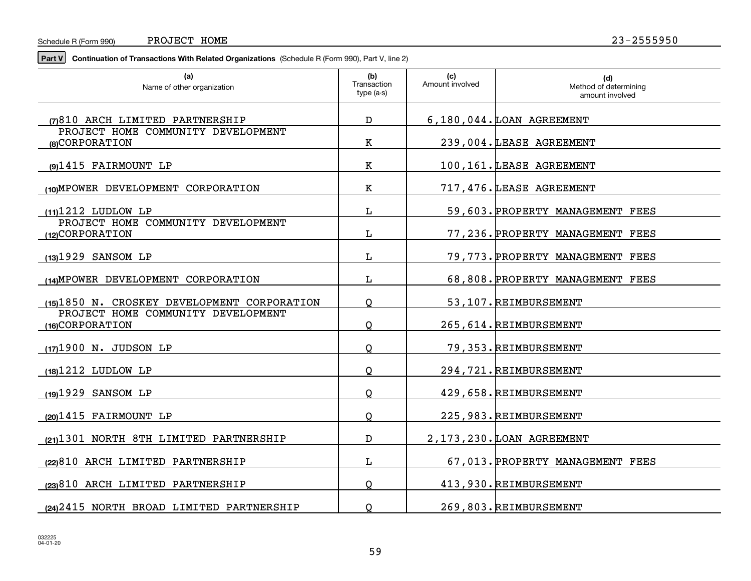Schedule R (Form 990) PROJECT HOME 23-2555950

**Part V** **Continuation of Transactions With Related Organizations** (Schedule R (Form 990), Part V, line 2)

| (a) Name of other organization | (b) Transaction type (a-s) | (c) Amount involved | (d) Method of determining amount involved |
|---|---|---|---|
| (7) 810 ARCH LIMITED PARTNERSHIP | D | 6,180,044. | LOAN AGREEMENT |
| (8) PROJECT HOME COMMUNITY DEVELOPMENT CORPORATION | K | 239,004. | LEASE AGREEMENT |
| (9) 1415 FAIRMOUNT LP | K | 100,161. | LEASE AGREEMENT |
| (10) MPOWER DEVELOPMENT CORPORATION | K | 717,476. | LEASE AGREEMENT |
| (11) 1212 LUDLOW LP | L | 59,603. | PROPERTY MANAGEMENT FEES |
| (12) PROJECT HOME COMMUNITY DEVELOPMENT CORPORATION | L | 77,236. | PROPERTY MANAGEMENT FEES |
| (13) 1929 SANSOM LP | L | 79,773. | PROPERTY MANAGEMENT FEES |
| (14) MPOWER DEVELOPMENT CORPORATION | L | 68,808. | PROPERTY MANAGEMENT FEES |
| (15) 1850 N. CROSKEY DEVELOPMENT CORPORATION | Q | 53,107. | REIMBURSEMENT |
| (16) PROJECT HOME COMMUNITY DEVELOPMENT CORPORATION | Q | 265,614. | REIMBURSEMENT |
| (17) 1900 N. JUDSON LP | Q | 79,353. | REIMBURSEMENT |
| (18) 1212 LUDLOW LP | Q | 294,721. | REIMBURSEMENT |
| (19) 1929 SANSOM LP | Q | 429,658. | REIMBURSEMENT |
| (20) 1415 FAIRMOUNT LP | Q | 225,983. | REIMBURSEMENT |
| (21) 1301 NORTH 8TH LIMITED PARTNERSHIP | D | 2,173,230. | LOAN AGREEMENT |
| (22) 810 ARCH LIMITED PARTNERSHIP | L | 67,013. | PROPERTY MANAGEMENT FEES |
| (23) 810 ARCH LIMITED PARTNERSHIP | Q | 413,930. | REIMBURSEMENT |
| (24) 2415 NORTH BROAD LIMITED PARTNERSHIP | Q | 269,803. | REIMBURSEMENT |

032225 04-01-20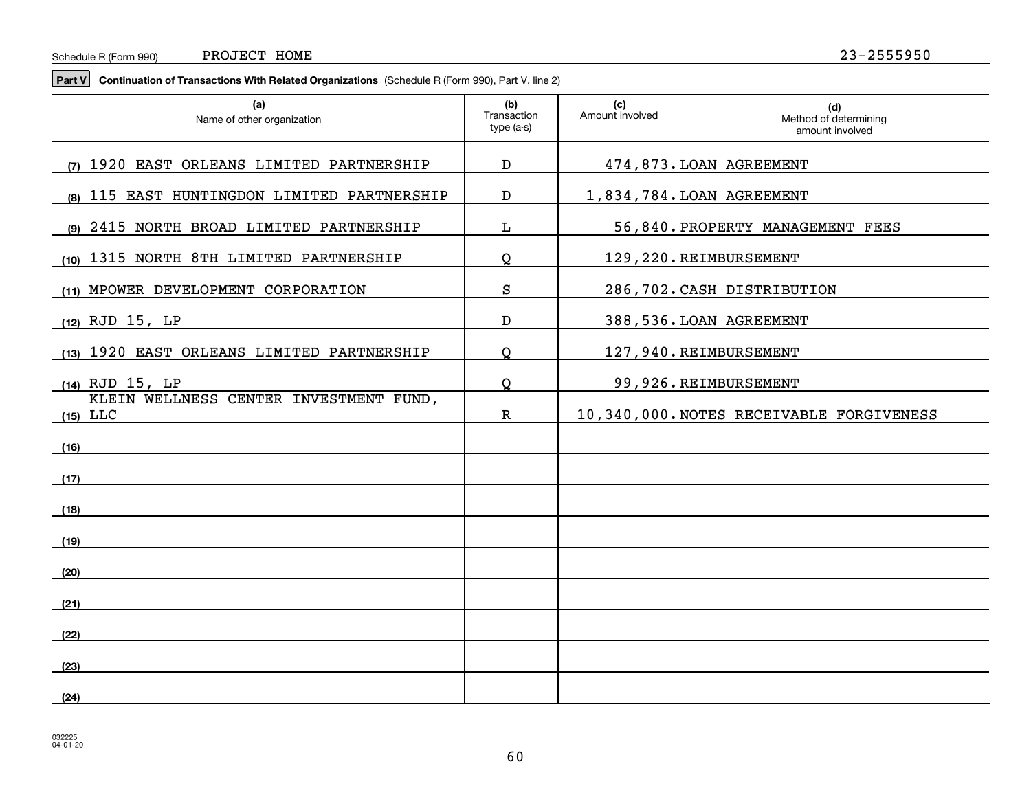Schedule R (Form 990) PROJECT HOME 23-2555950

**Part V** **Continuation of Transactions With Related Organizations** (Schedule R (Form 990), Part V, line 2)

| | (a) Name of other organization | (b) Transaction type (a-s) | (c) Amount involved | (d) Method of determining amount involved |
|---|---|---|---|---|
| (7) | 1920 EAST ORLEANS LIMITED PARTNERSHIP | D | 474,873. | LOAN AGREEMENT |
| (8) | 115 EAST HUNTINGDON LIMITED PARTNERSHIP | D | 1,834,784. | LOAN AGREEMENT |
| (9) | 2415 NORTH BROAD LIMITED PARTNERSHIP | L | 56,840. | PROPERTY MANAGEMENT FEES |
| (10) | 1315 NORTH 8TH LIMITED PARTNERSHIP | Q | 129,220. | REIMBURSEMENT |
| (11) | MPOWER DEVELOPMENT CORPORATION | S | 286,702. | CASH DISTRIBUTION |
| (12) | RJD 15, LP | D | 388,536. | LOAN AGREEMENT |
| (13) | 1920 EAST ORLEANS LIMITED PARTNERSHIP | Q | 127,940. | REIMBURSEMENT |
| (14) | RJD 15, LP | Q | 99,926. | REIMBURSEMENT |
| (15) | KLEIN WELLNESS CENTER INVESTMENT FUND, LLC | R | 10,340,000. | NOTES RECEIVABLE FORGIVENESS |
| (16) | | | | |
| (17) | | | | |
| (18) | | | | |
| (19) | | | | |
| (20) | | | | |
| (21) | | | | |
| (22) | | | | |
| (23) | | | | |
| (24) | | | | |

032225
04-01-20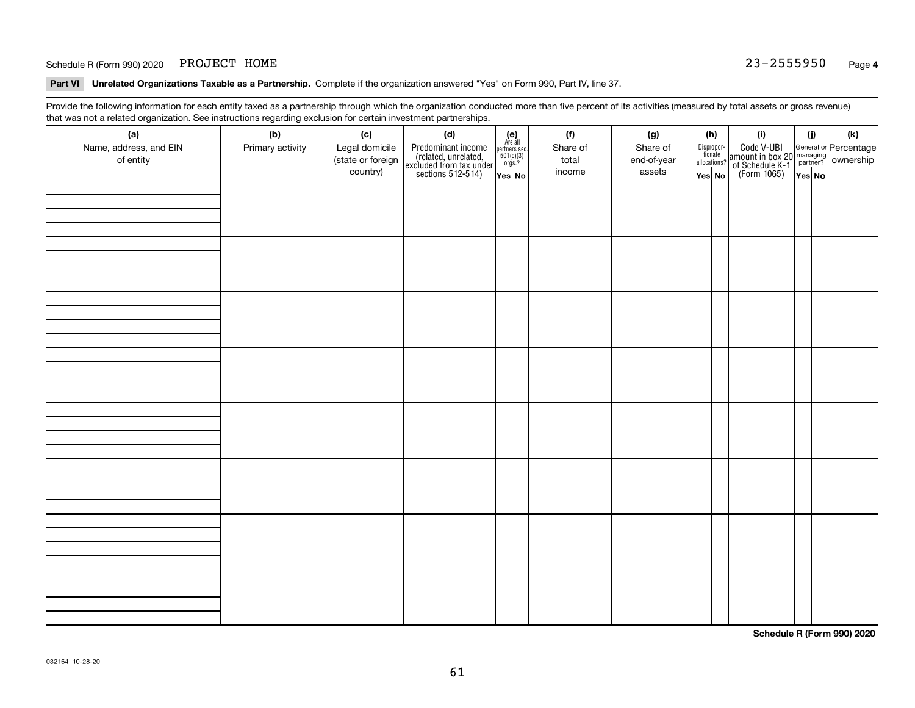Schedule R (Form 990) 2020 PROJECT HOME 23-2555950 Page **4**

**Part VI Unrelated Organizations Taxable as a Partnership.** Complete if the organization answered "Yes" on Form 990, Part IV, line 37.

Provide the following information for each entity taxed as a partnership through which the organization conducted more than five percent of its activities (measured by total assets or gross revenue) that was not a related organization. See instructions regarding exclusion for certain investment partnerships.

| (a) Name, address, and EIN of entity | (b) Primary activity | (c) Legal domicile (state or foreign country) | (d) Predominant income (related, unrelated, excluded from tax under sections 512-514) | (e) Are all partners sec. 501(c)(3) orgs.? Yes | (e) No | (f) Share of total income | (g) Share of end-of-year assets | (h) Disproportionate allocations? Yes | (h) No | (i) Code V-UBI amount in box 20 of Schedule K-1 (Form 1065) | (j) General or managing partner? Yes | (j) No | (k) Percentage ownership |
|---|---|---|---|---|---|---|---|---|---|---|---|---|---|
| | | | | | | | | | | | | | |
| | | | | | | | | | | | | | |
| | | | | | | | | | | | | | |
| | | | | | | | | | | | | | |
| | | | | | | | | | | | | | |
| | | | | | | | | | | | | | |
| | | | | | | | | | | | | | |
| | | | | | | | | | | | | | |

**Schedule R (Form 990) 2020**

032164 10-28-20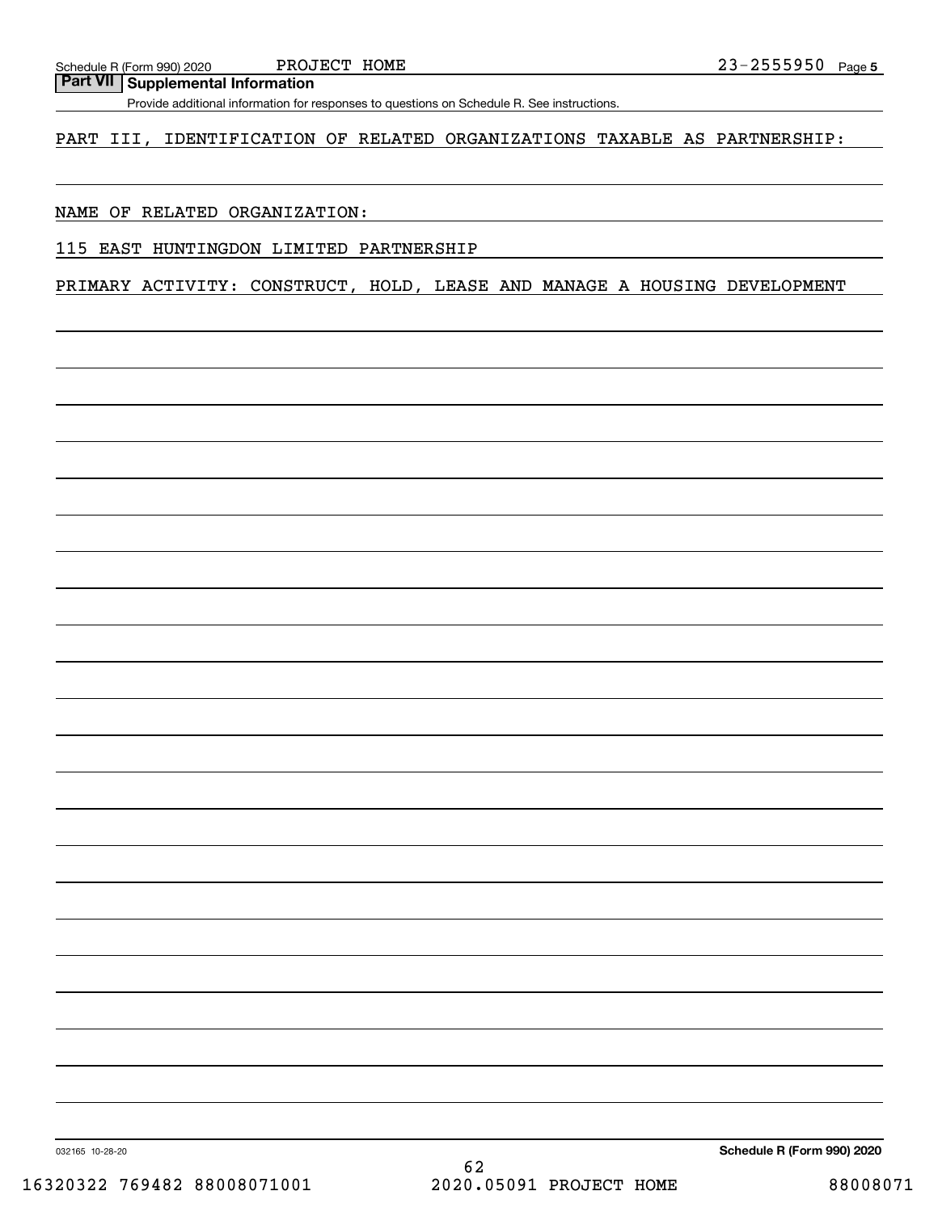## Part VII Supplemental Information

Provide additional information for responses to questions on Schedule R. See instructions.

PART III, IDENTIFICATION OF RELATED ORGANIZATIONS TAXABLE AS PARTNERSHIP:

NAME OF RELATED ORGANIZATION:

115 EAST HUNTINGDON LIMITED PARTNERSHIP

PRIMARY ACTIVITY: CONSTRUCT, HOLD, LEASE AND MANAGE A HOUSING DEVELOPMENT